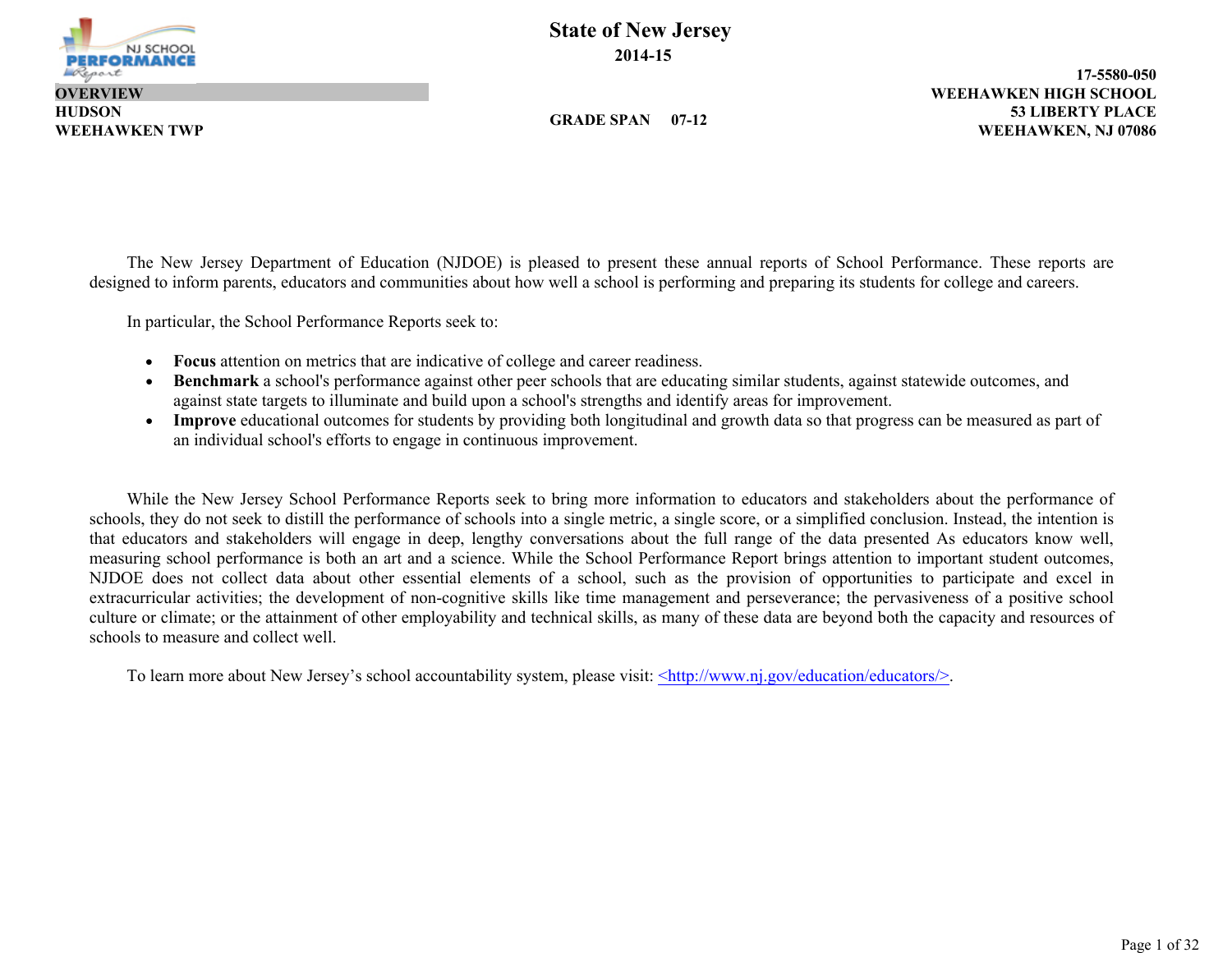# State of New Jersey

## 2014-15

**OVERVIEW**
**HUDSON**
**WEEHAWKEN TWP**

**GRADE SPAN 07-12**

**17-5580-050**
**WEEHAWKEN HIGH SCHOOL**
**53 LIBERTY PLACE**
**WEEHAWKEN, NJ 07086**

The New Jersey Department of Education (NJDOE) is pleased to present these annual reports of School Performance. These reports are designed to inform parents, educators and communities about how well a school is performing and preparing its students for college and careers.

In particular, the School Performance Reports seek to:

- **Focus** attention on metrics that are indicative of college and career readiness.
- **Benchmark** a school's performance against other peer schools that are educating similar students, against statewide outcomes, and against state targets to illuminate and build upon a school's strengths and identify areas for improvement.
- **Improve** educational outcomes for students by providing both longitudinal and growth data so that progress can be measured as part of an individual school's efforts to engage in continuous improvement.

While the New Jersey School Performance Reports seek to bring more information to educators and stakeholders about the performance of schools, they do not seek to distill the performance of schools into a single metric, a single score, or a simplified conclusion. Instead, the intention is that educators and stakeholders will engage in deep, lengthy conversations about the full range of the data presented As educators know well, measuring school performance is both an art and a science. While the School Performance Report brings attention to important student outcomes, NJDOE does not collect data about other essential elements of a school, such as the provision of opportunities to participate and excel in extracurricular activities; the development of non-cognitive skills like time management and perseverance; the pervasiveness of a positive school culture or climate; or the attainment of other employability and technical skills, as many of these data are beyond both the capacity and resources of schools to measure and collect well.

To learn more about New Jersey's school accountability system, please visit: <http://www.nj.gov/education/educators/>.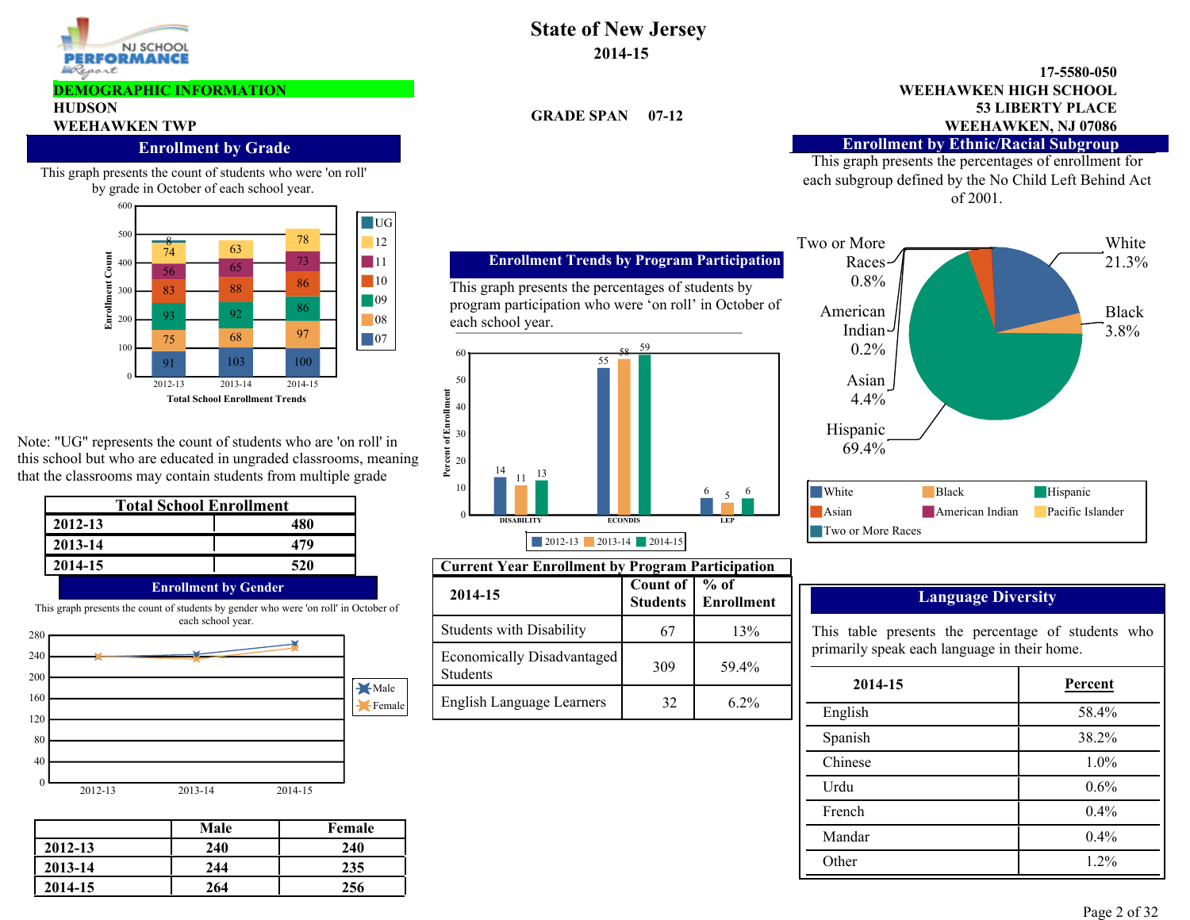# State of New Jersey
**2014-15**

**DEMOGRAPHIC INFORMATION**
**HUDSON**
**WEEHAWKEN TWP**

**GRADE SPAN 07-12**

**17-5580-050**
**WEEHAWKEN HIGH SCHOOL**
**53 LIBERTY PLACE**
**WEEHAWKEN, NJ 07086**

## Enrollment by Grade

This graph presents the count of students who were 'on roll' by grade in October of each school year.

Total School Enrollment Trends

| Grade | 2012-13 | 2013-14 | 2014-15 |
|---|---|---|---|
| 07 | 91 | 103 | 100 |
| 08 | 75 | 68 | 97 |
| 09 | 93 | 92 | 86 |
| 10 | 83 | 88 | 86 |
| 11 | 56 | 65 | 73 |
| 12 | 74 | 63 | 78 |
| UG | 8 | | |

Note: "UG" represents the count of students who are 'on roll' in this school but who are educated in ungraded classrooms, meaning that the classrooms may contain students from multiple grade

| Total School Enrollment | |
|---|---|
| 2012-13 | 480 |
| 2013-14 | 479 |
| 2014-15 | 520 |

## Enrollment by Gender

This graph presents the count of students by gender who were 'on roll' in October of each school year.

| | Male | Female |
|---|---|---|
| 2012-13 | 240 | 240 |
| 2013-14 | 244 | 235 |
| 2014-15 | 264 | 256 |

## Enrollment Trends by Program Participation

This graph presents the percentages of students by program participation who were 'on roll' in October of each school year.

| | 2012-13 | 2013-14 | 2014-15 |
|---|---|---|---|
| DISABILITY | 14 | 11 | 13 |
| ECONDIS | 55 | 58 | 59 |
| LEP | 6 | 5 | 6 |

## Current Year Enrollment by Program Participation

| 2014-15 | Count of Students | % of Enrollment |
|---|---|---|
| Students with Disability | 67 | 13% |
| Economically Disadvantaged Students | 309 | 59.4% |
| English Language Learners | 32 | 6.2% |

## Enrollment by Ethnic/Racial Subgroup

This graph presents the percentages of enrollment for each subgroup defined by the No Child Left Behind Act of 2001.

| Subgroup | Percent |
|---|---|
| White | 21.3% |
| Black | 3.8% |
| Hispanic | 69.4% |
| Asian | 4.4% |
| American Indian | 0.2% |
| Two or More Races | 0.8% |

## Language Diversity

This table presents the percentage of students who primarily speak each language in their home.

| 2014-15 | Percent |
|---|---|
| English | 58.4% |
| Spanish | 38.2% |
| Chinese | 1.0% |
| Urdu | 0.6% |
| French | 0.4% |
| Mandar | 0.4% |
| Other | 1.2% |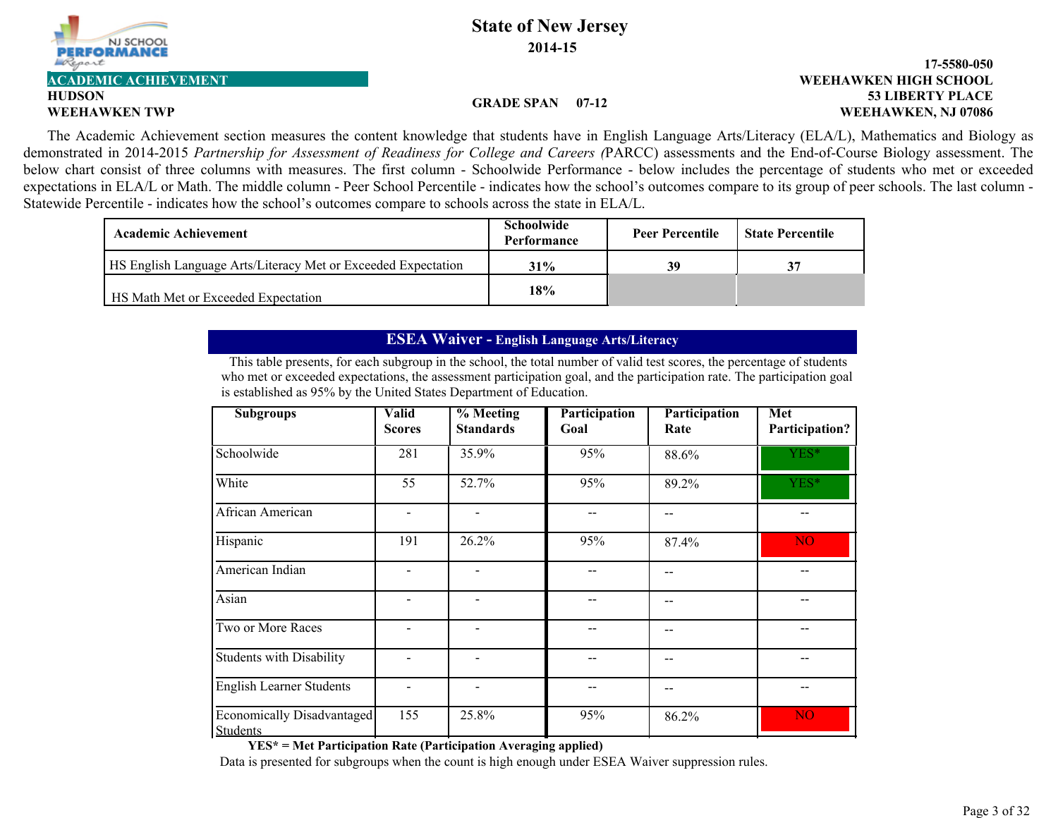# State of New Jersey

**2014-15**

**ACADEMIC ACHIEVEMENT**

**HUDSON**
**WEEHAWKEN TWP**

**GRADE SPAN 07-12**

**17-5580-050**
**WEEHAWKEN HIGH SCHOOL**
**53 LIBERTY PLACE**
**WEEHAWKEN, NJ 07086**

The Academic Achievement section measures the content knowledge that students have in English Language Arts/Literacy (ELA/L), Mathematics and Biology as demonstrated in 2014-2015 *Partnership for Assessment of Readiness for College and Careers (*PARCC) assessments and the End-of-Course Biology assessment. The below chart consist of three columns with measures. The first column - Schoolwide Performance - below includes the percentage of students who met or exceeded expectations in ELA/L or Math. The middle column - Peer School Percentile - indicates how the school's outcomes compare to its group of peer schools. The last column - Statewide Percentile - indicates how the school's outcomes compare to schools across the state in ELA/L.

| Academic Achievement | Schoolwide Performance | Peer Percentile | State Percentile |
|---|---|---|---|
| HS English Language Arts/Literacy Met or Exceeded Expectation | 31% | 39 | 37 |
| HS Math Met or Exceeded Expectation | 18% | | |

## ESEA Waiver - English Language Arts/Literacy

This table presents, for each subgroup in the school, the total number of valid test scores, the percentage of students who met or exceeded expectations, the assessment participation goal, and the participation rate. The participation goal is established as 95% by the United States Department of Education.

| Subgroups | Valid Scores | % Meeting Standards | Participation Goal | Participation Rate | Met Participation? |
|---|---|---|---|---|---|
| Schoolwide | 281 | 35.9% | 95% | 88.6% | YES* |
| White | 55 | 52.7% | 95% | 89.2% | YES* |
| African American | - | - | -- | -- | -- |
| Hispanic | 191 | 26.2% | 95% | 87.4% | NO |
| American Indian | - | - | -- | -- | -- |
| Asian | - | - | -- | -- | -- |
| Two or More Races | - | - | -- | -- | -- |
| Students with Disability | - | - | -- | -- | -- |
| English Learner Students | - | - | -- | -- | -- |
| Economically Disadvantaged Students | 155 | 25.8% | 95% | 86.2% | NO |

**YES* = Met Participation Rate (Participation Averaging applied)**

Data is presented for subgroups when the count is high enough under ESEA Waiver suppression rules.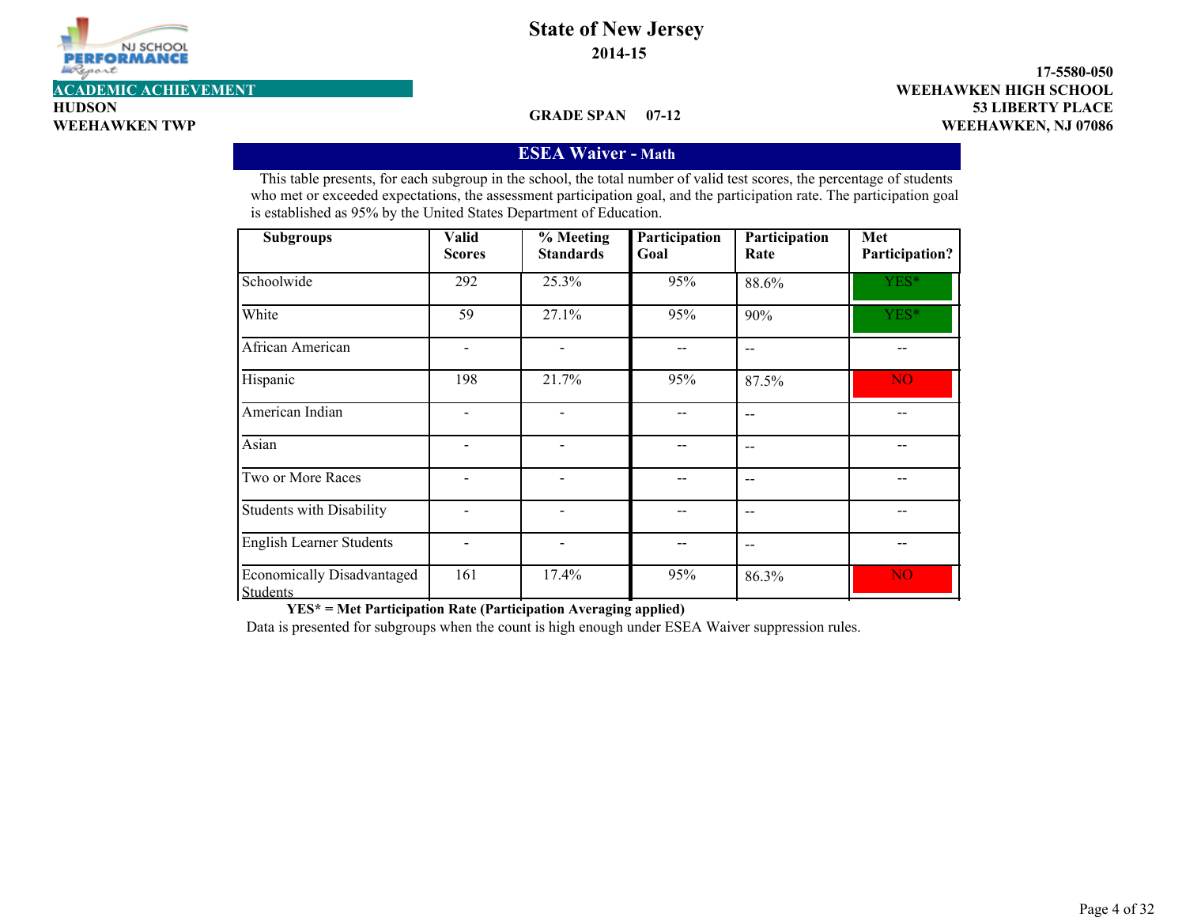NJ SCHOOL PERFORMANCE Report

# State of New Jersey

**2014-15**

**ACADEMIC ACHIEVEMENT**

**HUDSON**
**WEEHAWKEN TWP**

**GRADE SPAN 07-12**

**17-5580-050**
**WEEHAWKEN HIGH SCHOOL**
**53 LIBERTY PLACE**
**WEEHAWKEN, NJ 07086**

## ESEA Waiver - Math

This table presents, for each subgroup in the school, the total number of valid test scores, the percentage of students who met or exceeded expectations, the assessment participation goal, and the participation rate. The participation goal is established as 95% by the United States Department of Education.

| Subgroups | Valid Scores | % Meeting Standards | Participation Goal | Participation Rate | Met Participation? |
|---|---|---|---|---|---|
| Schoolwide | 292 | 25.3% | 95% | 88.6% | YES* |
| White | 59 | 27.1% | 95% | 90% | YES* |
| African American | - | - | -- | -- | -- |
| Hispanic | 198 | 21.7% | 95% | 87.5% | NO |
| American Indian | - | - | -- | -- | -- |
| Asian | - | - | -- | -- | -- |
| Two or More Races | - | - | -- | -- | -- |
| Students with Disability | - | - | -- | -- | -- |
| English Learner Students | - | - | -- | -- | -- |
| Economically Disadvantaged Students | 161 | 17.4% | 95% | 86.3% | NO |

**YES* = Met Participation Rate (Participation Averaging applied)**

Data is presented for subgroups when the count is high enough under ESEA Waiver suppression rules.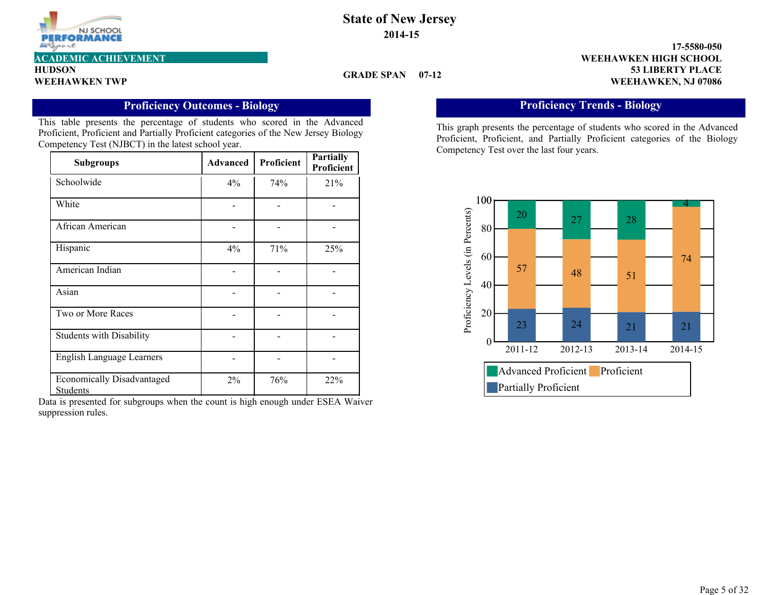# State of New Jersey

**2014-15**

**ACADEMIC ACHIEVEMENT**

**HUDSON**
**WEEHAWKEN TWP**

**GRADE SPAN 07-12**

**17-5580-050**
**WEEHAWKEN HIGH SCHOOL**
**53 LIBERTY PLACE**
**WEEHAWKEN, NJ 07086**

## Proficiency Outcomes - Biology

This table presents the percentage of students who scored in the Advanced Proficient, Proficient and Partially Proficient categories of the New Jersey Biology Competency Test (NJBCT) in the latest school year.

| Subgroups | Advanced | Proficient | Partially Proficient |
|---|---|---|---|
| Schoolwide | 4% | 74% | 21% |
| White | - | - | - |
| African American | - | - | - |
| Hispanic | 4% | 71% | 25% |
| American Indian | - | - | - |
| Asian | - | - | - |
| Two or More Races | - | - | - |
| Students with Disability | - | - | - |
| English Language Learners | - | - | - |
| Economically Disadvantaged Students | 2% | 76% | 22% |

Data is presented for subgroups when the count is high enough under ESEA Waiver suppression rules.

## Proficiency Trends - Biology

This graph presents the percentage of students who scored in the Advanced Proficient, Proficient, and Partially Proficient categories of the Biology Competency Test over the last four years.

| Year | Advanced Proficient | Proficient | Partially Proficient |
|---|---|---|---|
| 2011-12 | 20 | 57 | 23 |
| 2012-13 | 27 | 48 | 24 |
| 2013-14 | 28 | 51 | 21 |
| 2014-15 | 4 | 74 | 21 |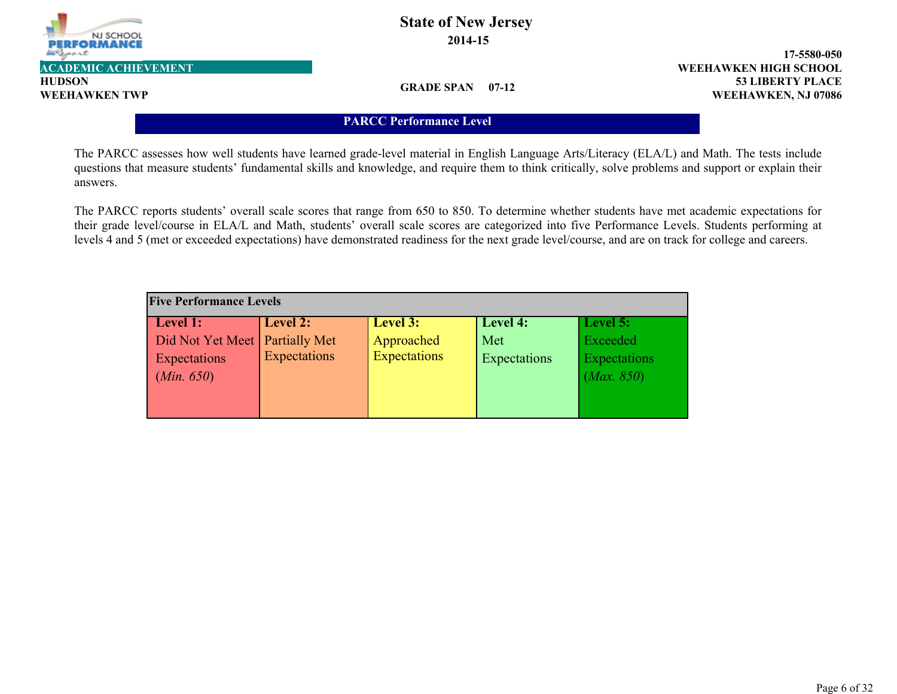State of New Jersey

2014-15

**ACADEMIC ACHIEVEMENT**

**HUDSON**
**WEEHAWKEN TWP**

**GRADE SPAN 07-12**

**17-5580-050**
**WEEHAWKEN HIGH SCHOOL**
**53 LIBERTY PLACE**
**WEEHAWKEN, NJ 07086**

## PARCC Performance Level

The PARCC assesses how well students have learned grade-level material in English Language Arts/Literacy (ELA/L) and Math. The tests include questions that measure students' fundamental skills and knowledge, and require them to think critically, solve problems and support or explain their answers.

The PARCC reports students' overall scale scores that range from 650 to 850. To determine whether students have met academic expectations for their grade level/course in ELA/L and Math, students' overall scale scores are categorized into five Performance Levels. Students performing at levels 4 and 5 (met or exceeded expectations) have demonstrated readiness for the next grade level/course, and are on track for college and careers.

| **Five Performance Levels** | | | | |
|---|---|---|---|---|
| **Level 1:** Did Not Yet Meet Expectations (*Min. 650*) | **Level 2:** Partially Met Expectations | **Level 3:** Approached Expectations | **Level 4:** Met Expectations | **Level 5:** Exceeded Expectations (*Max. 850*) |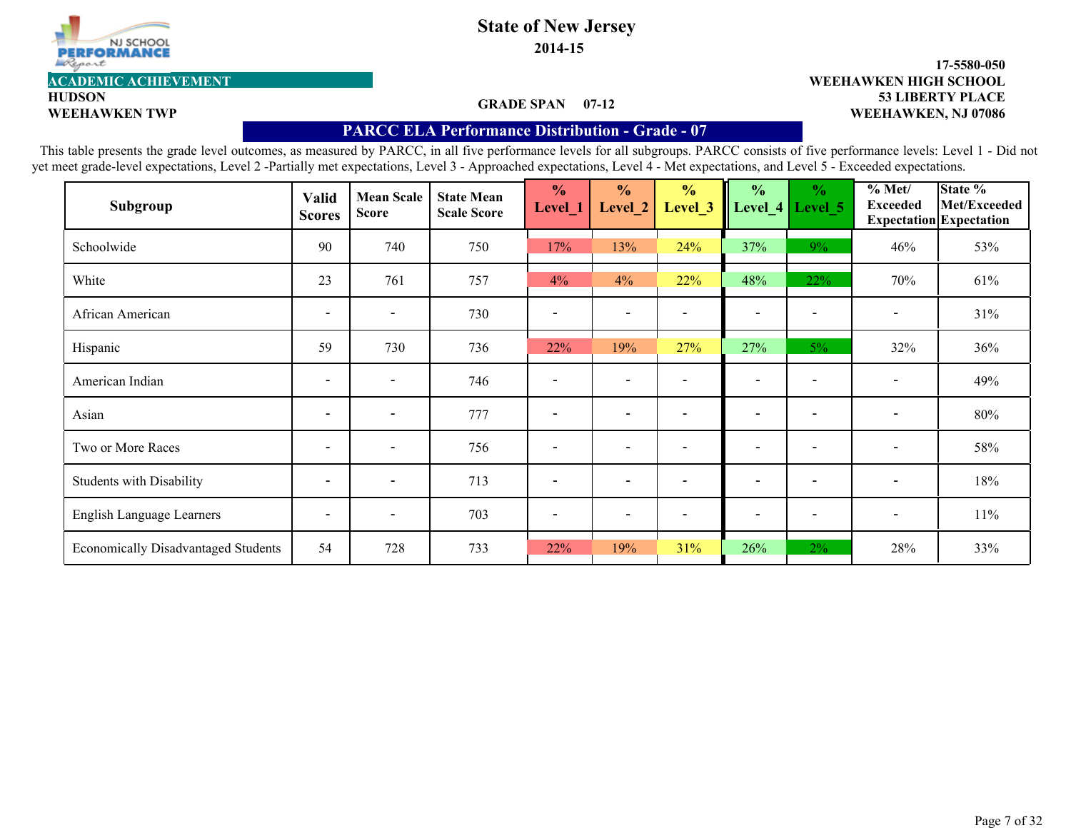# State of New Jersey

**2014-15**

**ACADEMIC ACHIEVEMENT**

**HUDSON**
**WEEHAWKEN TWP**

**GRADE SPAN 07-12**

**17-5580-050**
**WEEHAWKEN HIGH SCHOOL**
**53 LIBERTY PLACE**
**WEEHAWKEN, NJ 07086**

## PARCC ELA Performance Distribution - Grade - 07

This table presents the grade level outcomes, as measured by PARCC, in all five performance levels for all subgroups. PARCC consists of five performance levels: Level 1 - Did not yet meet grade-level expectations, Level 2 -Partially met expectations, Level 3 - Approached expectations, Level 4 - Met expectations, and Level 5 - Exceeded expectations.

| Subgroup | Valid Scores | Mean Scale Score | State Mean Scale Score | % Level_1 | % Level_2 | % Level_3 | % Level_4 | % Level_5 | % Met/ Exceeded Expectation | State % Met/Exceeded Expectation |
|---|---|---|---|---|---|---|---|---|---|---|
| Schoolwide | 90 | 740 | 750 | 17% | 13% | 24% | 37% | 9% | 46% | 53% |
| White | 23 | 761 | 757 | 4% | 4% | 22% | 48% | 22% | 70% | 61% |
| African American | - | - | 730 | - | - | - | - | - | - | 31% |
| Hispanic | 59 | 730 | 736 | 22% | 19% | 27% | 27% | 5% | 32% | 36% |
| American Indian | - | - | 746 | - | - | - | - | - | - | 49% |
| Asian | - | - | 777 | - | - | - | - | - | - | 80% |
| Two or More Races | - | - | 756 | - | - | - | - | - | - | 58% |
| Students with Disability | - | - | 713 | - | - | - | - | - | - | 18% |
| English Language Learners | - | - | 703 | - | - | - | - | - | - | 11% |
| Economically Disadvantaged Students | 54 | 728 | 733 | 22% | 19% | 31% | 26% | 2% | 28% | 33% |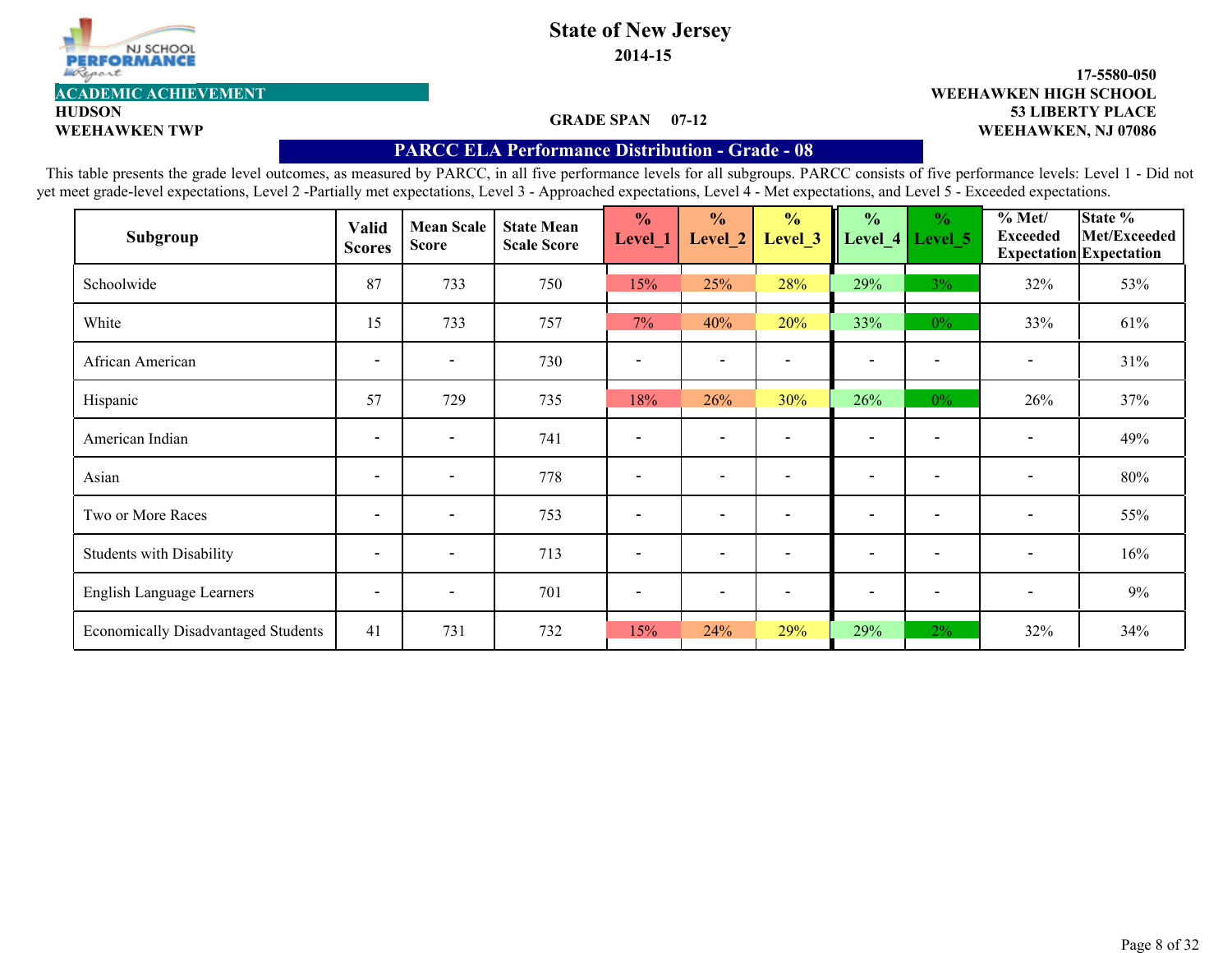# State of New Jersey

**2014-15**

**ACADEMIC ACHIEVEMENT**

**HUDSON**
**WEEHAWKEN TWP**

**GRADE SPAN 07-12**

**17-5580-050**
**WEEHAWKEN HIGH SCHOOL**
**53 LIBERTY PLACE**
**WEEHAWKEN, NJ 07086**

## PARCC ELA Performance Distribution - Grade - 08

This table presents the grade level outcomes, as measured by PARCC, in all five performance levels for all subgroups. PARCC consists of five performance levels: Level 1 - Did not yet meet grade-level expectations, Level 2 -Partially met expectations, Level 3 - Approached expectations, Level 4 - Met expectations, and Level 5 - Exceeded expectations.

| Subgroup | Valid Scores | Mean Scale Score | State Mean Scale Score | % Level_1 | % Level_2 | % Level_3 | % Level_4 | % Level_5 | % Met/ Exceeded Expectation | State % Met/Exceeded Expectation |
|---|---|---|---|---|---|---|---|---|---|---|
| Schoolwide | 87 | 733 | 750 | 15% | 25% | 28% | 29% | 3% | 32% | 53% |
| White | 15 | 733 | 757 | 7% | 40% | 20% | 33% | 0% | 33% | 61% |
| African American | - | - | 730 | - | - | - | - | - | - | 31% |
| Hispanic | 57 | 729 | 735 | 18% | 26% | 30% | 26% | 0% | 26% | 37% |
| American Indian | - | - | 741 | - | - | - | - | - | - | 49% |
| Asian | - | - | 778 | - | - | - | - | - | - | 80% |
| Two or More Races | - | - | 753 | - | - | - | - | - | - | 55% |
| Students with Disability | - | - | 713 | - | - | - | - | - | - | 16% |
| English Language Learners | - | - | 701 | - | - | - | - | - | - | 9% |
| Economically Disadvantaged Students | 41 | 731 | 732 | 15% | 24% | 29% | 29% | 2% | 32% | 34% |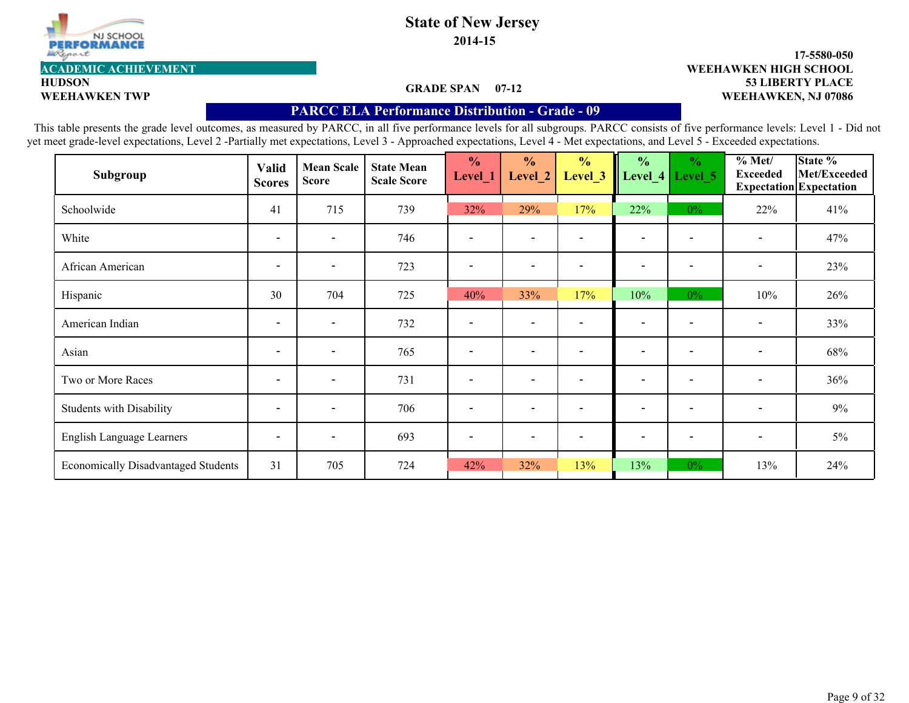# State of New Jersey

**2014-15**

**ACADEMIC ACHIEVEMENT**

**HUDSON**
**WEEHAWKEN TWP**

**GRADE SPAN 07-12**

**17-5580-050**
**WEEHAWKEN HIGH SCHOOL**
**53 LIBERTY PLACE**
**WEEHAWKEN, NJ 07086**

## PARCC ELA Performance Distribution - Grade - 09

This table presents the grade level outcomes, as measured by PARCC, in all five performance levels for all subgroups. PARCC consists of five performance levels: Level 1 - Did not yet meet grade-level expectations, Level 2 -Partially met expectations, Level 3 - Approached expectations, Level 4 - Met expectations, and Level 5 - Exceeded expectations.

| Subgroup | Valid Scores | Mean Scale Score | State Mean Scale Score | % Level_1 | % Level_2 | % Level_3 | % Level_4 | % Level_5 | % Met/ Exceeded Expectation | State % Met/Exceeded Expectation |
|---|---|---|---|---|---|---|---|---|---|---|
| Schoolwide | 41 | 715 | 739 | 32% | 29% | 17% | 22% | 0% | 22% | 41% |
| White | - | - | 746 | - | - | - | - | - | - | 47% |
| African American | - | - | 723 | - | - | - | - | - | - | 23% |
| Hispanic | 30 | 704 | 725 | 40% | 33% | 17% | 10% | 0% | 10% | 26% |
| American Indian | - | - | 732 | - | - | - | - | - | - | 33% |
| Asian | - | - | 765 | - | - | - | - | - | - | 68% |
| Two or More Races | - | - | 731 | - | - | - | - | - | - | 36% |
| Students with Disability | - | - | 706 | - | - | - | - | - | - | 9% |
| English Language Learners | - | - | 693 | - | - | - | - | - | - | 5% |
| Economically Disadvantaged Students | 31 | 705 | 724 | 42% | 32% | 13% | 13% | 0% | 13% | 24% |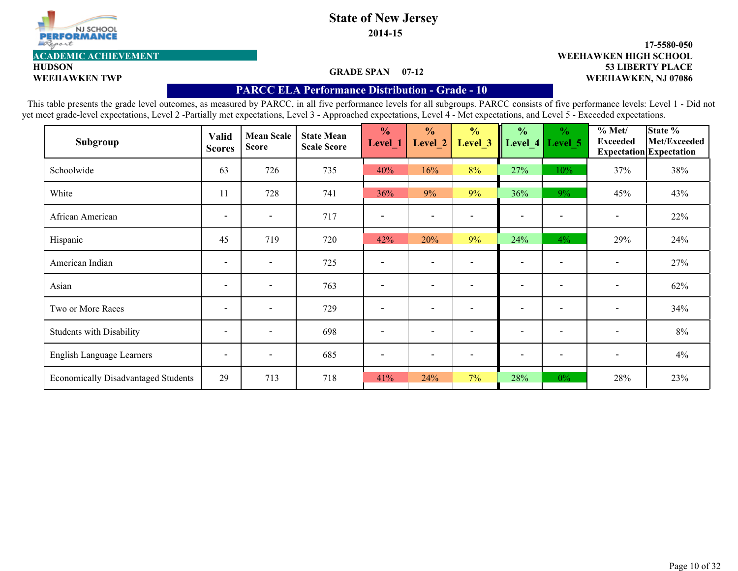**State of New Jersey**

**2014-15**

**ACADEMIC ACHIEVEMENT**

**HUDSON**
**WEEHAWKEN TWP**

**GRADE SPAN 07-12**

**17-5580-050**
**WEEHAWKEN HIGH SCHOOL**
**53 LIBERTY PLACE**
**WEEHAWKEN, NJ 07086**

## PARCC ELA Performance Distribution - Grade - 10

This table presents the grade level outcomes, as measured by PARCC, in all five performance levels for all subgroups. PARCC consists of five performance levels: Level 1 - Did not yet meet grade-level expectations, Level 2 -Partially met expectations, Level 3 - Approached expectations, Level 4 - Met expectations, and Level 5 - Exceeded expectations.

| Subgroup | Valid Scores | Mean Scale Score | State Mean Scale Score | % Level_1 | % Level_2 | % Level_3 | % Level_4 | % Level_5 | % Met/ Exceeded Expectation | State % Met/Exceeded Expectation |
|---|---|---|---|---|---|---|---|---|---|---|
| Schoolwide | 63 | 726 | 735 | 40% | 16% | 8% | 27% | 10% | 37% | 38% |
| White | 11 | 728 | 741 | 36% | 9% | 9% | 36% | 9% | 45% | 43% |
| African American | - | - | 717 | - | - | - | - | - | - | 22% |
| Hispanic | 45 | 719 | 720 | 42% | 20% | 9% | 24% | 4% | 29% | 24% |
| American Indian | - | - | 725 | - | - | - | - | - | - | 27% |
| Asian | - | - | 763 | - | - | - | - | - | - | 62% |
| Two or More Races | - | - | 729 | - | - | - | - | - | - | 34% |
| Students with Disability | - | - | 698 | - | - | - | - | - | - | 8% |
| English Language Learners | - | - | 685 | - | - | - | - | - | - | 4% |
| Economically Disadvantaged Students | 29 | 713 | 718 | 41% | 24% | 7% | 28% | 0% | 28% | 23% |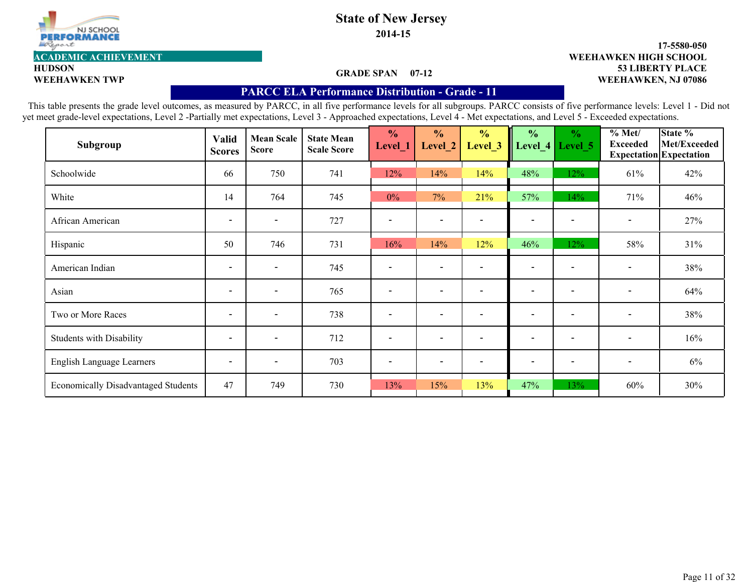**State of New Jersey**

**2014-15**

**ACADEMIC ACHIEVEMENT**

**HUDSON**
**WEEHAWKEN TWP**

**GRADE SPAN 07-12**

**17-5580-050**
**WEEHAWKEN HIGH SCHOOL**
**53 LIBERTY PLACE**
**WEEHAWKEN, NJ 07086**

## PARCC ELA Performance Distribution - Grade - 11

This table presents the grade level outcomes, as measured by PARCC, in all five performance levels for all subgroups. PARCC consists of five performance levels: Level 1 - Did not yet meet grade-level expectations, Level 2 -Partially met expectations, Level 3 - Approached expectations, Level 4 - Met expectations, and Level 5 - Exceeded expectations.

| Subgroup | Valid Scores | Mean Scale Score | State Mean Scale Score | % Level_1 | % Level_2 | % Level_3 | % Level_4 | % Level_5 | % Met/ Exceeded Expectation | State % Met/Exceeded Expectation |
|---|---|---|---|---|---|---|---|---|---|---|
| Schoolwide | 66 | 750 | 741 | 12% | 14% | 14% | 48% | 12% | 61% | 42% |
| White | 14 | 764 | 745 | 0% | 7% | 21% | 57% | 14% | 71% | 46% |
| African American | - | - | 727 | - | - | - | - | - | - | 27% |
| Hispanic | 50 | 746 | 731 | 16% | 14% | 12% | 46% | 12% | 58% | 31% |
| American Indian | - | - | 745 | - | - | - | - | - | - | 38% |
| Asian | - | - | 765 | - | - | - | - | - | - | 64% |
| Two or More Races | - | - | 738 | - | - | - | - | - | - | 38% |
| Students with Disability | - | - | 712 | - | - | - | - | - | - | 16% |
| English Language Learners | - | - | 703 | - | - | - | - | - | - | 6% |
| Economically Disadvantaged Students | 47 | 749 | 730 | 13% | 15% | 13% | 47% | 13% | 60% | 30% |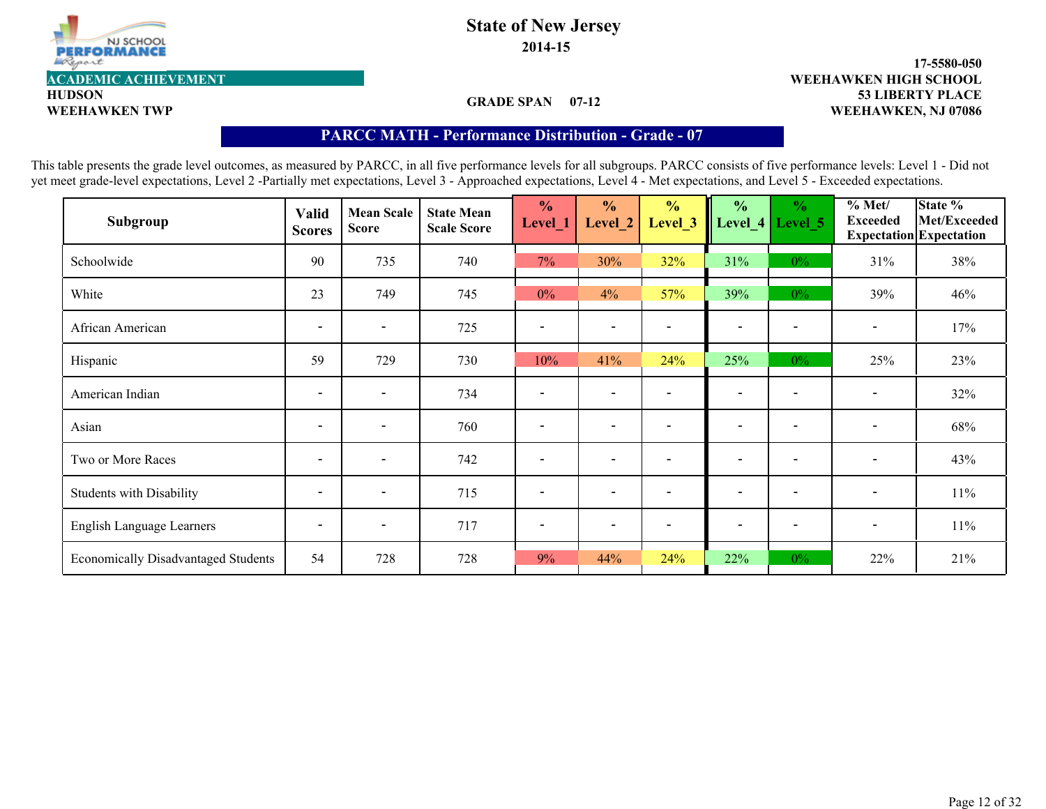# State of New Jersey

**2014-15**

**ACADEMIC ACHIEVEMENT**

**HUDSON**
**WEEHAWKEN TWP**

**GRADE SPAN 07-12**

**17-5580-050**
**WEEHAWKEN HIGH SCHOOL**
**53 LIBERTY PLACE**
**WEEHAWKEN, NJ 07086**

## PARCC MATH - Performance Distribution - Grade - 07

This table presents the grade level outcomes, as measured by PARCC, in all five performance levels for all subgroups. PARCC consists of five performance levels: Level 1 - Did not yet meet grade-level expectations, Level 2 -Partially met expectations, Level 3 - Approached expectations, Level 4 - Met expectations, and Level 5 - Exceeded expectations.

| Subgroup | Valid Scores | Mean Scale Score | State Mean Scale Score | % Level_1 | % Level_2 | % Level_3 | % Level_4 | % Level_5 | % Met/ Exceeded Expectation | State % Met/Exceeded Expectation |
|---|---|---|---|---|---|---|---|---|---|---|
| Schoolwide | 90 | 735 | 740 | 7% | 30% | 32% | 31% | 0% | 31% | 38% |
| White | 23 | 749 | 745 | 0% | 4% | 57% | 39% | 0% | 39% | 46% |
| African American | - | - | 725 | - | - | - | - | - | - | 17% |
| Hispanic | 59 | 729 | 730 | 10% | 41% | 24% | 25% | 0% | 25% | 23% |
| American Indian | - | - | 734 | - | - | - | - | - | - | 32% |
| Asian | - | - | 760 | - | - | - | - | - | - | 68% |
| Two or More Races | - | - | 742 | - | - | - | - | - | - | 43% |
| Students with Disability | - | - | 715 | - | - | - | - | - | - | 11% |
| English Language Learners | - | - | 717 | - | - | - | - | - | - | 11% |
| Economically Disadvantaged Students | 54 | 728 | 728 | 9% | 44% | 24% | 22% | 0% | 22% | 21% |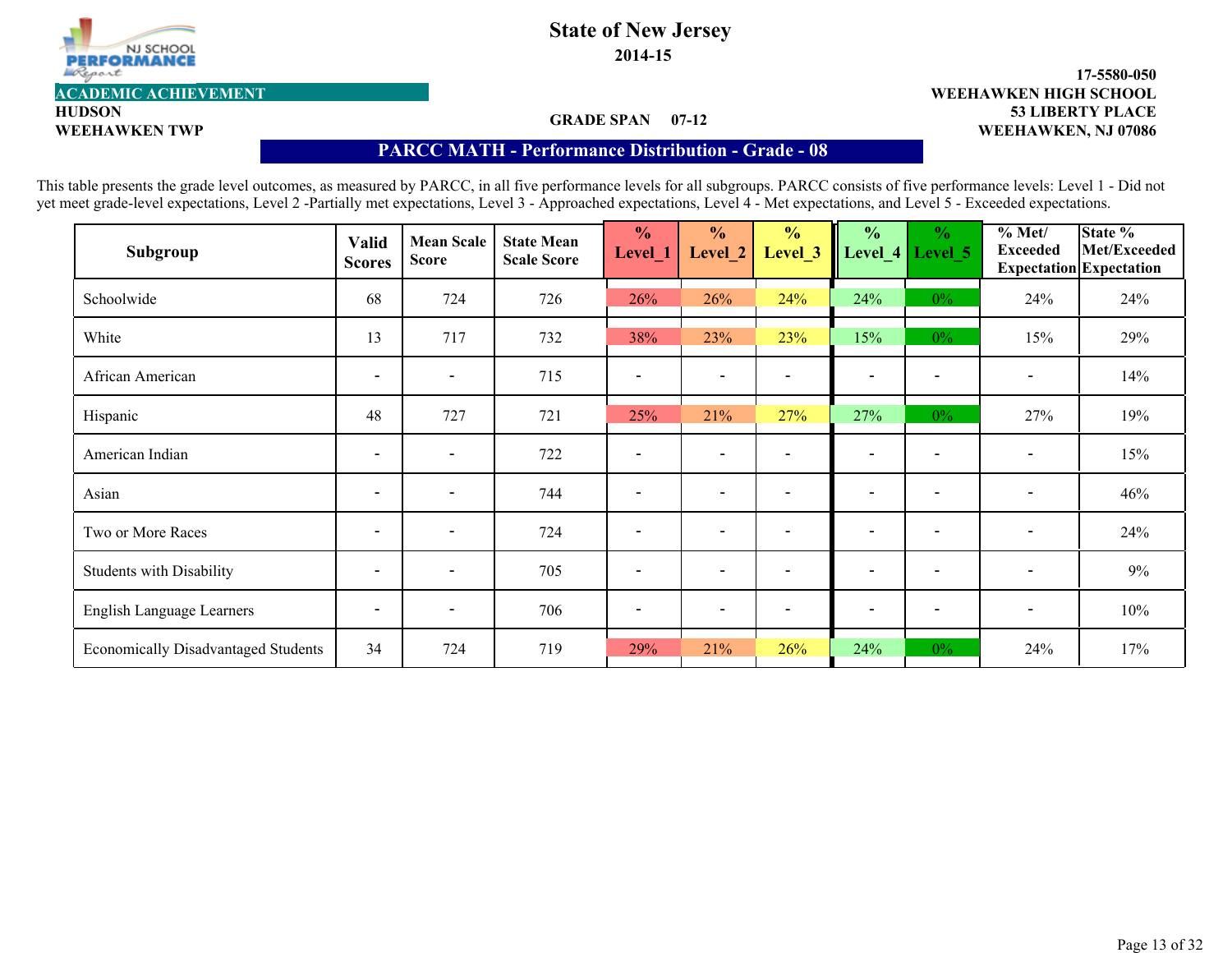**State of New Jersey**

**2014-15**

**ACADEMIC ACHIEVEMENT**

**HUDSON**

**WEEHAWKEN TWP**

**GRADE SPAN 07-12**

**17-5580-050**

**WEEHAWKEN HIGH SCHOOL**

**53 LIBERTY PLACE**

**WEEHAWKEN, NJ 07086**

## PARCC MATH - Performance Distribution - Grade - 08

This table presents the grade level outcomes, as measured by PARCC, in all five performance levels for all subgroups. PARCC consists of five performance levels: Level 1 - Did not yet meet grade-level expectations, Level 2 -Partially met expectations, Level 3 - Approached expectations, Level 4 - Met expectations, and Level 5 - Exceeded expectations.

| Subgroup | Valid Scores | Mean Scale Score | State Mean Scale Score | % Level_1 | % Level_2 | % Level_3 | % Level_4 | % Level_5 | % Met/ Exceeded Expectation | State % Met/Exceeded Expectation |
|---|---|---|---|---|---|---|---|---|---|---|
| Schoolwide | 68 | 724 | 726 | 26% | 26% | 24% | 24% | 0% | 24% | 24% |
| White | 13 | 717 | 732 | 38% | 23% | 23% | 15% | 0% | 15% | 29% |
| African American | - | - | 715 | - | - | - | - | - | - | 14% |
| Hispanic | 48 | 727 | 721 | 25% | 21% | 27% | 27% | 0% | 27% | 19% |
| American Indian | - | - | 722 | - | - | - | - | - | - | 15% |
| Asian | - | - | 744 | - | - | - | - | - | - | 46% |
| Two or More Races | - | - | 724 | - | - | - | - | - | - | 24% |
| Students with Disability | - | - | 705 | - | - | - | - | - | - | 9% |
| English Language Learners | - | - | 706 | - | - | - | - | - | - | 10% |
| Economically Disadvantaged Students | 34 | 724 | 719 | 29% | 21% | 26% | 24% | 0% | 24% | 17% |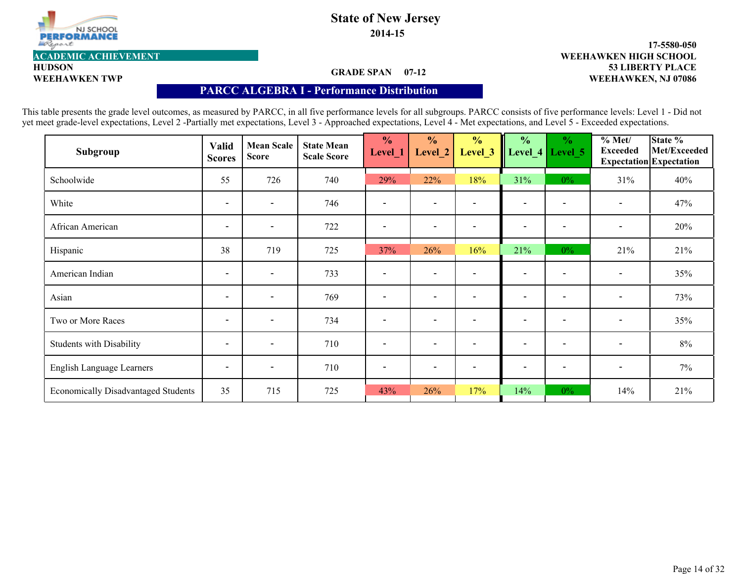# State of New Jersey

**2014-15**

**ACADEMIC ACHIEVEMENT**

**HUDSON**
**WEEHAWKEN TWP**

**GRADE SPAN 07-12**

**17-5580-050**
**WEEHAWKEN HIGH SCHOOL**
**53 LIBERTY PLACE**
**WEEHAWKEN, NJ 07086**

## PARCC ALGEBRA I - Performance Distribution

This table presents the grade level outcomes, as measured by PARCC, in all five performance levels for all subgroups. PARCC consists of five performance levels: Level 1 - Did not yet meet grade-level expectations, Level 2 -Partially met expectations, Level 3 - Approached expectations, Level 4 - Met expectations, and Level 5 - Exceeded expectations.

| Subgroup | Valid Scores | Mean Scale Score | State Mean Scale Score | % Level_1 | % Level_2 | % Level_3 | % Level_4 | % Level_5 | % Met/ Exceeded Expectation | State % Met/Exceeded Expectation |
|---|---|---|---|---|---|---|---|---|---|---|
| Schoolwide | 55 | 726 | 740 | 29% | 22% | 18% | 31% | 0% | 31% | 40% |
| White | - | - | 746 | - | - | - | - | - | - | 47% |
| African American | - | - | 722 | - | - | - | - | - | - | 20% |
| Hispanic | 38 | 719 | 725 | 37% | 26% | 16% | 21% | 0% | 21% | 21% |
| American Indian | - | - | 733 | - | - | - | - | - | - | 35% |
| Asian | - | - | 769 | - | - | - | - | - | - | 73% |
| Two or More Races | - | - | 734 | - | - | - | - | - | - | 35% |
| Students with Disability | - | - | 710 | - | - | - | - | - | - | 8% |
| English Language Learners | - | - | 710 | - | - | - | - | - | - | 7% |
| Economically Disadvantaged Students | 35 | 715 | 725 | 43% | 26% | 17% | 14% | 0% | 14% | 21% |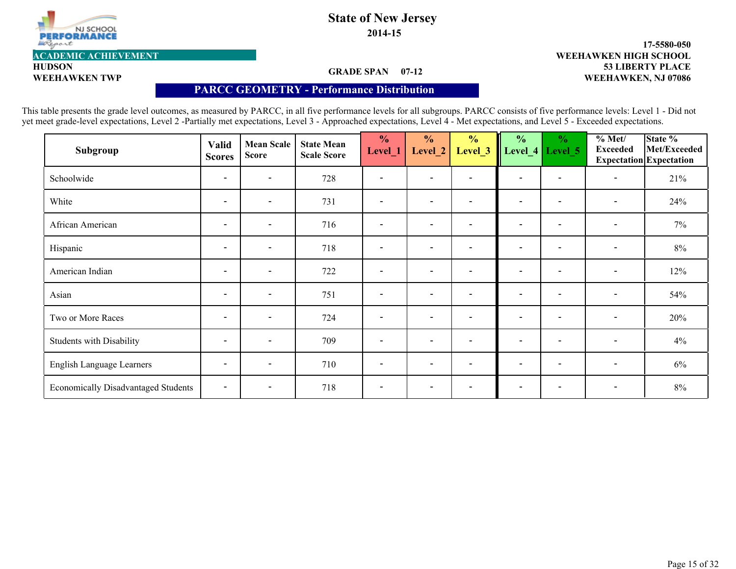# State of New Jersey

**2014-15**

**ACADEMIC ACHIEVEMENT**

**HUDSON**
**WEEHAWKEN TWP**

**GRADE SPAN 07-12**

**17-5580-050**
**WEEHAWKEN HIGH SCHOOL**
**53 LIBERTY PLACE**
**WEEHAWKEN, NJ 07086**

## PARCC GEOMETRY - Performance Distribution

This table presents the grade level outcomes, as measured by PARCC, in all five performance levels for all subgroups. PARCC consists of five performance levels: Level 1 - Did not yet meet grade-level expectations, Level 2 -Partially met expectations, Level 3 - Approached expectations, Level 4 - Met expectations, and Level 5 - Exceeded expectations.

| Subgroup | Valid Scores | Mean Scale Score | State Mean Scale Score | % Level_1 | % Level_2 | % Level_3 | % Level_4 | % Level_5 | % Met/ Exceeded Expectation | State % Met/Exceeded Expectation |
|---|---|---|---|---|---|---|---|---|---|---|
| Schoolwide | - | - | 728 | - | - | - | - | - | - | 21% |
| White | - | - | 731 | - | - | - | - | - | - | 24% |
| African American | - | - | 716 | - | - | - | - | - | - | 7% |
| Hispanic | - | - | 718 | - | - | - | - | - | - | 8% |
| American Indian | - | - | 722 | - | - | - | - | - | - | 12% |
| Asian | - | - | 751 | - | - | - | - | - | - | 54% |
| Two or More Races | - | - | 724 | - | - | - | - | - | - | 20% |
| Students with Disability | - | - | 709 | - | - | - | - | - | - | 4% |
| English Language Learners | - | - | 710 | - | - | - | - | - | - | 6% |
| Economically Disadvantaged Students | - | - | 718 | - | - | - | - | - | - | 8% |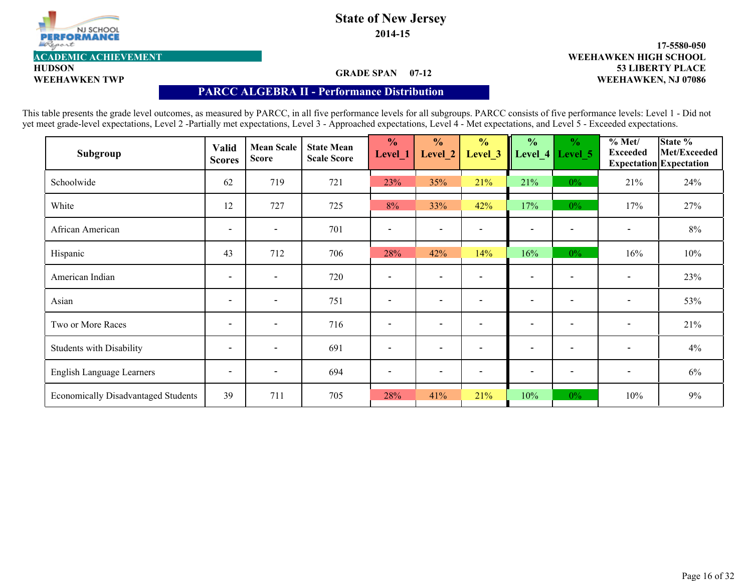**NJ SCHOOL PERFORMANCE Report**

# State of New Jersey

**2014-15**

**ACADEMIC ACHIEVEMENT**

**HUDSON**
**WEEHAWKEN TWP**

**GRADE SPAN 07-12**

**17-5580-050**
**WEEHAWKEN HIGH SCHOOL**
**53 LIBERTY PLACE**
**WEEHAWKEN, NJ 07086**

## PARCC ALGEBRA II - Performance Distribution

This table presents the grade level outcomes, as measured by PARCC, in all five performance levels for all subgroups. PARCC consists of five performance levels: Level 1 - Did not yet meet grade-level expectations, Level 2 -Partially met expectations, Level 3 - Approached expectations, Level 4 - Met expectations, and Level 5 - Exceeded expectations.

| Subgroup | Valid Scores | Mean Scale Score | State Mean Scale Score | % Level_1 | % Level_2 | % Level_3 | % Level_4 | % Level_5 | % Met/ Exceeded Expectation | State % Met/Exceeded Expectation |
|---|---|---|---|---|---|---|---|---|---|---|
| Schoolwide | 62 | 719 | 721 | 23% | 35% | 21% | 21% | 0% | 21% | 24% |
| White | 12 | 727 | 725 | 8% | 33% | 42% | 17% | 0% | 17% | 27% |
| African American | - | - | 701 | - | - | - | - | - | - | 8% |
| Hispanic | 43 | 712 | 706 | 28% | 42% | 14% | 16% | 0% | 16% | 10% |
| American Indian | - | - | 720 | - | - | - | - | - | - | 23% |
| Asian | - | - | 751 | - | - | - | - | - | - | 53% |
| Two or More Races | - | - | 716 | - | - | - | - | - | - | 21% |
| Students with Disability | - | - | 691 | - | - | - | - | - | - | 4% |
| English Language Learners | - | - | 694 | - | - | - | - | - | - | 6% |
| Economically Disadvantaged Students | 39 | 711 | 705 | 28% | 41% | 21% | 10% | 0% | 10% | 9% |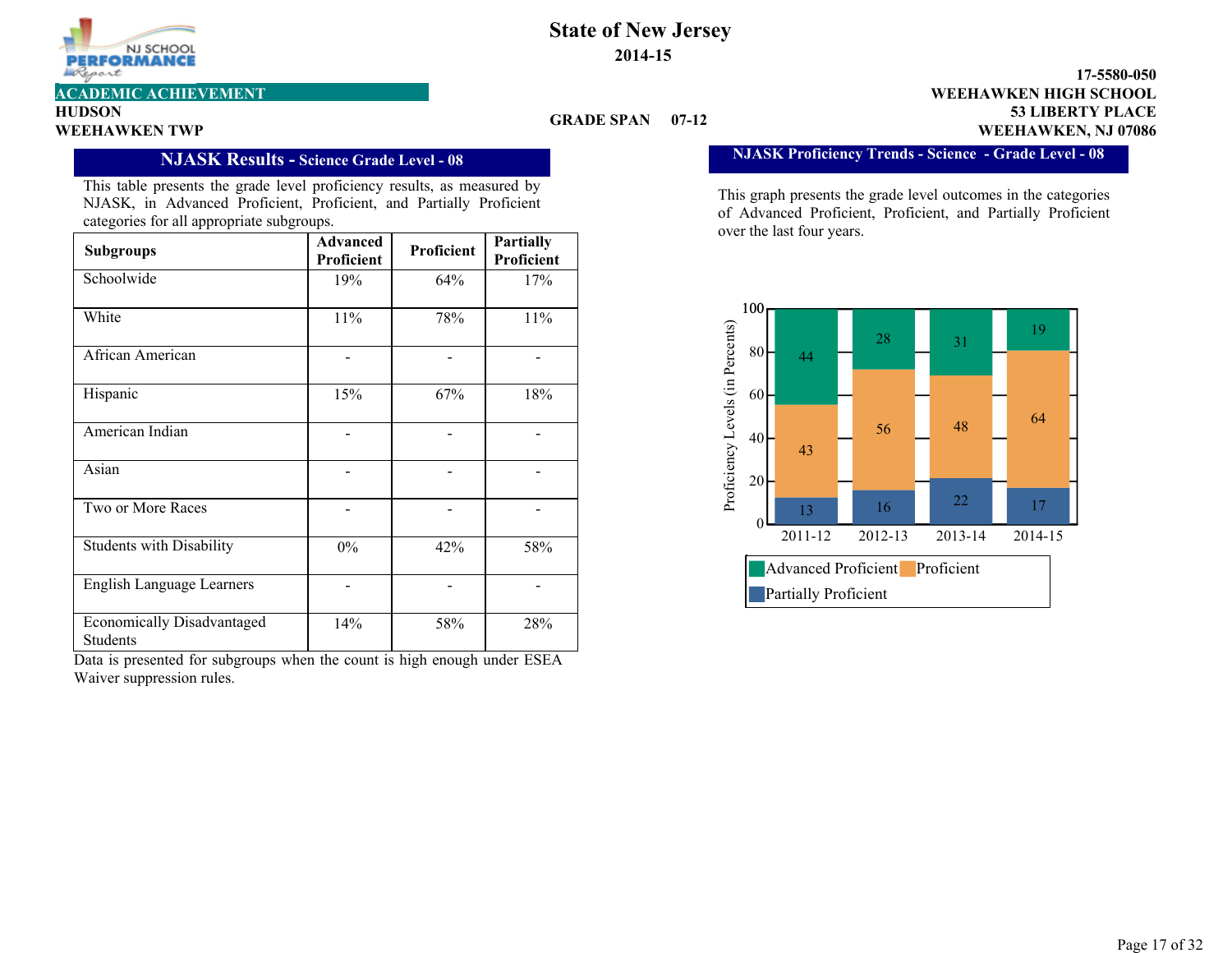**State of New Jersey**

**2014-15**

**ACADEMIC ACHIEVEMENT**

**HUDSON**

**WEEHAWKEN TWP**

**GRADE SPAN 07-12**

**17-5580-050**
**WEEHAWKEN HIGH SCHOOL**
**53 LIBERTY PLACE**
**WEEHAWKEN, NJ 07086**

## NJASK Results - Science Grade Level - 08

This table presents the grade level proficiency results, as measured by NJASK, in Advanced Proficient, Proficient, and Partially Proficient categories for all appropriate subgroups.

| Subgroups | Advanced Proficient | Proficient | Partially Proficient |
|---|---|---|---|
| Schoolwide | 19% | 64% | 17% |
| White | 11% | 78% | 11% |
| African American | - | - | - |
| Hispanic | 15% | 67% | 18% |
| American Indian | - | - | - |
| Asian | - | - | - |
| Two or More Races | - | - | - |
| Students with Disability | 0% | 42% | 58% |
| English Language Learners | - | - | - |
| Economically Disadvantaged Students | 14% | 58% | 28% |

Data is presented for subgroups when the count is high enough under ESEA Waiver suppression rules.

## NJASK Proficiency Trends - Science - Grade Level - 08

This graph presents the grade level outcomes in the categories of Advanced Proficient, Proficient, and Partially Proficient over the last four years.

| Year | Advanced Proficient | Proficient | Partially Proficient |
|---|---|---|---|
| 2011-12 | 44 | 43 | 13 |
| 2012-13 | 28 | 56 | 16 |
| 2013-14 | 31 | 48 | 22 |
| 2014-15 | 19 | 64 | 17 |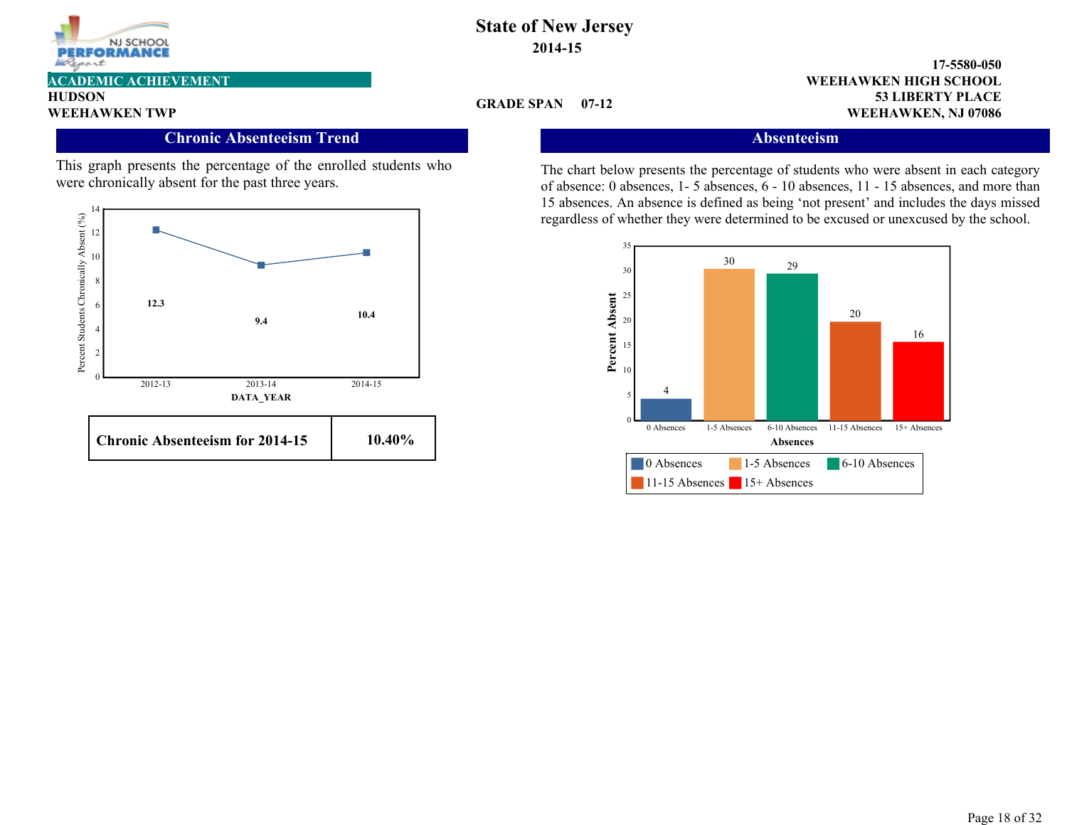**State of New Jersey**
**2014-15**

**ACADEMIC ACHIEVEMENT**

**HUDSON**
**WEEHAWKEN TWP**

**GRADE SPAN 07-12**

**17-5580-050**
**WEEHAWKEN HIGH SCHOOL**
**53 LIBERTY PLACE**
**WEEHAWKEN, NJ 07086**

## Chronic Absenteeism Trend

This graph presents the percentage of the enrolled students who were chronically absent for the past three years.

| DATA_YEAR | Percent Students Chronically Absent (%) |
| --- | --- |
| 2012-13 | 12.3 |
| 2013-14 | 9.4 |
| 2014-15 | 10.4 |

| Chronic Absenteeism for 2014-15 | 10.40% |
| --- | --- |

## Absenteeism

The chart below presents the percentage of students who were absent in each category of absence: 0 absences, 1- 5 absences, 6 - 10 absences, 11 - 15 absences, and more than 15 absences. An absence is defined as being 'not present' and includes the days missed regardless of whether they were determined to be excused or unexcused by the school.

| Absences | Percent Absent |
| --- | --- |
| 0 Absences | 4 |
| 1-5 Absences | 30 |
| 6-10 Absences | 29 |
| 11-15 Absences | 20 |
| 15+ Absences | 16 |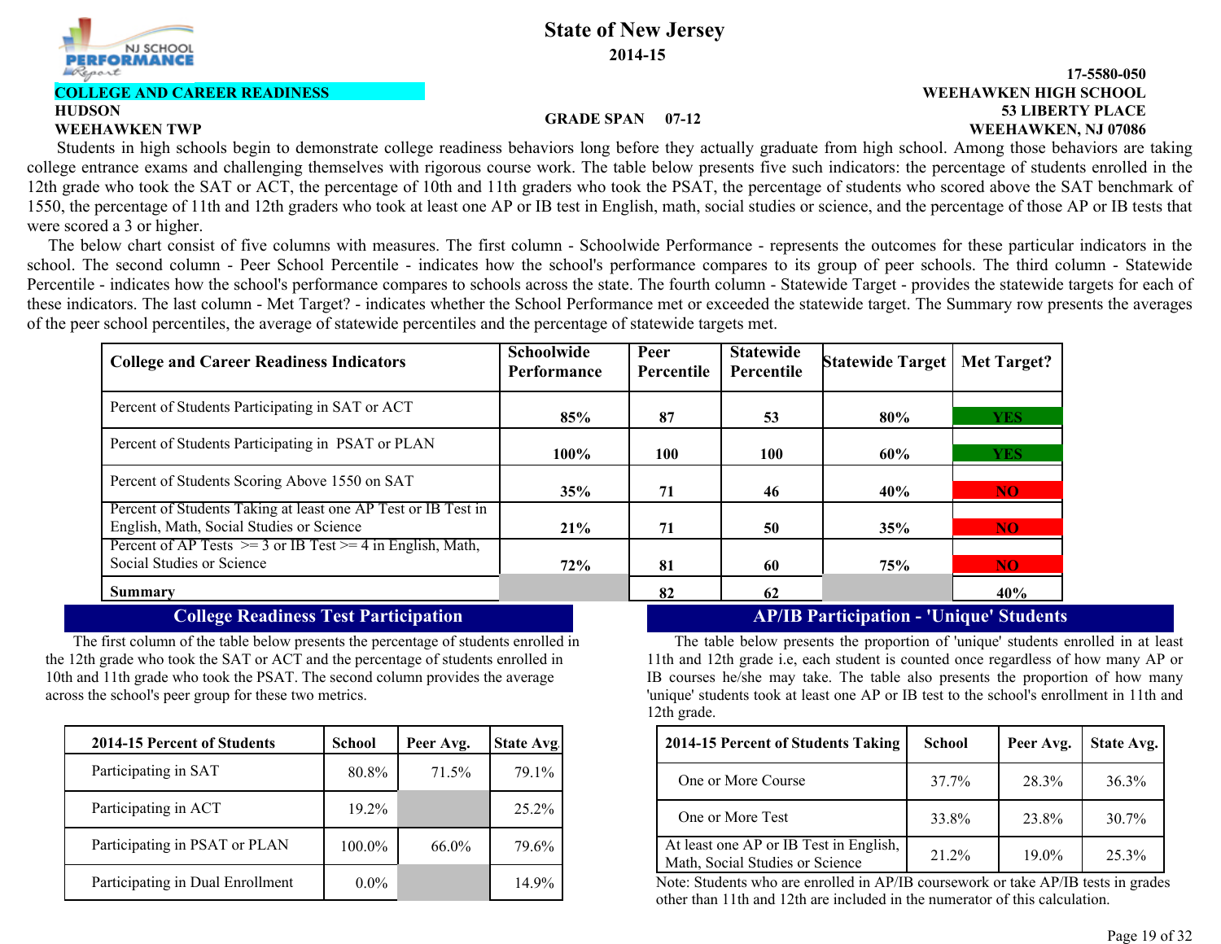State of New Jersey

2014-15

17-5580-050

**COLLEGE AND CAREER READINESS**

**HUDSON**

**WEEHAWKEN TWP**

**GRADE SPAN 07-12**

**WEEHAWKEN HIGH SCHOOL**
**53 LIBERTY PLACE**
**WEEHAWKEN, NJ 07086**

Students in high schools begin to demonstrate college readiness behaviors long before they actually graduate from high school. Among those behaviors are taking college entrance exams and challenging themselves with rigorous course work. The table below presents five such indicators: the percentage of students enrolled in the 12th grade who took the SAT or ACT, the percentage of 10th and 11th graders who took the PSAT, the percentage of students who scored above the SAT benchmark of 1550, the percentage of 11th and 12th graders who took at least one AP or IB test in English, math, social studies or science, and the percentage of those AP or IB tests that were scored a 3 or higher.

The below chart consist of five columns with measures. The first column - Schoolwide Performance - represents the outcomes for these particular indicators in the school. The second column - Peer School Percentile - indicates how the school's performance compares to its group of peer schools. The third column - Statewide Percentile - indicates how the school's performance compares to schools across the state. The fourth column - Statewide Target - provides the statewide targets for each of these indicators. The last column - Met Target? - indicates whether the School Performance met or exceeded the statewide target. The Summary row presents the averages of the peer school percentiles, the average of statewide percentiles and the percentage of statewide targets met.

| College and Career Readiness Indicators | Schoolwide Performance | Peer Percentile | Statewide Percentile | Statewide Target | Met Target? |
|---|---|---|---|---|---|
| Percent of Students Participating in SAT or ACT | 85% | 87 | 53 | 80% | YES |
| Percent of Students Participating in PSAT or PLAN | 100% | 100 | 100 | 60% | YES |
| Percent of Students Scoring Above 1550 on SAT | 35% | 71 | 46 | 40% | NO |
| Percent of Students Taking at least one AP Test or IB Test in English, Math, Social Studies or Science | 21% | 71 | 50 | 35% | NO |
| Percent of AP Tests >= 3 or IB Test >= 4 in English, Math, Social Studies or Science | 72% | 81 | 60 | 75% | NO |
| **Summary** | | 82 | 62 | | 40% |

## College Readiness Test Participation

The first column of the table below presents the percentage of students enrolled in the 12th grade who took the SAT or ACT and the percentage of students enrolled in 10th and 11th grade who took the PSAT. The second column provides the average across the school's peer group for these two metrics.

| 2014-15 Percent of Students | School | Peer Avg. | State Avg. |
|---|---|---|---|
| Participating in SAT | 80.8% | 71.5% | 79.1% |
| Participating in ACT | 19.2% | | 25.2% |
| Participating in PSAT or PLAN | 100.0% | 66.0% | 79.6% |
| Participating in Dual Enrollment | 0.0% | | 14.9% |

## AP/IB Participation - 'Unique' Students

The table below presents the proportion of 'unique' students enrolled in at least 11th and 12th grade i.e, each student is counted once regardless of how many AP or IB courses he/she may take. The table also presents the proportion of how many 'unique' students took at least one AP or IB test to the school's enrollment in 11th and 12th grade.

| 2014-15 Percent of Students Taking | School | Peer Avg. | State Avg. |
|---|---|---|---|
| One or More Course | 37.7% | 28.3% | 36.3% |
| One or More Test | 33.8% | 23.8% | 30.7% |
| At least one AP or IB Test in English, Math, Social Studies or Science | 21.2% | 19.0% | 25.3% |

Note: Students who are enrolled in AP/IB coursework or take AP/IB tests in grades other than 11th and 12th are included in the numerator of this calculation.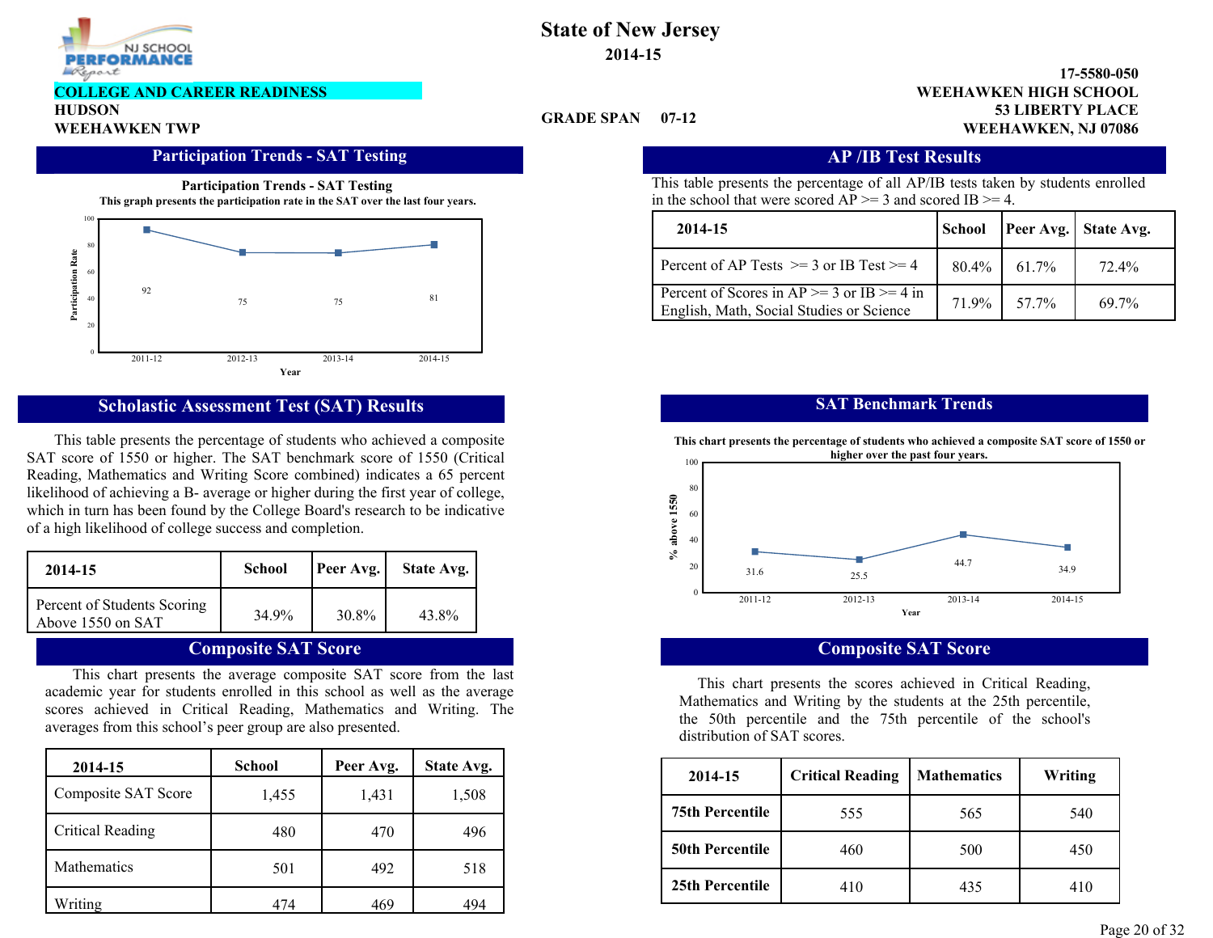# State of New Jersey
**2014-15**

**COLLEGE AND CAREER READINESS**
**HUDSON**
**WEEHAWKEN TWP**

**GRADE SPAN 07-12**

**17-5580-050**
**WEEHAWKEN HIGH SCHOOL**
**53 LIBERTY PLACE**
**WEEHAWKEN, NJ 07086**

## Participation Trends - SAT Testing

**Participation Trends - SAT Testing**
**This graph presents the participation rate in the SAT over the last four years.**

| Year | Participation Rate |
|---|---|
| 2011-12 | 92 |
| 2012-13 | 75 |
| 2013-14 | 75 |
| 2014-15 | 81 |

## AP /IB Test Results

This table presents the percentage of all AP/IB tests taken by students enrolled in the school that were scored AP >= 3 and scored IB >= 4.

| 2014-15 | School | Peer Avg. | State Avg. |
|---|---|---|---|
| Percent of AP Tests >= 3 or IB Test >= 4 | 80.4% | 61.7% | 72.4% |
| Percent of Scores in AP >= 3 or IB >= 4 in English, Math, Social Studies or Science | 71.9% | 57.7% | 69.7% |

## Scholastic Assessment Test (SAT) Results

This table presents the percentage of students who achieved a composite SAT score of 1550 or higher. The SAT benchmark score of 1550 (Critical Reading, Mathematics and Writing Score combined) indicates a 65 percent likelihood of achieving a B- average or higher during the first year of college, which in turn has been found by the College Board's research to be indicative of a high likelihood of college success and completion.

| 2014-15 | School | Peer Avg. | State Avg. |
|---|---|---|---|
| Percent of Students Scoring Above 1550 on SAT | 34.9% | 30.8% | 43.8% |

## SAT Benchmark Trends

**This chart presents the percentage of students who achieved a composite SAT score of 1550 or higher over the past four years.**

| Year | % above 1550 |
|---|---|
| 2011-12 | 31.6 |
| 2012-13 | 25.5 |
| 2013-14 | 44.7 |
| 2014-15 | 34.9 |

## Composite SAT Score

This chart presents the average composite SAT score from the last academic year for students enrolled in this school as well as the average scores achieved in Critical Reading, Mathematics and Writing. The averages from this school's peer group are also presented.

| 2014-15 | School | Peer Avg. | State Avg. |
|---|---|---|---|
| Composite SAT Score | 1,455 | 1,431 | 1,508 |
| Critical Reading | 480 | 470 | 496 |
| Mathematics | 501 | 492 | 518 |
| Writing | 474 | 469 | 494 |

## Composite SAT Score

This chart presents the scores achieved in Critical Reading, Mathematics and Writing by the students at the 25th percentile, the 50th percentile and the 75th percentile of the school's distribution of SAT scores.

| 2014-15 | Critical Reading | Mathematics | Writing |
|---|---|---|---|
| **75th Percentile** | 555 | 565 | 540 |
| **50th Percentile** | 460 | 500 | 450 |
| **25th Percentile** | 410 | 435 | 410 |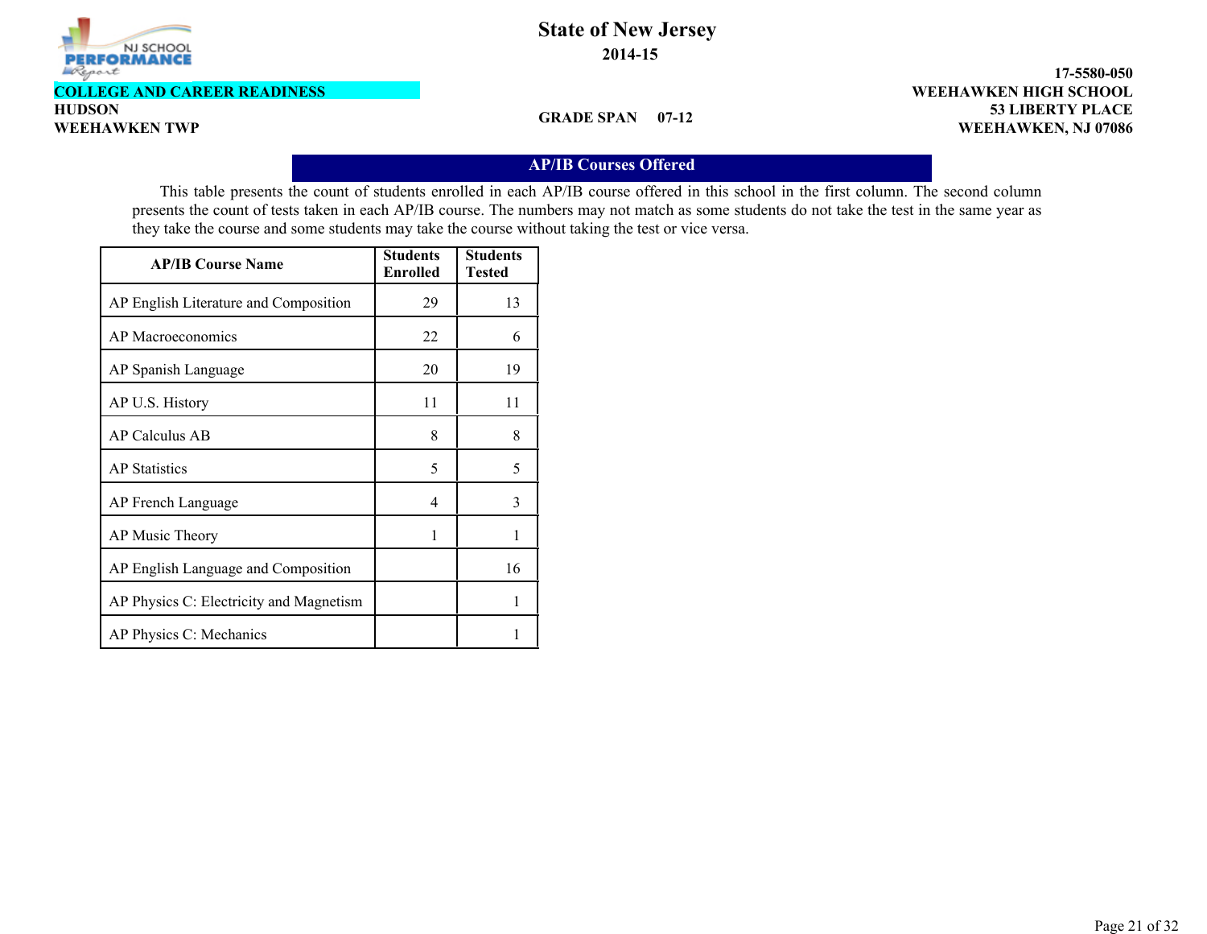**State of New Jersey**
**2014-15**

**COLLEGE AND CAREER READINESS**
**HUDSON**
**WEEHAWKEN TWP**

**GRADE SPAN 07-12**

**17-5580-050**
**WEEHAWKEN HIGH SCHOOL**
**53 LIBERTY PLACE**
**WEEHAWKEN, NJ 07086**

## AP/IB Courses Offered

This table presents the count of students enrolled in each AP/IB course offered in this school in the first column. The second column presents the count of tests taken in each AP/IB course. The numbers may not match as some students do not take the test in the same year as they take the course and some students may take the course without taking the test or vice versa.

| AP/IB Course Name | Students Enrolled | Students Tested |
|---|---|---|
| AP English Literature and Composition | 29 | 13 |
| AP Macroeconomics | 22 | 6 |
| AP Spanish Language | 20 | 19 |
| AP U.S. History | 11 | 11 |
| AP Calculus AB | 8 | 8 |
| AP Statistics | 5 | 5 |
| AP French Language | 4 | 3 |
| AP Music Theory | 1 | 1 |
| AP English Language and Composition | | 16 |
| AP Physics C: Electricity and Magnetism | | 1 |
| AP Physics C: Mechanics | | 1 |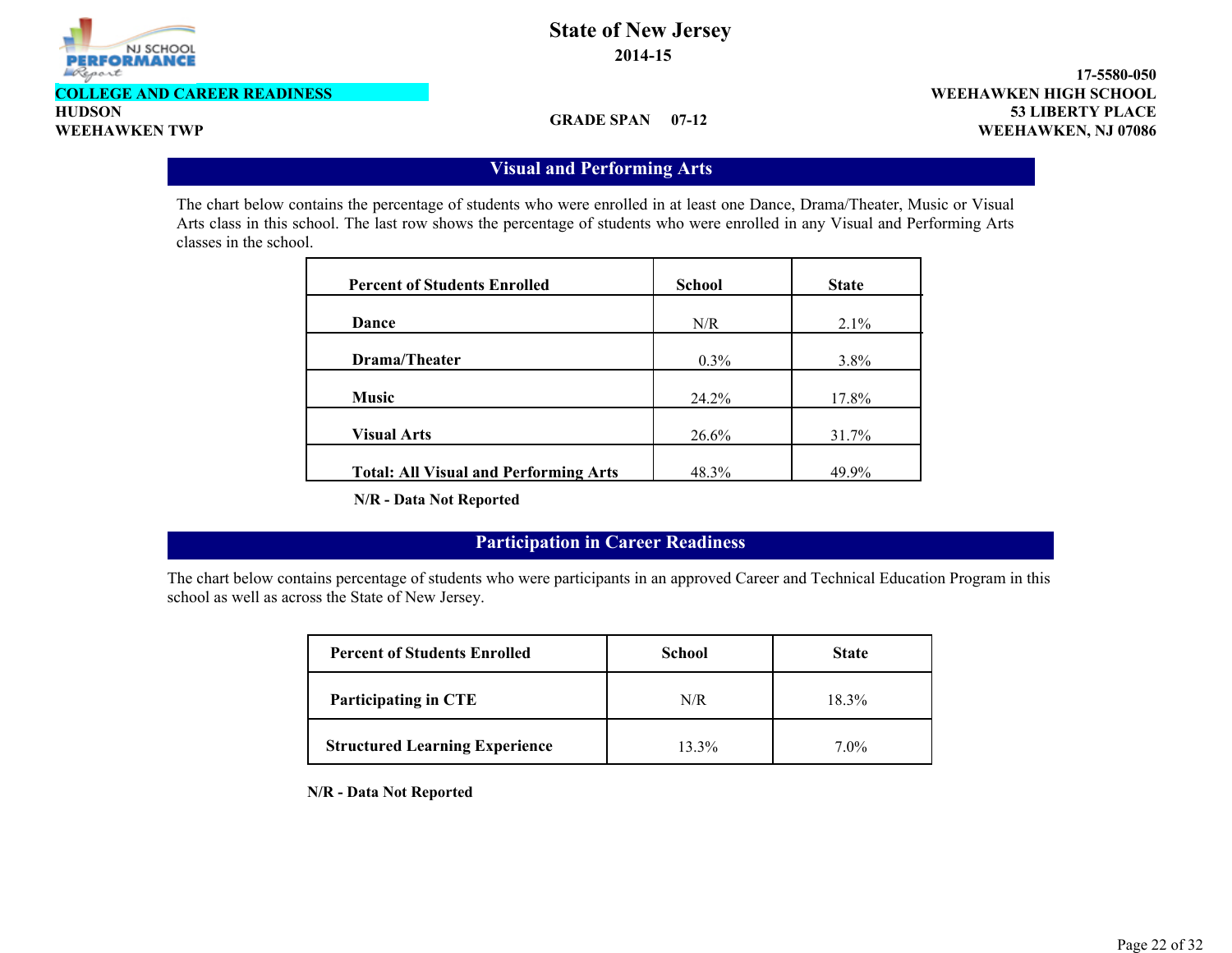# State of New Jersey

**2014-15**

**COLLEGE AND CAREER READINESS**
**HUDSON**
**WEEHAWKEN TWP**

**GRADE SPAN 07-12**

**17-5580-050**
**WEEHAWKEN HIGH SCHOOL**
**53 LIBERTY PLACE**
**WEEHAWKEN, NJ 07086**

## Visual and Performing Arts

The chart below contains the percentage of students who were enrolled in at least one Dance, Drama/Theater, Music or Visual Arts class in this school. The last row shows the percentage of students who were enrolled in any Visual and Performing Arts classes in the school.

| Percent of Students Enrolled | School | State |
|---|---|---|
| Dance | N/R | 2.1% |
| Drama/Theater | 0.3% | 3.8% |
| Music | 24.2% | 17.8% |
| Visual Arts | 26.6% | 31.7% |
| Total: All Visual and Performing Arts | 48.3% | 49.9% |

**N/R - Data Not Reported**

## Participation in Career Readiness

The chart below contains percentage of students who were participants in an approved Career and Technical Education Program in this school as well as across the State of New Jersey.

| Percent of Students Enrolled | School | State |
|---|---|---|
| Participating in CTE | N/R | 18.3% |
| Structured Learning Experience | 13.3% | 7.0% |

**N/R - Data Not Reported**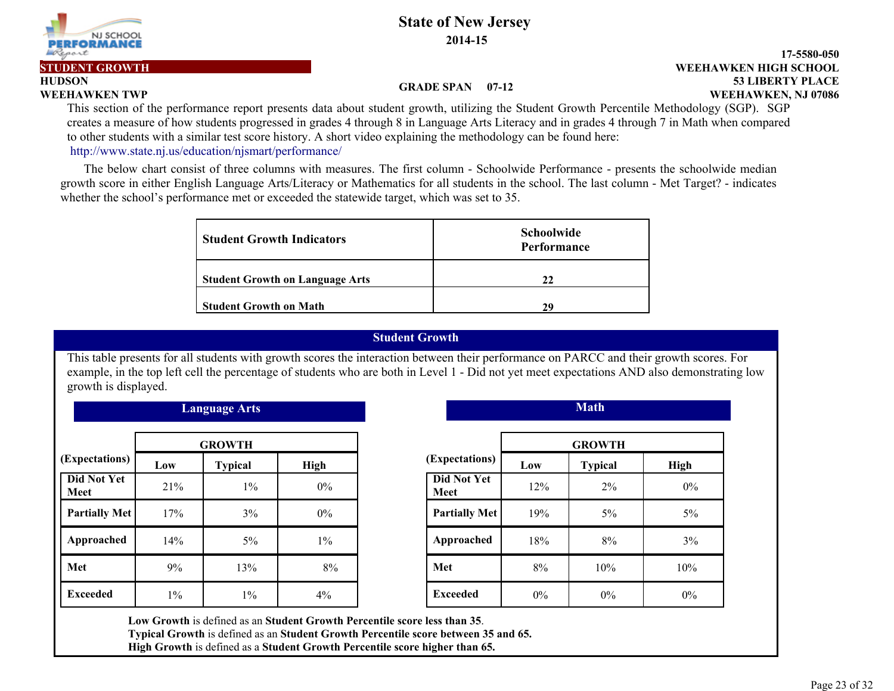# State of New Jersey

**2014-15**

**STUDENT GROWTH**

**HUDSON**
**WEEHAWKEN TWP**

**GRADE SPAN 07-12**

**17-5580-050**
**WEEHAWKEN HIGH SCHOOL**
**53 LIBERTY PLACE**
**WEEHAWKEN, NJ 07086**

This section of the performance report presents data about student growth, utilizing the Student Growth Percentile Methodology (SGP). SGP creates a measure of how students progressed in grades 4 through 8 in Language Arts Literacy and in grades 4 through 7 in Math when compared to other students with a similar test score history. A short video explaining the methodology can be found here:
http://www.state.nj.us/education/njsmart/performance/

The below chart consist of three columns with measures. The first column - Schoolwide Performance - presents the schoolwide median growth score in either English Language Arts/Literacy or Mathematics for all students in the school. The last column - Met Target? - indicates whether the school's performance met or exceeded the statewide target, which was set to 35.

| Student Growth Indicators | Schoolwide Performance |
|---|---|
| Student Growth on Language Arts | 22 |
| Student Growth on Math | 29 |

## Student Growth

This table presents for all students with growth scores the interaction between their performance on PARCC and their growth scores. For example, in the top left cell the percentage of students who are both in Level 1 - Did not yet meet expectations AND also demonstrating low growth is displayed.

### Language Arts

| (Expectations) | GROWTH | | |
|---|---|---|---|
| | Low | Typical | High |
| Did Not Yet Meet | 21% | 1% | 0% |
| Partially Met | 17% | 3% | 0% |
| Approached | 14% | 5% | 1% |
| Met | 9% | 13% | 8% |
| Exceeded | 1% | 1% | 4% |

### Math

| (Expectations) | GROWTH | | |
|---|---|---|---|
| | Low | Typical | High |
| Did Not Yet Meet | 12% | 2% | 0% |
| Partially Met | 19% | 5% | 5% |
| Approached | 18% | 8% | 3% |
| Met | 8% | 10% | 10% |
| Exceeded | 0% | 0% | 0% |

**Low Growth** is defined as an **Student Growth Percentile score less than 35**.
**Typical Growth** is defined as an **Student Growth Percentile score between 35 and 65.**
**High Growth** is defined as a **Student Growth Percentile score higher than 65.**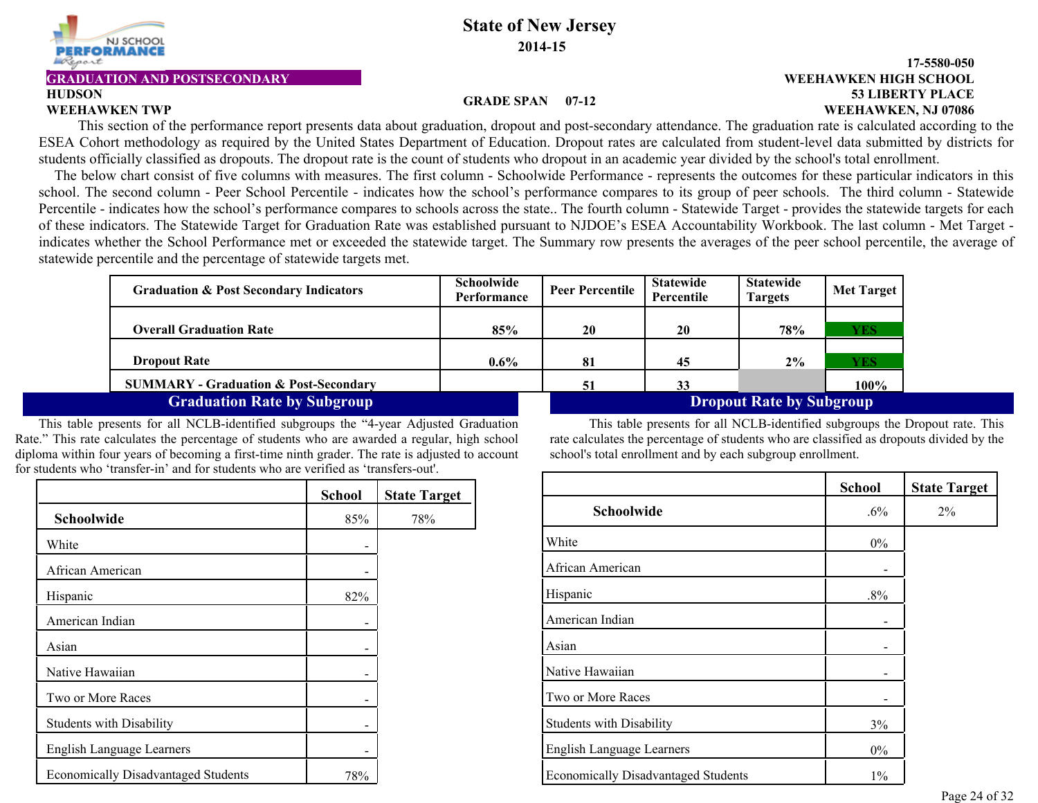# State of New Jersey

**2014-15**

**GRADUATION AND POSTSECONDARY**

**HUDSON**
**WEEHAWKEN TWP**

**GRADE SPAN 07-12**

**17-5580-050**
**WEEHAWKEN HIGH SCHOOL**
**53 LIBERTY PLACE**
**WEEHAWKEN, NJ 07086**

This section of the performance report presents data about graduation, dropout and post-secondary attendance. The graduation rate is calculated according to the ESEA Cohort methodology as required by the United States Department of Education. Dropout rates are calculated from student-level data submitted by districts for students officially classified as dropouts. The dropout rate is the count of students who dropout in an academic year divided by the school's total enrollment.

The below chart consist of five columns with measures. The first column - Schoolwide Performance - represents the outcomes for these particular indicators in this school. The second column - Peer School Percentile - indicates how the school's performance compares to its group of peer schools. The third column - Statewide Percentile - indicates how the school's performance compares to schools across the state.. The fourth column - Statewide Target - provides the statewide targets for each of these indicators. The Statewide Target for Graduation Rate was established pursuant to NJDOE's ESEA Accountability Workbook. The last column - Met Target - indicates whether the School Performance met or exceeded the statewide target. The Summary row presents the averages of the peer school percentile, the average of statewide percentile and the percentage of statewide targets met.

| Graduation & Post Secondary Indicators | Schoolwide Performance | Peer Percentile | Statewide Percentile | Statewide Targets | Met Target |
|---|---|---|---|---|---|
| Overall Graduation Rate | 85% | 20 | 20 | 78% | YES |
| Dropout Rate | 0.6% | 81 | 45 | 2% | YES |
| SUMMARY - Graduation & Post-Secondary | | 51 | 33 | | 100% |

## Graduation Rate by Subgroup

This table presents for all NCLB-identified subgroups the "4-year Adjusted Graduation Rate." This rate calculates the percentage of students who are awarded a regular, high school diploma within four years of becoming a first-time ninth grader. The rate is adjusted to account for students who 'transfer-in' and for students who are verified as 'transfers-out'.

| | School | State Target |
|---|---|---|
| **Schoolwide** | 85% | 78% |
| White | - | |
| African American | - | |
| Hispanic | 82% | |
| American Indian | - | |
| Asian | - | |
| Native Hawaiian | - | |
| Two or More Races | - | |
| Students with Disability | - | |
| English Language Learners | - | |
| Economically Disadvantaged Students | 78% | |

## Dropout Rate by Subgroup

This table presents for all NCLB-identified subgroups the Dropout rate. This rate calculates the percentage of students who are classified as dropouts divided by the school's total enrollment and by each subgroup enrollment.

| | School | State Target |
|---|---|---|
| **Schoolwide** | .6% | 2% |
| White | 0% | |
| African American | - | |
| Hispanic | .8% | |
| American Indian | - | |
| Asian | - | |
| Native Hawaiian | - | |
| Two or More Races | - | |
| Students with Disability | 3% | |
| English Language Learners | 0% | |
| Economically Disadvantaged Students | 1% | |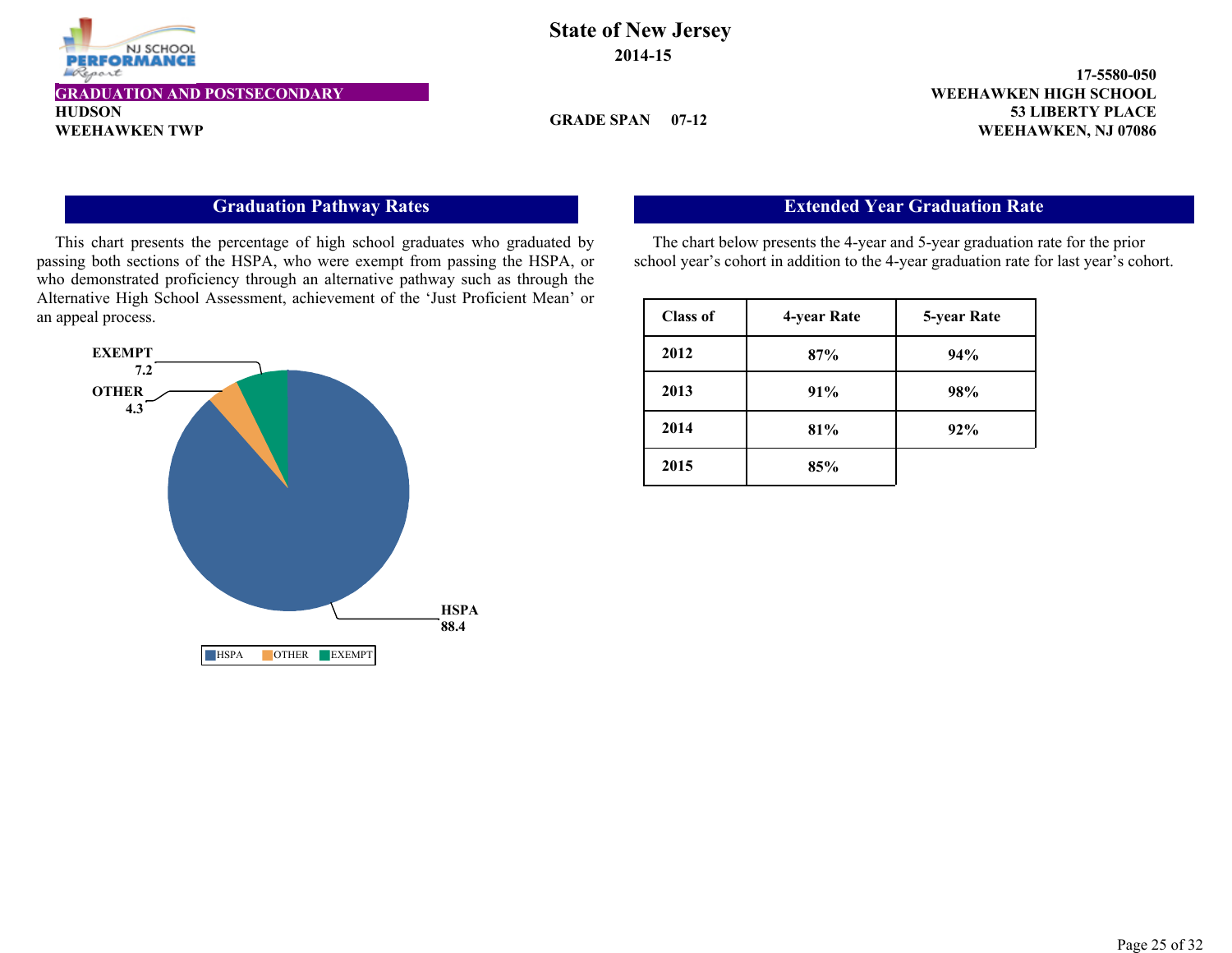State of New Jersey
2014-15

GRADUATION AND POSTSECONDARY
HUDSON
WEEHAWKEN TWP

GRADE SPAN 07-12

17-5580-050
WEEHAWKEN HIGH SCHOOL
53 LIBERTY PLACE
WEEHAWKEN, NJ 07086

## Graduation Pathway Rates

This chart presents the percentage of high school graduates who graduated by passing both sections of the HSPA, who were exempt from passing the HSPA, or who demonstrated proficiency through an alternative pathway such as through the Alternative High School Assessment, achievement of the 'Just Proficient Mean' or an appeal process.

| Pathway | Rate |
|---|---|
| HSPA | 88.4 |
| OTHER | 4.3 |
| EXEMPT | 7.2 |

## Extended Year Graduation Rate

The chart below presents the 4-year and 5-year graduation rate for the prior school year's cohort in addition to the 4-year graduation rate for last year's cohort.

| Class of | 4-year Rate | 5-year Rate |
|---|---|---|
| 2012 | 87% | 94% |
| 2013 | 91% | 98% |
| 2014 | 81% | 92% |
| 2015 | 85% | |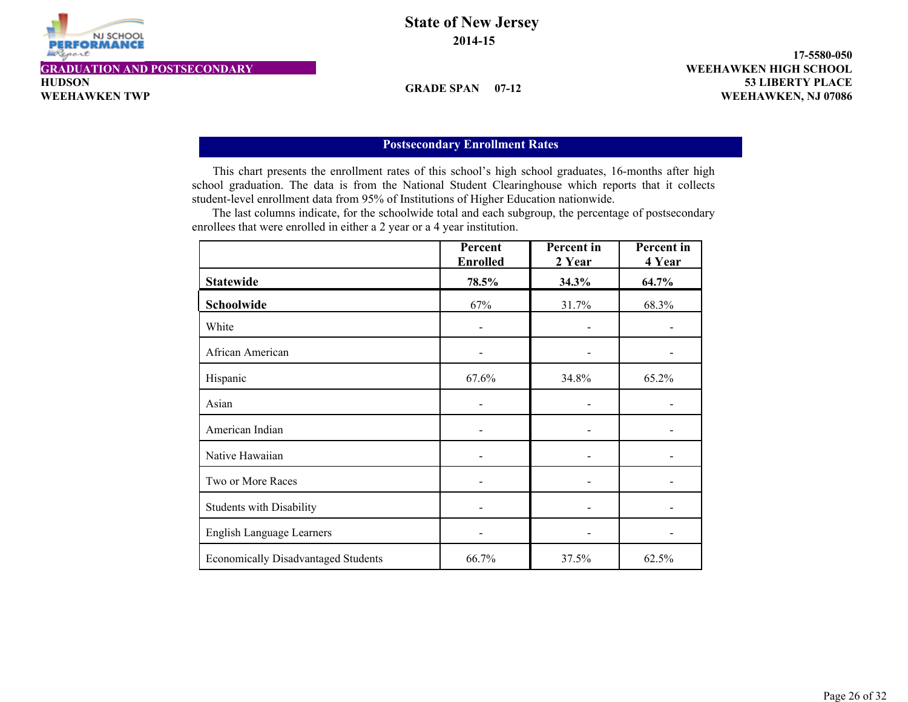State of New Jersey

2014-15

GRADUATION AND POSTSECONDARY

HUDSON
WEEHAWKEN TWP

GRADE SPAN 07-12

17-5580-050
WEEHAWKEN HIGH SCHOOL
53 LIBERTY PLACE
WEEHAWKEN, NJ 07086

## Postsecondary Enrollment Rates

This chart presents the enrollment rates of this school's high school graduates, 16-months after high school graduation. The data is from the National Student Clearinghouse which reports that it collects student-level enrollment data from 95% of Institutions of Higher Education nationwide.

The last columns indicate, for the schoolwide total and each subgroup, the percentage of postsecondary enrollees that were enrolled in either a 2 year or a 4 year institution.

| | Percent Enrolled | Percent in 2 Year | Percent in 4 Year |
|---|---|---|---|
| **Statewide** | **78.5%** | **34.3%** | **64.7%** |
| **Schoolwide** | 67% | 31.7% | 68.3% |
| White | - | - | - |
| African American | - | - | - |
| Hispanic | 67.6% | 34.8% | 65.2% |
| Asian | - | - | - |
| American Indian | - | - | - |
| Native Hawaiian | - | - | - |
| Two or More Races | - | - | - |
| Students with Disability | - | - | - |
| English Language Learners | - | - | - |
| Economically Disadvantaged Students | 66.7% | 37.5% | 62.5% |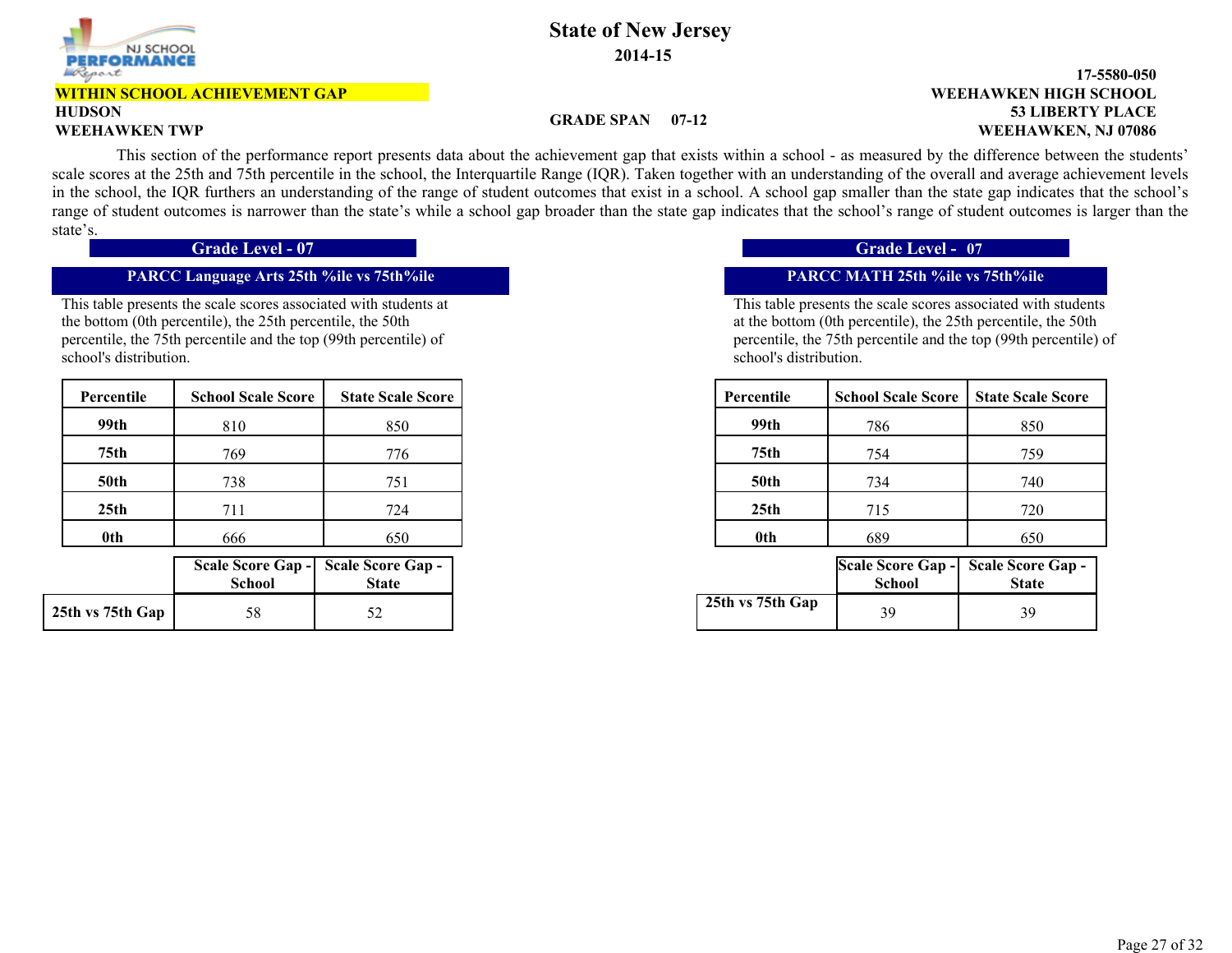# State of New Jersey

**2014-15**

**WITHIN SCHOOL ACHIEVEMENT GAP**

**HUDSON**
**WEEHAWKEN TWP**

**GRADE SPAN 07-12**

**17-5580-050**
**WEEHAWKEN HIGH SCHOOL**
**53 LIBERTY PLACE**
**WEEHAWKEN, NJ 07086**

This section of the performance report presents data about the achievement gap that exists within a school - as measured by the difference between the students' scale scores at the 25th and 75th percentile in the school, the Interquartile Range (IQR). Taken together with an understanding of the overall and average achievement levels in the school, the IQR furthers an understanding of the range of student outcomes that exist in a school. A school gap smaller than the state gap indicates that the school's range of student outcomes is narrower than the state's while a school gap broader than the state gap indicates that the school's range of student outcomes is larger than the state's.

## Grade Level - 07

### PARCC Language Arts 25th %ile vs 75th%ile

This table presents the scale scores associated with students at the bottom (0th percentile), the 25th percentile, the 50th percentile, the 75th percentile and the top (99th percentile) of school's distribution.

| Percentile | School Scale Score | State Scale Score |
|---|---|---|
| 99th | 810 | 850 |
| 75th | 769 | 776 |
| 50th | 738 | 751 |
| 25th | 711 | 724 |
| 0th | 666 | 650 |

| | Scale Score Gap - School | Scale Score Gap - State |
|---|---|---|
| 25th vs 75th Gap | 58 | 52 |

## Grade Level - 07

### PARCC MATH 25th %ile vs 75th%ile

This table presents the scale scores associated with students at the bottom (0th percentile), the 25th percentile, the 50th percentile, the 75th percentile and the top (99th percentile) of school's distribution.

| Percentile | School Scale Score | State Scale Score |
|---|---|---|
| 99th | 786 | 850 |
| 75th | 754 | 759 |
| 50th | 734 | 740 |
| 25th | 715 | 720 |
| 0th | 689 | 650 |

| | Scale Score Gap - School | Scale Score Gap - State |
|---|---|---|
| 25th vs 75th Gap | 39 | 39 |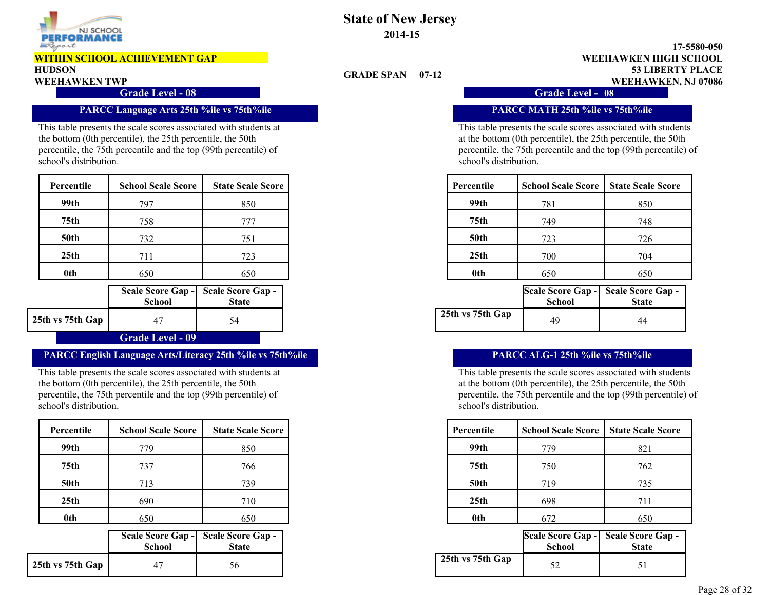# State of New Jersey

**2014-15**

**WITHIN SCHOOL ACHIEVEMENT GAP**

**HUDSON**

**WEEHAWKEN TWP**

**GRADE SPAN 07-12**

**17-5580-050**
**WEEHAWKEN HIGH SCHOOL**
**53 LIBERTY PLACE**
**WEEHAWKEN, NJ 07086**

## Grade Level - 08

### PARCC Language Arts 25th %ile vs 75th%ile

This table presents the scale scores associated with students at the bottom (0th percentile), the 25th percentile, the 50th percentile, the 75th percentile and the top (99th percentile) of school's distribution.

| Percentile | School Scale Score | State Scale Score |
|---|---|---|
| 99th | 797 | 850 |
| 75th | 758 | 777 |
| 50th | 732 | 751 |
| 25th | 711 | 723 |
| 0th | 650 | 650 |

| | Scale Score Gap - School | Scale Score Gap - State |
|---|---|---|
| 25th vs 75th Gap | 47 | 54 |

### PARCC MATH 25th %ile vs 75th%ile

This table presents the scale scores associated with students at the bottom (0th percentile), the 25th percentile, the 50th percentile, the 75th percentile and the top (99th percentile) of school's distribution.

| Percentile | School Scale Score | State Scale Score |
|---|---|---|
| 99th | 781 | 850 |
| 75th | 749 | 748 |
| 50th | 723 | 726 |
| 25th | 700 | 704 |
| 0th | 650 | 650 |

| | Scale Score Gap - School | Scale Score Gap - State |
|---|---|---|
| 25th vs 75th Gap | 49 | 44 |

## Grade Level - 09

### PARCC English Language Arts/Literacy 25th %ile vs 75th%ile

This table presents the scale scores associated with students at the bottom (0th percentile), the 25th percentile, the 50th percentile, the 75th percentile and the top (99th percentile) of school's distribution.

| Percentile | School Scale Score | State Scale Score |
|---|---|---|
| 99th | 779 | 850 |
| 75th | 737 | 766 |
| 50th | 713 | 739 |
| 25th | 690 | 710 |
| 0th | 650 | 650 |

| | Scale Score Gap - School | Scale Score Gap - State |
|---|---|---|
| 25th vs 75th Gap | 47 | 56 |

### PARCC ALG-1 25th %ile vs 75th%ile

This table presents the scale scores associated with students at the bottom (0th percentile), the 25th percentile, the 50th percentile, the 75th percentile and the top (99th percentile) of school's distribution.

| Percentile | School Scale Score | State Scale Score |
|---|---|---|
| 99th | 779 | 821 |
| 75th | 750 | 762 |
| 50th | 719 | 735 |
| 25th | 698 | 711 |
| 0th | 672 | 650 |

| | Scale Score Gap - School | Scale Score Gap - State |
|---|---|---|
| 25th vs 75th Gap | 52 | 51 |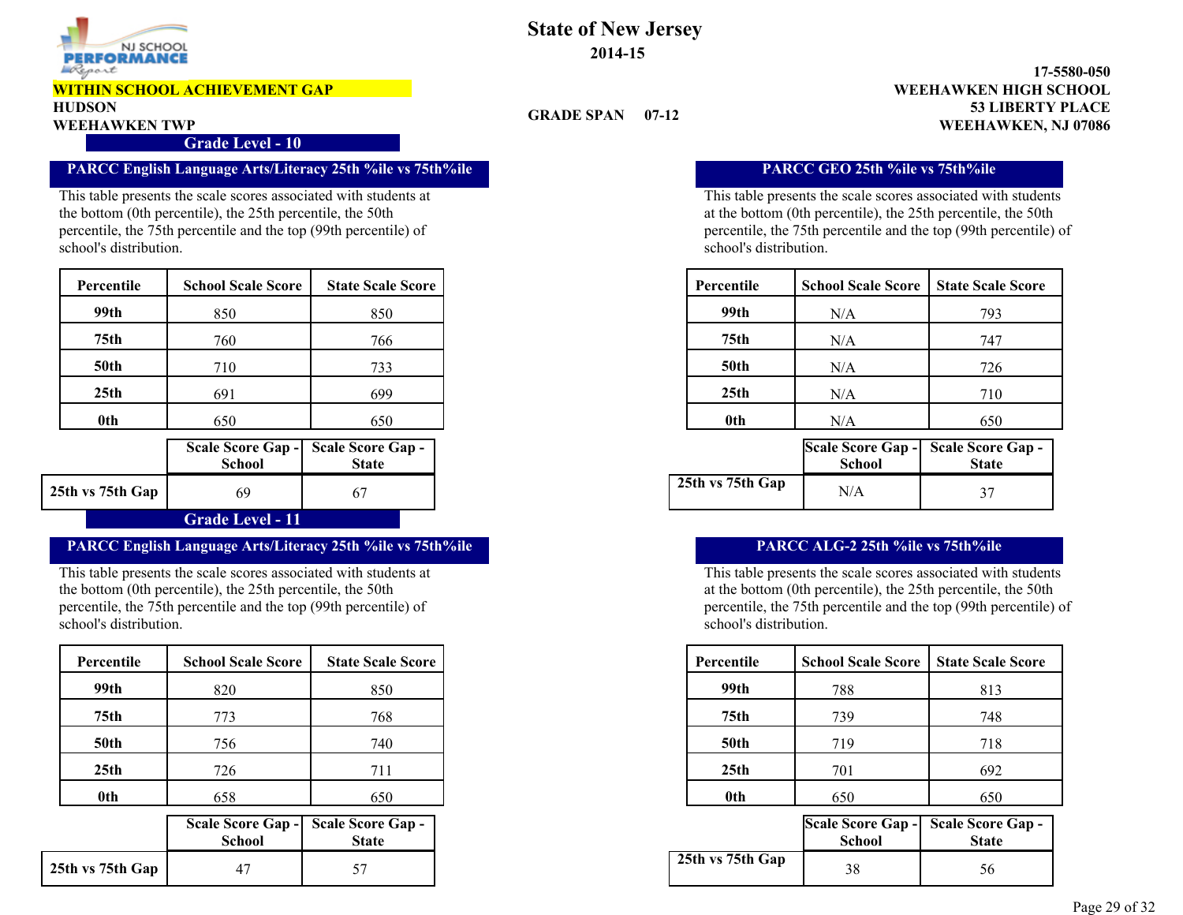# State of New Jersey

**2014-15**

**WITHIN SCHOOL ACHIEVEMENT GAP**

**HUDSON**
**WEEHAWKEN TWP**

**GRADE SPAN 07-12**

**17-5580-050**
**WEEHAWKEN HIGH SCHOOL**
**53 LIBERTY PLACE**
**WEEHAWKEN, NJ 07086**

## Grade Level - 10

### PARCC English Language Arts/Literacy 25th %ile vs 75th%ile

This table presents the scale scores associated with students at the bottom (0th percentile), the 25th percentile, the 50th percentile, the 75th percentile and the top (99th percentile) of school's distribution.

| Percentile | School Scale Score | State Scale Score |
|---|---|---|
| 99th | 850 | 850 |
| 75th | 760 | 766 |
| 50th | 710 | 733 |
| 25th | 691 | 699 |
| 0th | 650 | 650 |

| | Scale Score Gap - School | Scale Score Gap - State |
|---|---|---|
| 25th vs 75th Gap | 69 | 67 |

### PARCC GEO 25th %ile vs 75th%ile

This table presents the scale scores associated with students at the bottom (0th percentile), the 25th percentile, the 50th percentile, the 75th percentile and the top (99th percentile) of school's distribution.

| Percentile | School Scale Score | State Scale Score |
|---|---|---|
| 99th | N/A | 793 |
| 75th | N/A | 747 |
| 50th | N/A | 726 |
| 25th | N/A | 710 |
| 0th | N/A | 650 |

| | Scale Score Gap - School | Scale Score Gap - State |
|---|---|---|
| 25th vs 75th Gap | N/A | 37 |

## Grade Level - 11

### PARCC English Language Arts/Literacy 25th %ile vs 75th%ile

This table presents the scale scores associated with students at the bottom (0th percentile), the 25th percentile, the 50th percentile, the 75th percentile and the top (99th percentile) of school's distribution.

| Percentile | School Scale Score | State Scale Score |
|---|---|---|
| 99th | 820 | 850 |
| 75th | 773 | 768 |
| 50th | 756 | 740 |
| 25th | 726 | 711 |
| 0th | 658 | 650 |

| | Scale Score Gap - School | Scale Score Gap - State |
|---|---|---|
| 25th vs 75th Gap | 47 | 57 |

### PARCC ALG-2 25th %ile vs 75th%ile

This table presents the scale scores associated with students at the bottom (0th percentile), the 25th percentile, the 50th percentile, the 75th percentile and the top (99th percentile) of school's distribution.

| Percentile | School Scale Score | State Scale Score |
|---|---|---|
| 99th | 788 | 813 |
| 75th | 739 | 748 |
| 50th | 719 | 718 |
| 25th | 701 | 692 |
| 0th | 650 | 650 |

| | Scale Score Gap - School | Scale Score Gap - State |
|---|---|---|
| 25th vs 75th Gap | 38 | 56 |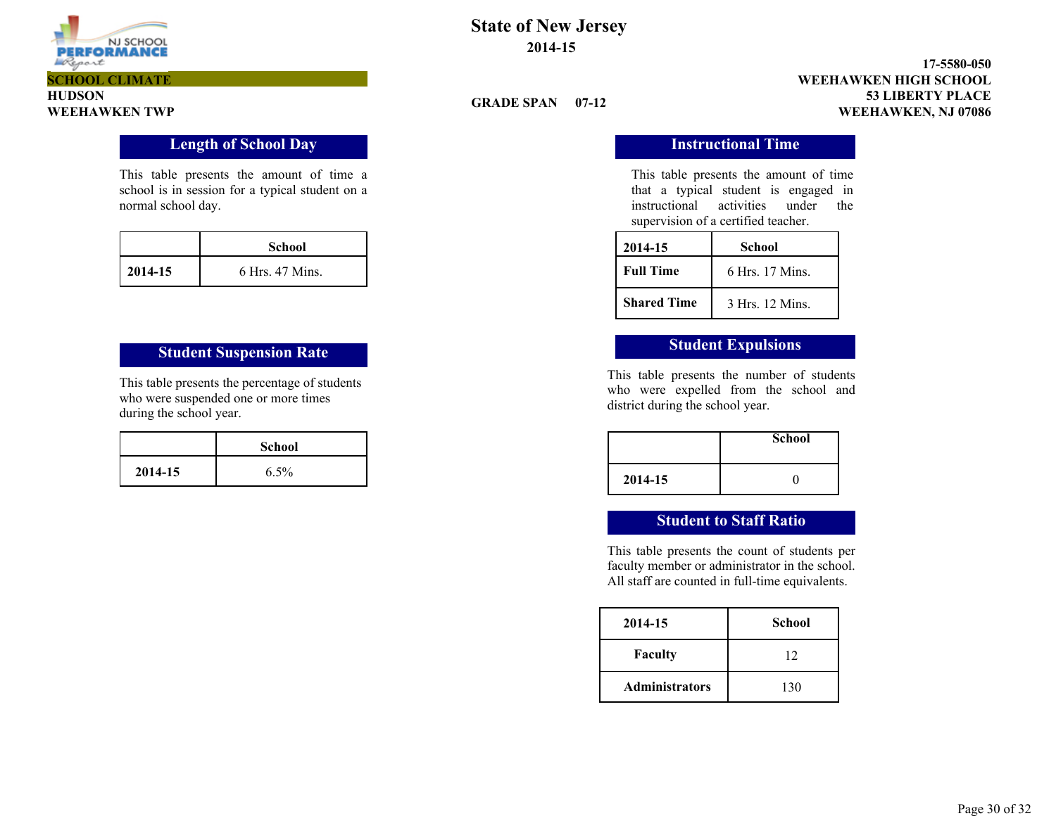# State of New Jersey
## 2014-15

SCHOOL CLIMATE
HUDSON
WEEHAWKEN TWP

GRADE SPAN 07-12

17-5580-050
WEEHAWKEN HIGH SCHOOL
53 LIBERTY PLACE
WEEHAWKEN, NJ 07086

## Length of School Day

This table presents the amount of time a school is in session for a typical student on a normal school day.

| | School |
|---|---|
| **2014-15** | 6 Hrs. 47 Mins. |

## Student Suspension Rate

This table presents the percentage of students who were suspended one or more times during the school year.

| | School |
|---|---|
| **2014-15** | 6.5% |

## Instructional Time

This table presents the amount of time that a typical student is engaged in instructional activities under the supervision of a certified teacher.

| 2014-15 | School |
|---|---|
| **Full Time** | 6 Hrs. 17 Mins. |
| **Shared Time** | 3 Hrs. 12 Mins. |

## Student Expulsions

This table presents the number of students who were expelled from the school and district during the school year.

| | School |
|---|---|
| **2014-15** | 0 |

## Student to Staff Ratio

This table presents the count of students per faculty member or administrator in the school. All staff are counted in full-time equivalents.

| 2014-15 | School |
|---|---|
| **Faculty** | 12 |
| **Administrators** | 130 |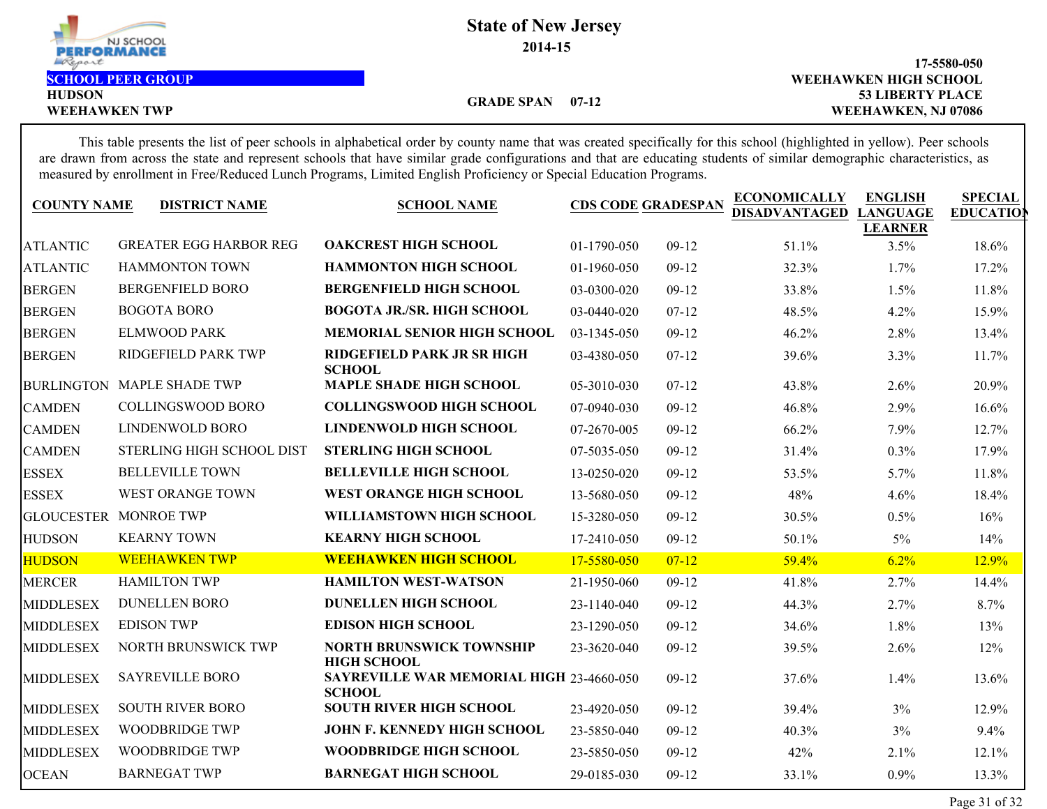# State of New Jersey

**2014-15**

**SCHOOL PEER GROUP**

**HUDSON**

**WEEHAWKEN TWP**

**GRADE SPAN 07-12**

**17-5580-050**
**WEEHAWKEN HIGH SCHOOL**
**53 LIBERTY PLACE**
**WEEHAWKEN, NJ 07086**

This table presents the list of peer schools in alphabetical order by county name that was created specifically for this school (highlighted in yellow). Peer schools are drawn from across the state and represent schools that have similar grade configurations and that are educating students of similar demographic characteristics, as measured by enrollment in Free/Reduced Lunch Programs, Limited English Proficiency or Special Education Programs.

| COUNTY NAME | DISTRICT NAME | SCHOOL NAME | CDS CODE | GRADESPAN | ECONOMICALLY DISADVANTAGED | ENGLISH LANGUAGE LEARNER | SPECIAL EDUCATION |
|---|---|---|---|---|---|---|---|
| ATLANTIC | GREATER EGG HARBOR REG | **OAKCREST HIGH SCHOOL** | 01-1790-050 | 09-12 | 51.1% | 3.5% | 18.6% |
| ATLANTIC | HAMMONTON TOWN | **HAMMONTON HIGH SCHOOL** | 01-1960-050 | 09-12 | 32.3% | 1.7% | 17.2% |
| BERGEN | BERGENFIELD BORO | **BERGENFIELD HIGH SCHOOL** | 03-0300-020 | 09-12 | 33.8% | 1.5% | 11.8% |
| BERGEN | BOGOTA BORO | **BOGOTA JR./SR. HIGH SCHOOL** | 03-0440-020 | 07-12 | 48.5% | 4.2% | 15.9% |
| BERGEN | ELMWOOD PARK | **MEMORIAL SENIOR HIGH SCHOOL** | 03-1345-050 | 09-12 | 46.2% | 2.8% | 13.4% |
| BERGEN | RIDGEFIELD PARK TWP | **RIDGEFIELD PARK JR SR HIGH SCHOOL** | 03-4380-050 | 07-12 | 39.6% | 3.3% | 11.7% |
| BURLINGTON | MAPLE SHADE TWP | **MAPLE SHADE HIGH SCHOOL** | 05-3010-030 | 07-12 | 43.8% | 2.6% | 20.9% |
| CAMDEN | COLLINGSWOOD BORO | **COLLINGSWOOD HIGH SCHOOL** | 07-0940-030 | 09-12 | 46.8% | 2.9% | 16.6% |
| CAMDEN | LINDENWOLD BORO | **LINDENWOLD HIGH SCHOOL** | 07-2670-005 | 09-12 | 66.2% | 7.9% | 12.7% |
| CAMDEN | STERLING HIGH SCHOOL DIST | **STERLING HIGH SCHOOL** | 07-5035-050 | 09-12 | 31.4% | 0.3% | 17.9% |
| ESSEX | BELLEVILLE TOWN | **BELLEVILLE HIGH SCHOOL** | 13-0250-020 | 09-12 | 53.5% | 5.7% | 11.8% |
| ESSEX | WEST ORANGE TOWN | **WEST ORANGE HIGH SCHOOL** | 13-5680-050 | 09-12 | 48% | 4.6% | 18.4% |
| GLOUCESTER | MONROE TWP | **WILLIAMSTOWN HIGH SCHOOL** | 15-3280-050 | 09-12 | 30.5% | 0.5% | 16% |
| HUDSON | KEARNY TOWN | **KEARNY HIGH SCHOOL** | 17-2410-050 | 09-12 | 50.1% | 5% | 14% |
| HUDSON | WEEHAWKEN TWP | **WEEHAWKEN HIGH SCHOOL** | 17-5580-050 | 07-12 | 59.4% | 6.2% | 12.9% |
| MERCER | HAMILTON TWP | **HAMILTON WEST-WATSON** | 21-1950-060 | 09-12 | 41.8% | 2.7% | 14.4% |
| MIDDLESEX | DUNELLEN BORO | **DUNELLEN HIGH SCHOOL** | 23-1140-040 | 09-12 | 44.3% | 2.7% | 8.7% |
| MIDDLESEX | EDISON TWP | **EDISON HIGH SCHOOL** | 23-1290-050 | 09-12 | 34.6% | 1.8% | 13% |
| MIDDLESEX | NORTH BRUNSWICK TWP | **NORTH BRUNSWICK TOWNSHIP HIGH SCHOOL** | 23-3620-040 | 09-12 | 39.5% | 2.6% | 12% |
| MIDDLESEX | SAYREVILLE BORO | **SAYREVILLE WAR MEMORIAL HIGH SCHOOL** | 23-4660-050 | 09-12 | 37.6% | 1.4% | 13.6% |
| MIDDLESEX | SOUTH RIVER BORO | **SOUTH RIVER HIGH SCHOOL** | 23-4920-050 | 09-12 | 39.4% | 3% | 12.9% |
| MIDDLESEX | WOODBRIDGE TWP | **JOHN F. KENNEDY HIGH SCHOOL** | 23-5850-040 | 09-12 | 40.3% | 3% | 9.4% |
| MIDDLESEX | WOODBRIDGE TWP | **WOODBRIDGE HIGH SCHOOL** | 23-5850-050 | 09-12 | 42% | 2.1% | 12.1% |
| OCEAN | BARNEGAT TWP | **BARNEGAT HIGH SCHOOL** | 29-0185-030 | 09-12 | 33.1% | 0.9% | 13.3% |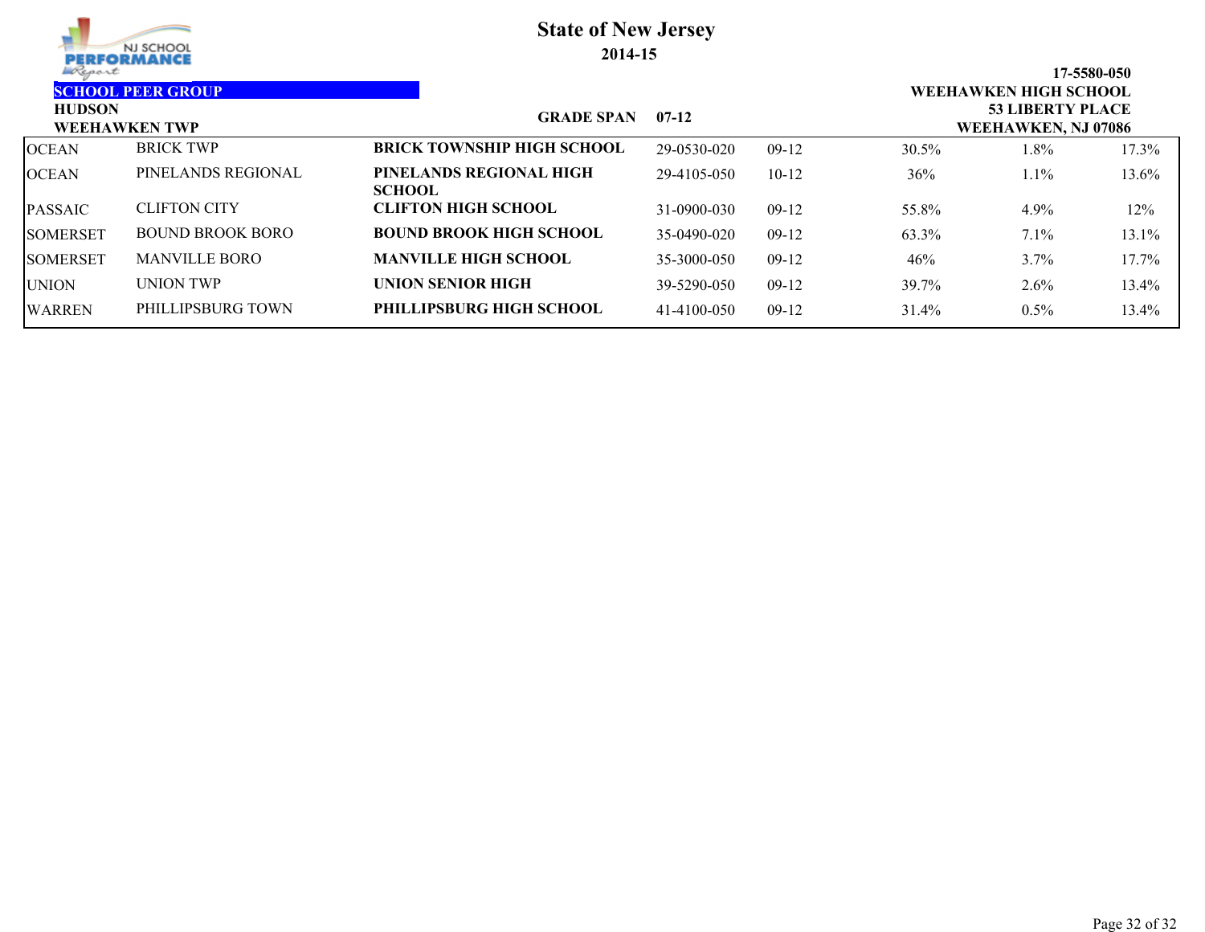# State of New Jersey

**2014-15**

**SCHOOL PEER GROUP**

**HUDSON**
**WEEHAWKEN TWP**

**GRADE SPAN** 07-12

**17-5580-050**
**WEEHAWKEN HIGH SCHOOL**
**53 LIBERTY PLACE**
**WEEHAWKEN, NJ 07086**

| | | | | | | | |
|---|---|---|---|---|---|---|---|
| OCEAN | BRICK TWP | **BRICK TOWNSHIP HIGH SCHOOL** | 29-0530-020 | 09-12 | 30.5% | 1.8% | 17.3% |
| OCEAN | PINELANDS REGIONAL | **PINELANDS REGIONAL HIGH SCHOOL** | 29-4105-050 | 10-12 | 36% | 1.1% | 13.6% |
| PASSAIC | CLIFTON CITY | **CLIFTON HIGH SCHOOL** | 31-0900-030 | 09-12 | 55.8% | 4.9% | 12% |
| SOMERSET | BOUND BROOK BORO | **BOUND BROOK HIGH SCHOOL** | 35-0490-020 | 09-12 | 63.3% | 7.1% | 13.1% |
| SOMERSET | MANVILLE BORO | **MANVILLE HIGH SCHOOL** | 35-3000-050 | 09-12 | 46% | 3.7% | 17.7% |
| UNION | UNION TWP | **UNION SENIOR HIGH** | 39-5290-050 | 09-12 | 39.7% | 2.6% | 13.4% |
| WARREN | PHILLIPSBURG TOWN | **PHILLIPSBURG HIGH SCHOOL** | 41-4100-050 | 09-12 | 31.4% | 0.5% | 13.4% |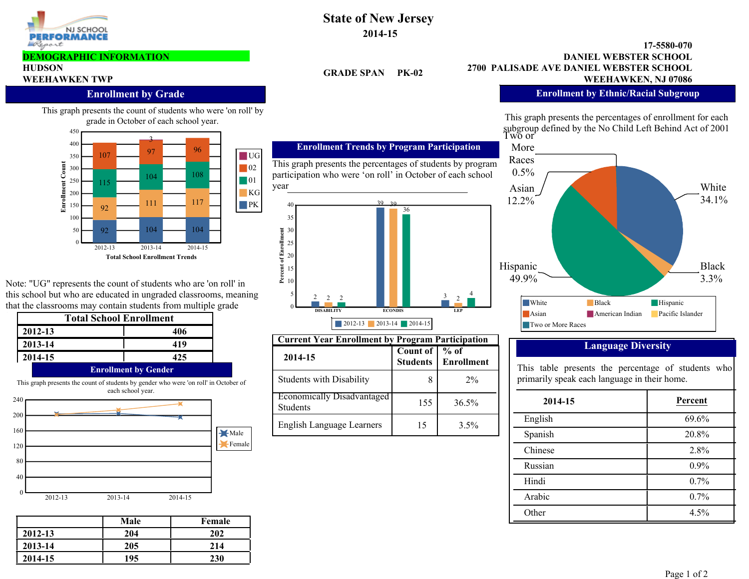# State of New Jersey

**2014-15**

**DEMOGRAPHIC INFORMATION**

**HUDSON**

**WEEHAWKEN TWP**

**GRADE SPAN PK-02**

**17-5580-070**
**DANIEL WEBSTER SCHOOL**
**2700 PALISADE AVE DANIEL WEBSTER SCHOOL**
**WEEHAWKEN, NJ 07086**

## Enrollment by Grade

This graph presents the count of students who were 'on roll' by grade in October of each school year.

| Grade | 2012-13 | 2013-14 | 2014-15 |
|---|---|---|---|
| PK | 92 | 104 | 104 |
| KG | 92 | 111 | 117 |
| 01 | 115 | 104 | 108 |
| 02 | 107 | 97 | 96 |
| UG | | 3 | |

Total School Enrollment Trends

Note: "UG" represents the count of students who are 'on roll' in this school but who are educated in ungraded classrooms, meaning that the classrooms may contain students from multiple grade

| Total School Enrollment | |
|---|---|
| 2012-13 | 406 |
| 2013-14 | 419 |
| 2014-15 | 425 |

## Enrollment by Gender

This graph presents the count of students by gender who were 'on roll' in October of each school year.

| | Male | Female |
|---|---|---|
| 2012-13 | 204 | 202 |
| 2013-14 | 205 | 214 |
| 2014-15 | 195 | 230 |

## Enrollment Trends by Program Participation

This graph presents the percentages of students by program participation who were 'on roll' in October of each school year

| Program | 2012-13 | 2013-14 | 2014-15 |
|---|---|---|---|
| DISABILITY | 2 | 2 | 2 |
| ECONDIS | 39 | 39 | 36 |
| LEP | 3 | 2 | 4 |

| Current Year Enrollment by Program Participation | | |
|---|---|---|
| 2014-15 | Count of Students | % of Enrollment |
| Students with Disability | 8 | 2% |
| Economically Disadvantaged Students | 155 | 36.5% |
| English Language Learners | 15 | 3.5% |

## Enrollment by Ethnic/Racial Subgroup

This graph presents the percentages of enrollment for each subgroup defined by the No Child Left Behind Act of 2001

| Subgroup | Percent |
|---|---|
| White | 34.1% |
| Black | 3.3% |
| Hispanic | 49.9% |
| Asian | 12.2% |
| Two or More Races | 0.5% |

## Language Diversity

This table presents the percentage of students who primarily speak each language in their home.

| 2014-15 | Percent |
|---|---|
| English | 69.6% |
| Spanish | 20.8% |
| Chinese | 2.8% |
| Russian | 0.9% |
| Hindi | 0.7% |
| Arabic | 0.7% |
| Other | 4.5% |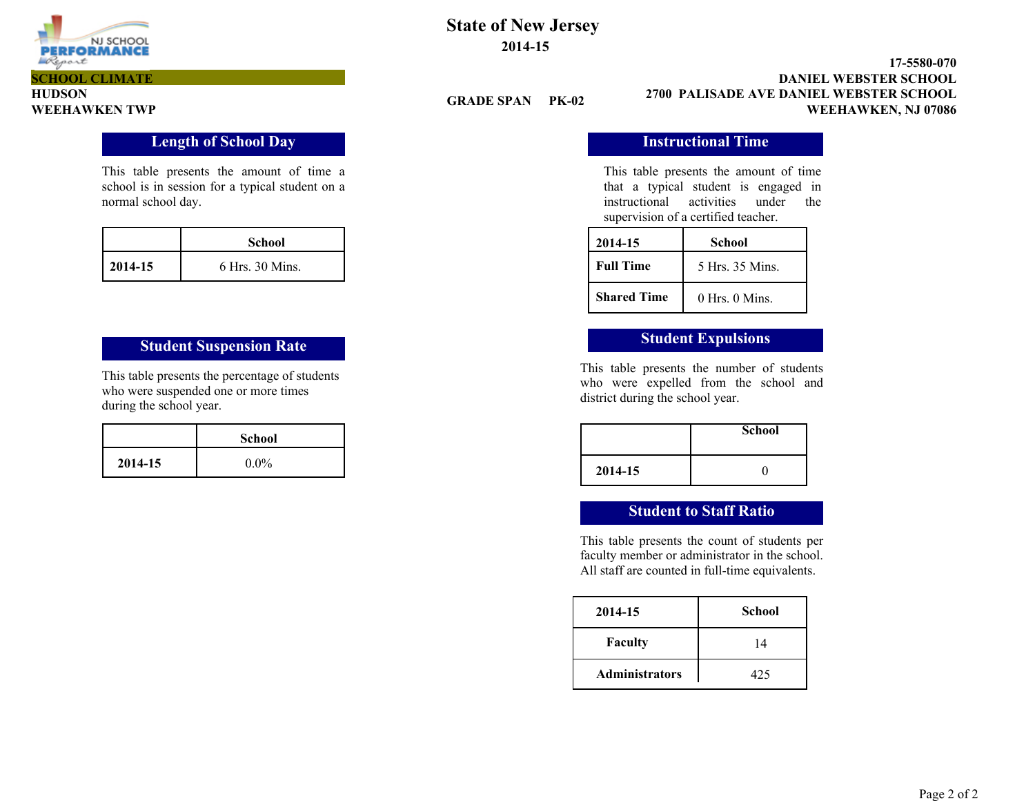**SCHOOL CLIMATE**
**HUDSON**
**WEEHAWKEN TWP**

# State of New Jersey
**2014-15**

**GRADE SPAN PK-02**

**17-5580-070**
**DANIEL WEBSTER SCHOOL**
**2700 PALISADE AVE DANIEL WEBSTER SCHOOL**
**WEEHAWKEN, NJ 07086**

## Length of School Day

This table presents the amount of time a school is in session for a typical student on a normal school day.

| | School |
|---|---|
| **2014-15** | 6 Hrs. 30 Mins. |

## Student Suspension Rate

This table presents the percentage of students who were suspended one or more times during the school year.

| | School |
|---|---|
| **2014-15** | 0.0% |

## Instructional Time

This table presents the amount of time that a typical student is engaged in instructional activities under the supervision of a certified teacher.

| 2014-15 | School |
|---|---|
| **Full Time** | 5 Hrs. 35 Mins. |
| **Shared Time** | 0 Hrs. 0 Mins. |

## Student Expulsions

This table presents the number of students who were expelled from the school and district during the school year.

| | School |
|---|---|
| **2014-15** | 0 |

## Student to Staff Ratio

This table presents the count of students per faculty member or administrator in the school. All staff are counted in full-time equivalents.

| 2014-15 | School |
|---|---|
| **Faculty** | 14 |
| **Administrators** | 425 |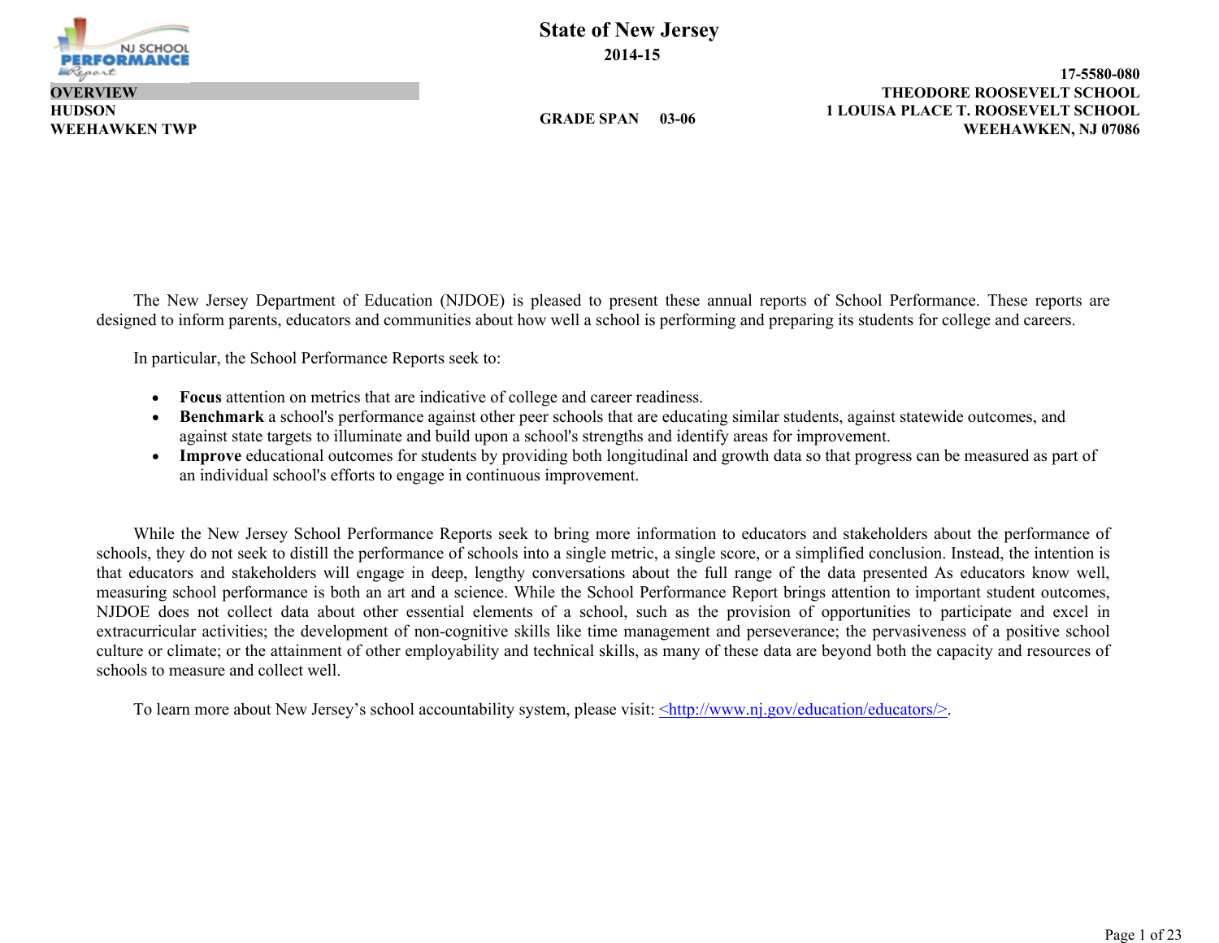# State of New Jersey

**2014-15**

**OVERVIEW**
**HUDSON**
**WEEHAWKEN TWP**

**GRADE SPAN 03-06**

**17-5580-080**
**THEODORE ROOSEVELT SCHOOL**
**1 LOUISA PLACE T. ROOSEVELT SCHOOL**
**WEEHAWKEN, NJ 07086**

The New Jersey Department of Education (NJDOE) is pleased to present these annual reports of School Performance. These reports are designed to inform parents, educators and communities about how well a school is performing and preparing its students for college and careers.

In particular, the School Performance Reports seek to:

- **Focus** attention on metrics that are indicative of college and career readiness.
- **Benchmark** a school's performance against other peer schools that are educating similar students, against statewide outcomes, and against state targets to illuminate and build upon a school's strengths and identify areas for improvement.
- **Improve** educational outcomes for students by providing both longitudinal and growth data so that progress can be measured as part of an individual school's efforts to engage in continuous improvement.

While the New Jersey School Performance Reports seek to bring more information to educators and stakeholders about the performance of schools, they do not seek to distill the performance of schools into a single metric, a single score, or a simplified conclusion. Instead, the intention is that educators and stakeholders will engage in deep, lengthy conversations about the full range of the data presented As educators know well, measuring school performance is both an art and a science. While the School Performance Report brings attention to important student outcomes, NJDOE does not collect data about other essential elements of a school, such as the provision of opportunities to participate and excel in extracurricular activities; the development of non-cognitive skills like time management and perseverance; the pervasiveness of a positive school culture or climate; or the attainment of other employability and technical skills, as many of these data are beyond both the capacity and resources of schools to measure and collect well.

To learn more about New Jersey's school accountability system, please visit: <http://www.nj.gov/education/educators/>.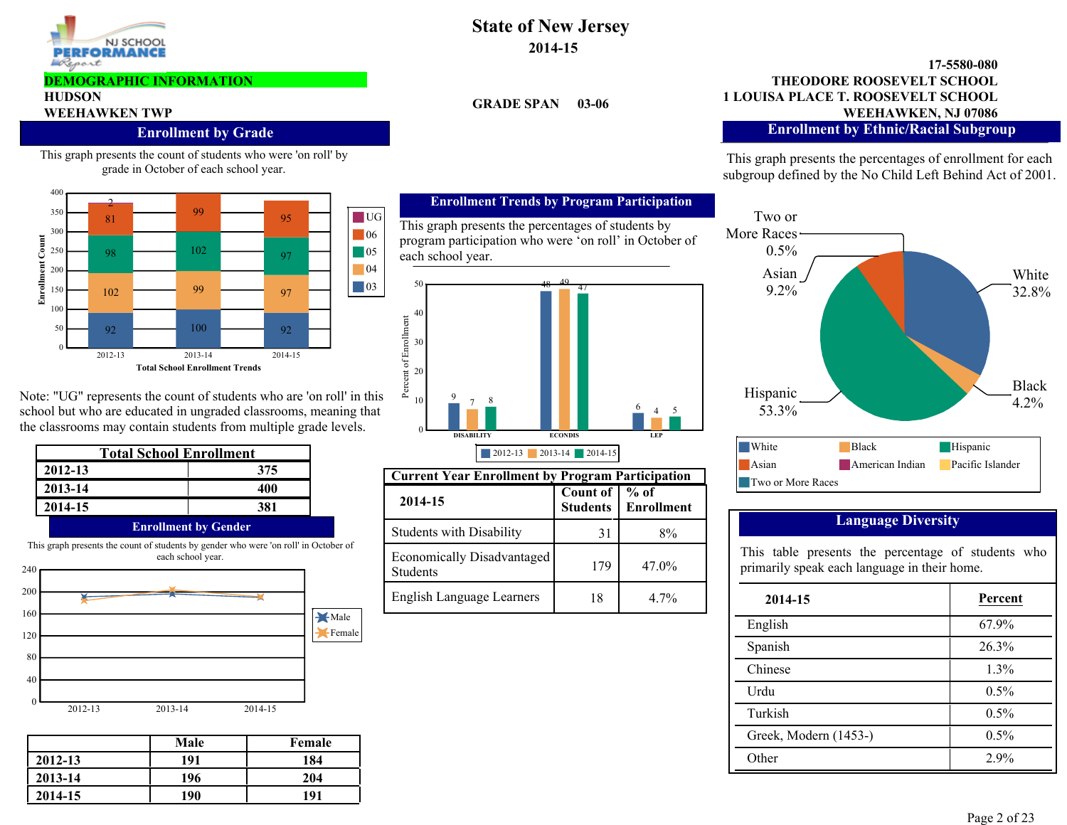# State of New Jersey

**2014-15**

**DEMOGRAPHIC INFORMATION**

**HUDSON**
**WEEHAWKEN TWP**

**GRADE SPAN 03-06**

**17-5580-080**
**THEODORE ROOSEVELT SCHOOL**
**1 LOUISA PLACE T. ROOSEVELT SCHOOL**
**WEEHAWKEN, NJ 07086**

## Enrollment by Grade

This graph presents the count of students who were 'on roll' by grade in October of each school year.

**Total School Enrollment Trends**

| Grade | 2012-13 | 2013-14 | 2014-15 |
|---|---|---|---|
| UG | 2 | | |
| 06 | 81 | 99 | 95 |
| 05 | 98 | 102 | 97 |
| 04 | 102 | 99 | 97 |
| 03 | 92 | 100 | 92 |

Note: "UG" represents the count of students who are 'on roll' in this school but who are educated in ungraded classrooms, meaning that the classrooms may contain students from multiple grade levels.

| Total School Enrollment | |
|---|---|
| 2012-13 | 375 |
| 2013-14 | 400 |
| 2014-15 | 381 |

## Enrollment by Gender

This graph presents the count of students by gender who were 'on roll' in October of each school year.

| | Male | Female |
|---|---|---|
| 2012-13 | 191 | 184 |
| 2013-14 | 196 | 204 |
| 2014-15 | 190 | 191 |

## Enrollment Trends by Program Participation

This graph presents the percentages of students by program participation who were 'on roll' in October of each school year.

| | 2012-13 | 2013-14 | 2014-15 |
|---|---|---|---|
| DISABILITY | 9 | 7 | 8 |
| ECONDIS | 48 | 49 | 47 |
| LEP | 6 | 4 | 5 |

### Current Year Enrollment by Program Participation

| 2014-15 | Count of Students | % of Enrollment |
|---|---|---|
| Students with Disability | 31 | 8% |
| Economically Disadvantaged Students | 179 | 47.0% |
| English Language Learners | 18 | 4.7% |

## Enrollment by Ethnic/Racial Subgroup

This graph presents the percentages of enrollment for each subgroup defined by the No Child Left Behind Act of 2001.

| Subgroup | Percent |
|---|---|
| White | 32.8% |
| Black | 4.2% |
| Hispanic | 53.3% |
| Asian | 9.2% |
| Two or More Races | 0.5% |

## Language Diversity

This table presents the percentage of students who primarily speak each language in their home.

| 2014-15 | Percent |
|---|---|
| English | 67.9% |
| Spanish | 26.3% |
| Chinese | 1.3% |
| Urdu | 0.5% |
| Turkish | 0.5% |
| Greek, Modern (1453-) | 0.5% |
| Other | 2.9% |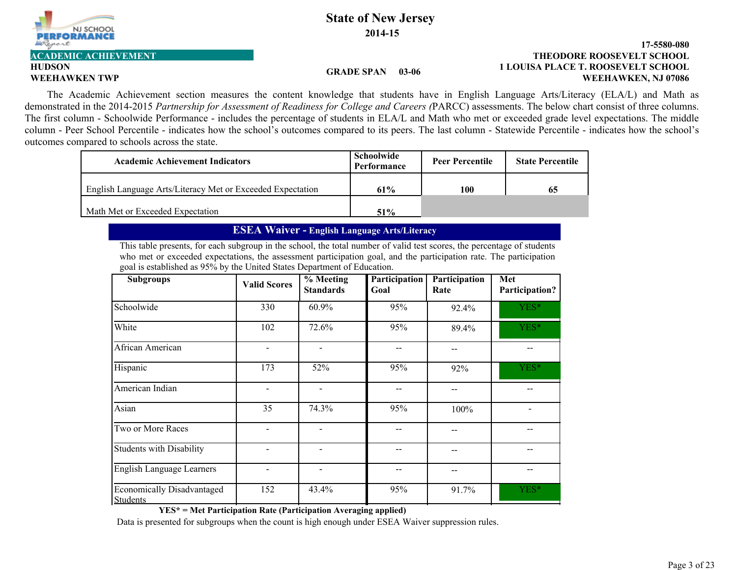**State of New Jersey**

**2014-15**

**ACADEMIC ACHIEVEMENT**

**HUDSON**
**WEEHAWKEN TWP**

**GRADE SPAN 03-06**

**17-5580-080**
**THEODORE ROOSEVELT SCHOOL**
**1 LOUISA PLACE T. ROOSEVELT SCHOOL**
**WEEHAWKEN, NJ 07086**

The Academic Achievement section measures the content knowledge that students have in English Language Arts/Literacy (ELA/L) and Math as demonstrated in the 2014-2015 *Partnership for Assessment of Readiness for College and Careers (*PARCC) assessments. The below chart consist of three columns. The first column - Schoolwide Performance - includes the percentage of students in ELA/L and Math who met or exceeded grade level expectations. The middle column - Peer School Percentile - indicates how the school's outcomes compared to its peers. The last column - Statewide Percentile - indicates how the school's outcomes compared to schools across the state.

| Academic Achievement Indicators | Schoolwide Performance | Peer Percentile | State Percentile |
|---|---|---|---|
| English Language Arts/Literacy Met or Exceeded Expectation | **61%** | **100** | **65** |
| Math Met or Exceeded Expectation | **51%** | | |

## ESEA Waiver - English Language Arts/Literacy

This table presents, for each subgroup in the school, the total number of valid test scores, the percentage of students who met or exceeded expectations, the assessment participation goal, and the participation rate. The participation goal is established as 95% by the United States Department of Education.

| Subgroups | Valid Scores | % Meeting Standards | Participation Goal | Participation Rate | Met Participation? |
|---|---|---|---|---|---|
| Schoolwide | 330 | 60.9% | 95% | 92.4% | YES* |
| White | 102 | 72.6% | 95% | 89.4% | YES* |
| African American | - | - | -- | -- | -- |
| Hispanic | 173 | 52% | 95% | 92% | YES* |
| American Indian | - | - | -- | -- | -- |
| Asian | 35 | 74.3% | 95% | 100% | - |
| Two or More Races | - | - | -- | -- | -- |
| Students with Disability | - | - | -- | -- | -- |
| English Language Learners | - | - | -- | -- | -- |
| Economically Disadvantaged Students | 152 | 43.4% | 95% | 91.7% | YES* |

**YES* = Met Participation Rate (Participation Averaging applied)**

Data is presented for subgroups when the count is high enough under ESEA Waiver suppression rules.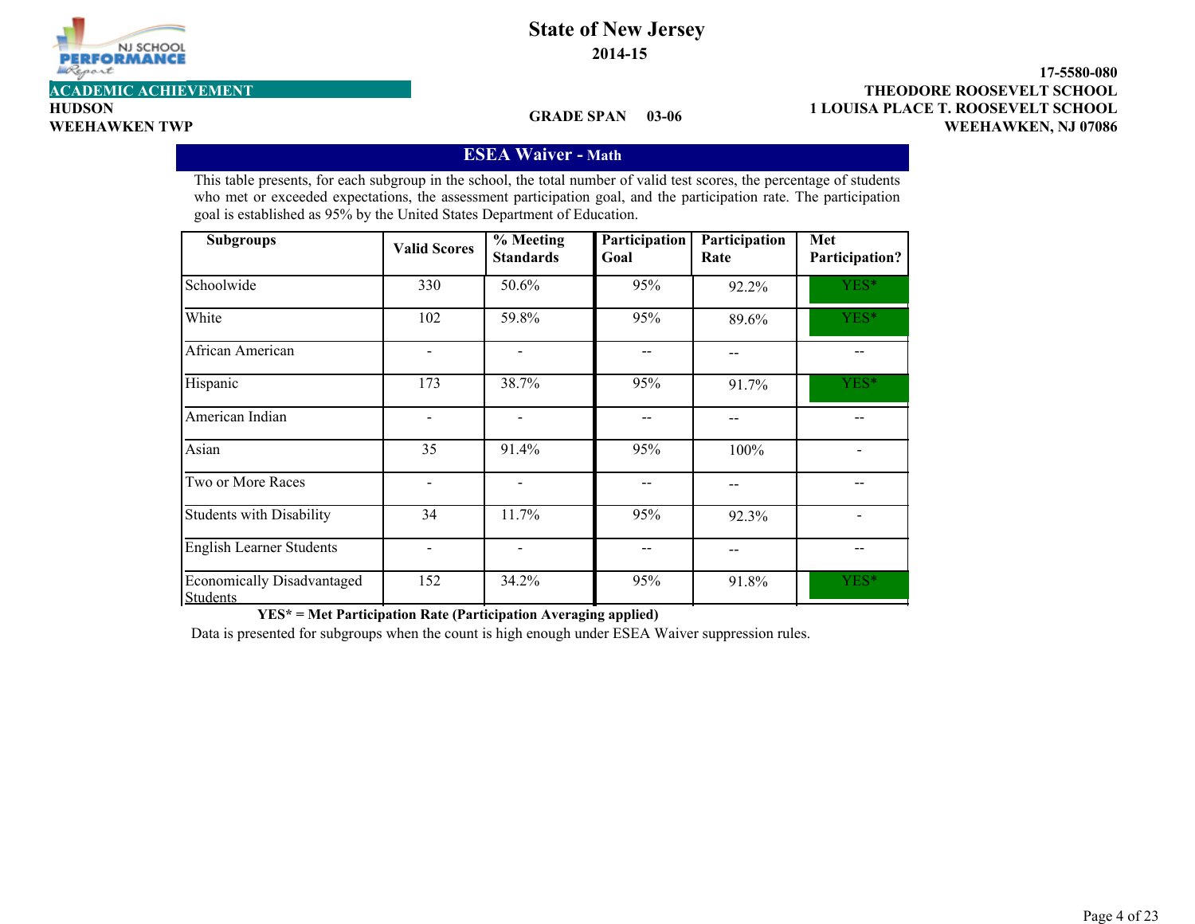**State of New Jersey**
**2014-15**

**ACADEMIC ACHIEVEMENT**

**HUDSON**
**WEEHAWKEN TWP**

**GRADE SPAN 03-06**

**17-5580-080**
**THEODORE ROOSEVELT SCHOOL**
**1 LOUISA PLACE T. ROOSEVELT SCHOOL**
**WEEHAWKEN, NJ 07086**

## ESEA Waiver - Math

This table presents, for each subgroup in the school, the total number of valid test scores, the percentage of students who met or exceeded expectations, the assessment participation goal, and the participation rate. The participation goal is established as 95% by the United States Department of Education.

| Subgroups | Valid Scores | % Meeting Standards | Participation Goal | Participation Rate | Met Participation? |
|---|---|---|---|---|---|
| Schoolwide | 330 | 50.6% | 95% | 92.2% | YES* |
| White | 102 | 59.8% | 95% | 89.6% | YES* |
| African American | - | - | -- | -- | -- |
| Hispanic | 173 | 38.7% | 95% | 91.7% | YES* |
| American Indian | - | - | -- | -- | -- |
| Asian | 35 | 91.4% | 95% | 100% | - |
| Two or More Races | - | - | -- | -- | -- |
| Students with Disability | 34 | 11.7% | 95% | 92.3% | - |
| English Learner Students | - | - | -- | -- | -- |
| Economically Disadvantaged Students | 152 | 34.2% | 95% | 91.8% | YES* |

**YES* = Met Participation Rate (Participation Averaging applied)**

Data is presented for subgroups when the count is high enough under ESEA Waiver suppression rules.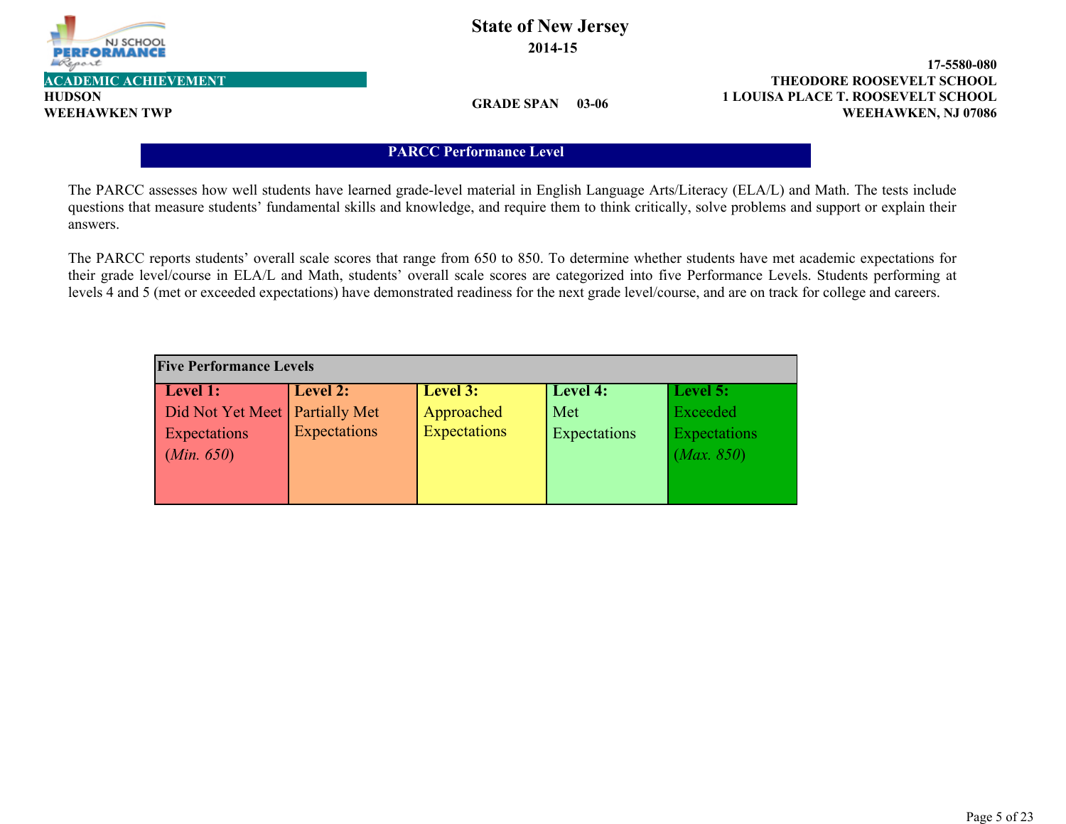State of New Jersey
2014-15

ACADEMIC ACHIEVEMENT

HUDSON
WEEHAWKEN TWP

GRADE SPAN 03-06

17-5580-080
THEODORE ROOSEVELT SCHOOL
1 LOUISA PLACE T. ROOSEVELT SCHOOL
WEEHAWKEN, NJ 07086

## PARCC Performance Level

The PARCC assesses how well students have learned grade-level material in English Language Arts/Literacy (ELA/L) and Math. The tests include questions that measure students' fundamental skills and knowledge, and require them to think critically, solve problems and support or explain their answers.

The PARCC reports students' overall scale scores that range from 650 to 850. To determine whether students have met academic expectations for their grade level/course in ELA/L and Math, students' overall scale scores are categorized into five Performance Levels. Students performing at levels 4 and 5 (met or exceeded expectations) have demonstrated readiness for the next grade level/course, and are on track for college and careers.

| Five Performance Levels | | | | |
|---|---|---|---|---|
| **Level 1:** Did Not Yet Meet Expectations (*Min. 650*) | **Level 2:** Partially Met Expectations | **Level 3:** Approached Expectations | **Level 4:** Met Expectations | **Level 5:** Exceeded Expectations (*Max. 850*) |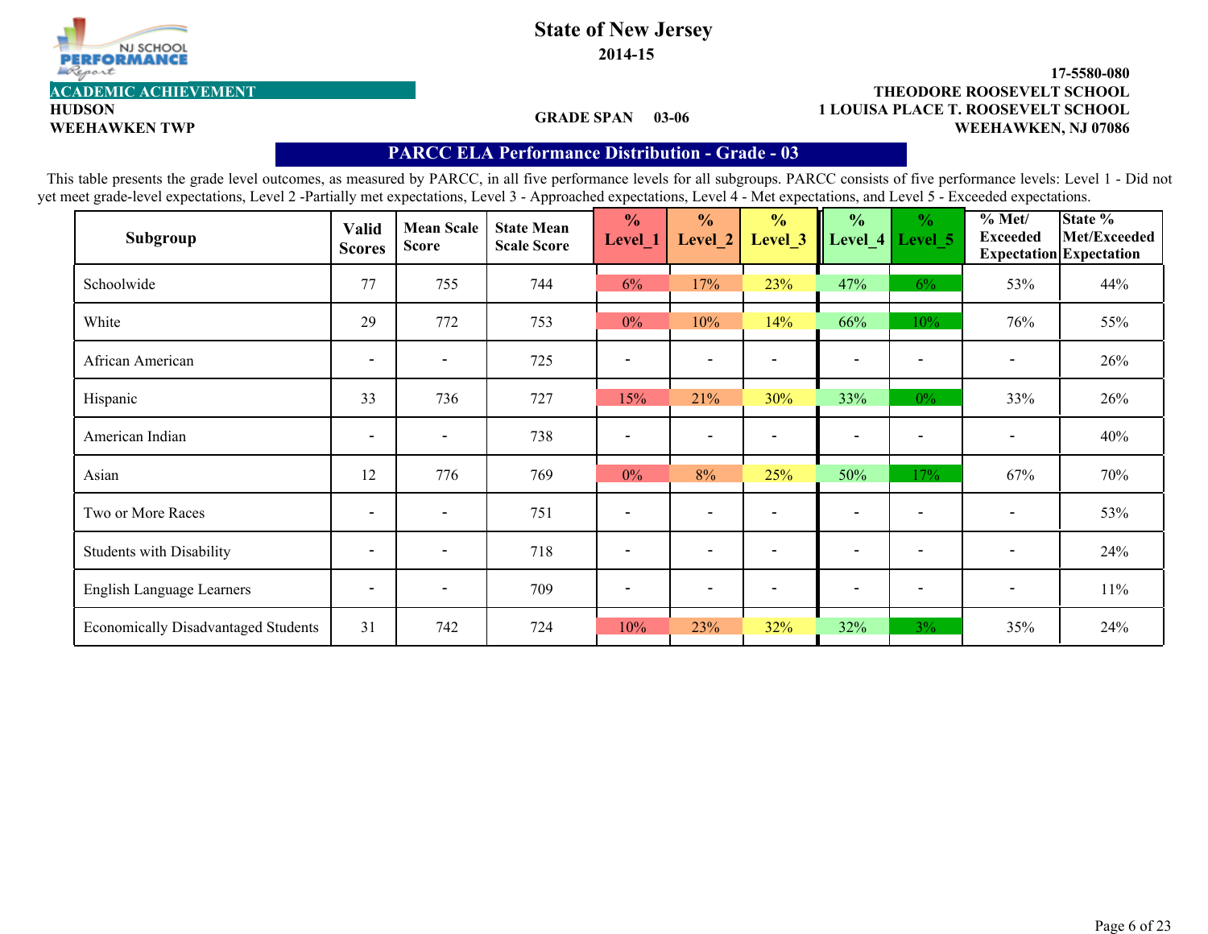# State of New Jersey

**2014-15**

**ACADEMIC ACHIEVEMENT**

**HUDSON**
**WEEHAWKEN TWP**

**GRADE SPAN 03-06**

**17-5580-080**
**THEODORE ROOSEVELT SCHOOL**
**1 LOUISA PLACE T. ROOSEVELT SCHOOL**
**WEEHAWKEN, NJ 07086**

## PARCC ELA Performance Distribution - Grade - 03

This table presents the grade level outcomes, as measured by PARCC, in all five performance levels for all subgroups. PARCC consists of five performance levels: Level 1 - Did not yet meet grade-level expectations, Level 2 -Partially met expectations, Level 3 - Approached expectations, Level 4 - Met expectations, and Level 5 - Exceeded expectations.

| Subgroup | Valid Scores | Mean Scale Score | State Mean Scale Score | % Level_1 | % Level_2 | % Level_3 | % Level_4 | % Level_5 | % Met/ Exceeded Expectation | State % Met/Exceeded Expectation |
|---|---|---|---|---|---|---|---|---|---|---|
| Schoolwide | 77 | 755 | 744 | 6% | 17% | 23% | 47% | 6% | 53% | 44% |
| White | 29 | 772 | 753 | 0% | 10% | 14% | 66% | 10% | 76% | 55% |
| African American | - | - | 725 | - | - | - | - | - | - | 26% |
| Hispanic | 33 | 736 | 727 | 15% | 21% | 30% | 33% | 0% | 33% | 26% |
| American Indian | - | - | 738 | - | - | - | - | - | - | 40% |
| Asian | 12 | 776 | 769 | 0% | 8% | 25% | 50% | 17% | 67% | 70% |
| Two or More Races | - | - | 751 | - | - | - | - | - | - | 53% |
| Students with Disability | - | - | 718 | - | - | - | - | - | - | 24% |
| English Language Learners | - | - | 709 | - | - | - | - | - | - | 11% |
| Economically Disadvantaged Students | 31 | 742 | 724 | 10% | 23% | 32% | 32% | 3% | 35% | 24% |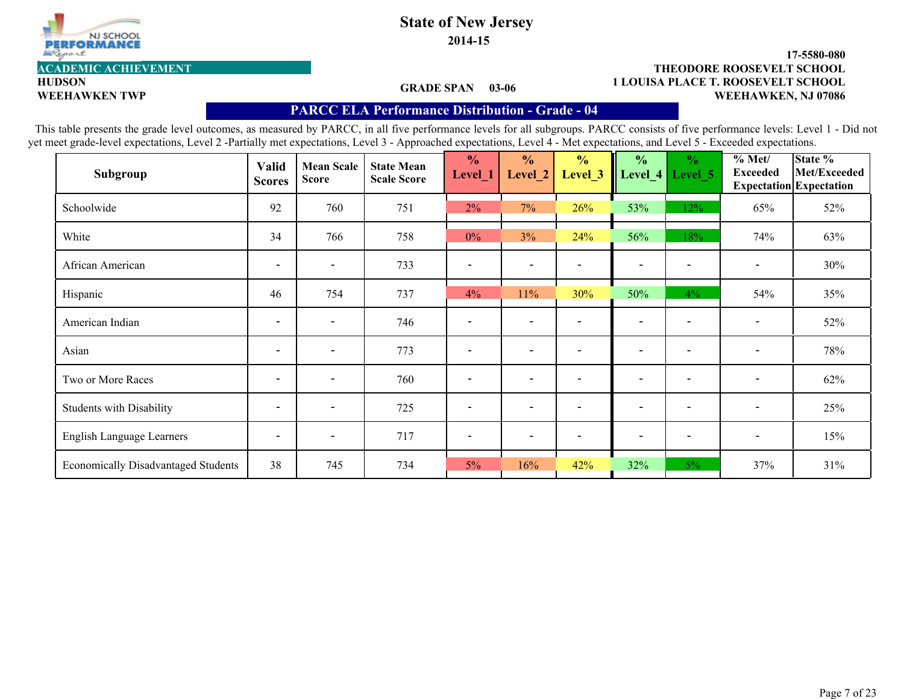# State of New Jersey

**2014-15**

**ACADEMIC ACHIEVEMENT**

**HUDSON**
**WEEHAWKEN TWP**

**GRADE SPAN 03-06**

**17-5580-080**
**THEODORE ROOSEVELT SCHOOL**
**1 LOUISA PLACE T. ROOSEVELT SCHOOL**
**WEEHAWKEN, NJ 07086**

## PARCC ELA Performance Distribution - Grade - 04

This table presents the grade level outcomes, as measured by PARCC, in all five performance levels for all subgroups. PARCC consists of five performance levels: Level 1 - Did not yet meet grade-level expectations, Level 2 -Partially met expectations, Level 3 - Approached expectations, Level 4 - Met expectations, and Level 5 - Exceeded expectations.

| Subgroup | Valid Scores | Mean Scale Score | State Mean Scale Score | % Level_1 | % Level_2 | % Level_3 | % Level_4 | % Level_5 | % Met/ Exceeded Expectation | State % Met/Exceeded Expectation |
|---|---|---|---|---|---|---|---|---|---|---|
| Schoolwide | 92 | 760 | 751 | 2% | 7% | 26% | 53% | 12% | 65% | 52% |
| White | 34 | 766 | 758 | 0% | 3% | 24% | 56% | 18% | 74% | 63% |
| African American | - | - | 733 | - | - | - | - | - | - | 30% |
| Hispanic | 46 | 754 | 737 | 4% | 11% | 30% | 50% | 4% | 54% | 35% |
| American Indian | - | - | 746 | - | - | - | - | - | - | 52% |
| Asian | - | - | 773 | - | - | - | - | - | - | 78% |
| Two or More Races | - | - | 760 | - | - | - | - | - | - | 62% |
| Students with Disability | - | - | 725 | - | - | - | - | - | - | 25% |
| English Language Learners | - | - | 717 | - | - | - | - | - | - | 15% |
| Economically Disadvantaged Students | 38 | 745 | 734 | 5% | 16% | 42% | 32% | 5% | 37% | 31% |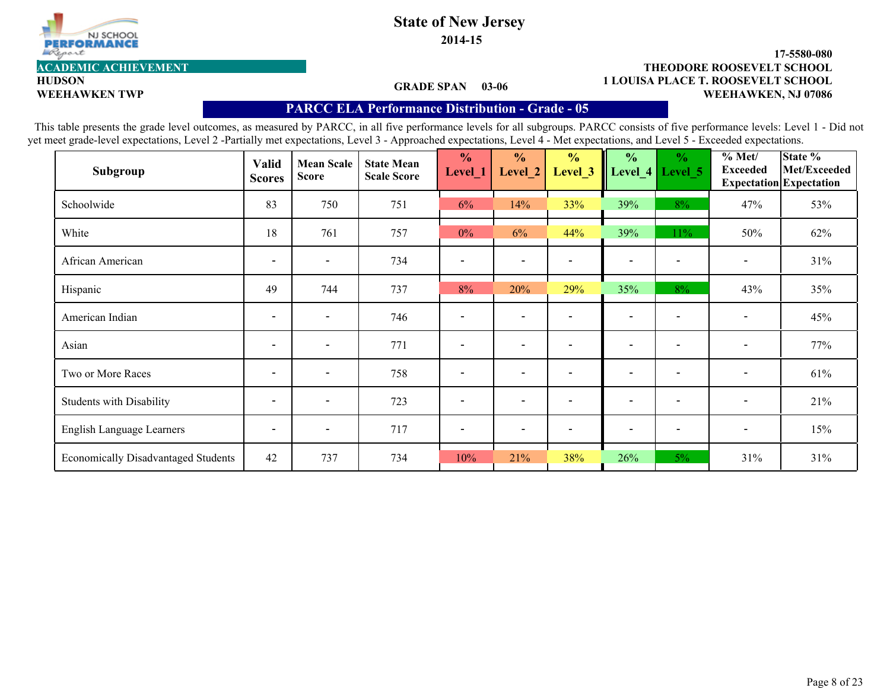**ACADEMIC ACHIEVEMENT**

HUDSON
WEEHAWKEN TWP

# State of New Jersey

**2014-15**

**GRADE SPAN 03-06**

**17-5580-080**
**THEODORE ROOSEVELT SCHOOL**
**1 LOUISA PLACE T. ROOSEVELT SCHOOL**
**WEEHAWKEN, NJ 07086**

## PARCC ELA Performance Distribution - Grade - 05

This table presents the grade level outcomes, as measured by PARCC, in all five performance levels for all subgroups. PARCC consists of five performance levels: Level 1 - Did not yet meet grade-level expectations, Level 2 -Partially met expectations, Level 3 - Approached expectations, Level 4 - Met expectations, and Level 5 - Exceeded expectations.

| Subgroup | Valid Scores | Mean Scale Score | State Mean Scale Score | % Level_1 | % Level_2 | % Level_3 | % Level_4 | % Level_5 | % Met/ Exceeded Expectation | State % Met/Exceeded Expectation |
|---|---|---|---|---|---|---|---|---|---|---|
| Schoolwide | 83 | 750 | 751 | 6% | 14% | 33% | 39% | 8% | 47% | 53% |
| White | 18 | 761 | 757 | 0% | 6% | 44% | 39% | 11% | 50% | 62% |
| African American | - | - | 734 | - | - | - | - | - | - | 31% |
| Hispanic | 49 | 744 | 737 | 8% | 20% | 29% | 35% | 8% | 43% | 35% |
| American Indian | - | - | 746 | - | - | - | - | - | - | 45% |
| Asian | - | - | 771 | - | - | - | - | - | - | 77% |
| Two or More Races | - | - | 758 | - | - | - | - | - | - | 61% |
| Students with Disability | - | - | 723 | - | - | - | - | - | - | 21% |
| English Language Learners | - | - | 717 | - | - | - | - | - | - | 15% |
| Economically Disadvantaged Students | 42 | 737 | 734 | 10% | 21% | 38% | 26% | 5% | 31% | 31% |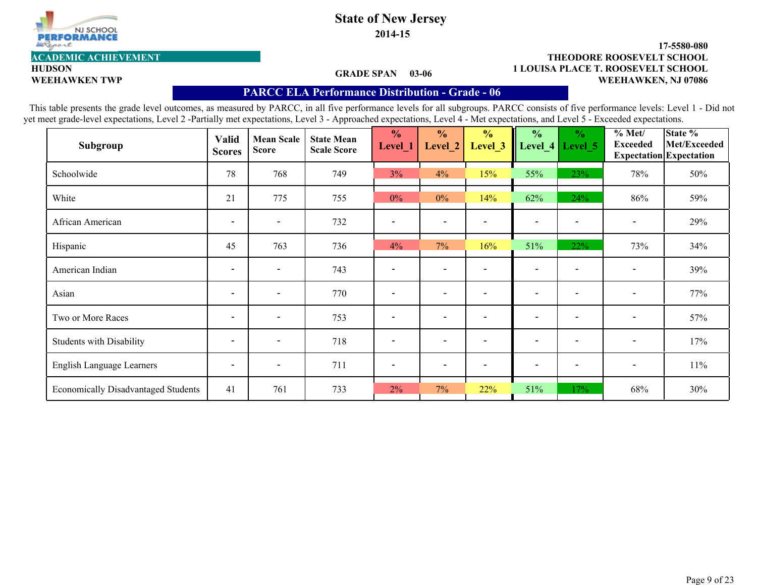NJ SCHOOL PERFORMANCE Report

# State of New Jersey

**2014-15**

**ACADEMIC ACHIEVEMENT**

**HUDSON**
**WEEHAWKEN TWP**

**GRADE SPAN 03-06**

**17-5580-080**
**THEODORE ROOSEVELT SCHOOL**
**1 LOUISA PLACE T. ROOSEVELT SCHOOL**
**WEEHAWKEN, NJ 07086**

## PARCC ELA Performance Distribution - Grade - 06

This table presents the grade level outcomes, as measured by PARCC, in all five performance levels for all subgroups. PARCC consists of five performance levels: Level 1 - Did not yet meet grade-level expectations, Level 2 -Partially met expectations, Level 3 - Approached expectations, Level 4 - Met expectations, and Level 5 - Exceeded expectations.

| Subgroup | Valid Scores | Mean Scale Score | State Mean Scale Score | % Level_1 | % Level_2 | % Level_3 | % Level_4 | % Level_5 | % Met/ Exceeded Expectation | State % Met/Exceeded Expectation |
|---|---|---|---|---|---|---|---|---|---|---|
| Schoolwide | 78 | 768 | 749 | 3% | 4% | 15% | 55% | 23% | 78% | 50% |
| White | 21 | 775 | 755 | 0% | 0% | 14% | 62% | 24% | 86% | 59% |
| African American | - | - | 732 | - | - | - | - | - | - | 29% |
| Hispanic | 45 | 763 | 736 | 4% | 7% | 16% | 51% | 22% | 73% | 34% |
| American Indian | - | - | 743 | - | - | - | - | - | - | 39% |
| Asian | - | - | 770 | - | - | - | - | - | - | 77% |
| Two or More Races | - | - | 753 | - | - | - | - | - | - | 57% |
| Students with Disability | - | - | 718 | - | - | - | - | - | - | 17% |
| English Language Learners | - | - | 711 | - | - | - | - | - | - | 11% |
| Economically Disadvantaged Students | 41 | 761 | 733 | 2% | 7% | 22% | 51% | 17% | 68% | 30% |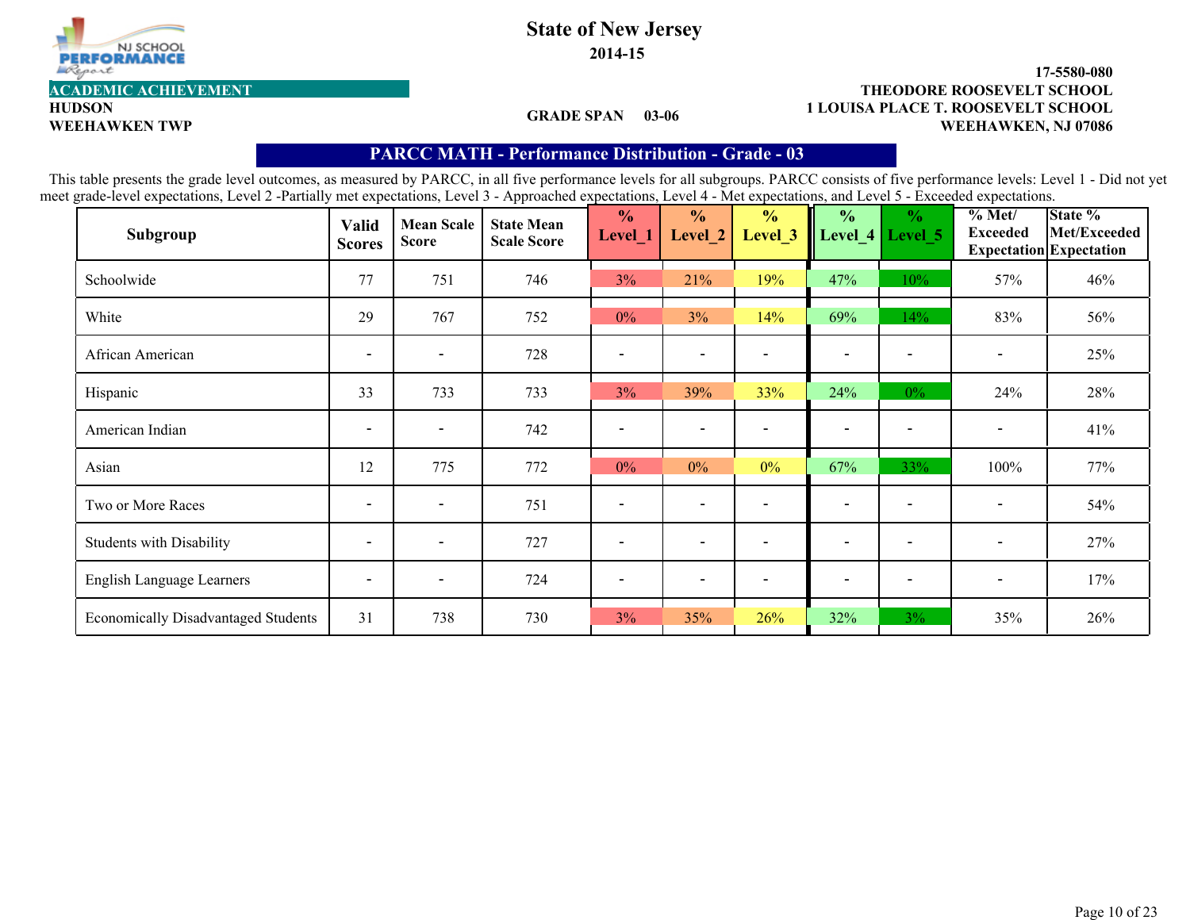**State of New Jersey**

**2014-15**

**ACADEMIC ACHIEVEMENT**

**HUDSON**
**WEEHAWKEN TWP**

**GRADE SPAN 03-06**

**17-5580-080**
**THEODORE ROOSEVELT SCHOOL**
**1 LOUISA PLACE T. ROOSEVELT SCHOOL**
**WEEHAWKEN, NJ 07086**

## PARCC MATH - Performance Distribution - Grade - 03

This table presents the grade level outcomes, as measured by PARCC, in all five performance levels for all subgroups. PARCC consists of five performance levels: Level 1 - Did not yet meet grade-level expectations, Level 2 -Partially met expectations, Level 3 - Approached expectations, Level 4 - Met expectations, and Level 5 - Exceeded expectations.

| Subgroup | Valid Scores | Mean Scale Score | State Mean Scale Score | % Level_1 | % Level_2 | % Level_3 | % Level_4 | % Level_5 | % Met/ Exceeded Expectation | State % Met/Exceeded Expectation |
|---|---|---|---|---|---|---|---|---|---|---|
| Schoolwide | 77 | 751 | 746 | 3% | 21% | 19% | 47% | 10% | 57% | 46% |
| White | 29 | 767 | 752 | 0% | 3% | 14% | 69% | 14% | 83% | 56% |
| African American | - | - | 728 | - | - | - | - | - | - | 25% |
| Hispanic | 33 | 733 | 733 | 3% | 39% | 33% | 24% | 0% | 24% | 28% |
| American Indian | - | - | 742 | - | - | - | - | - | - | 41% |
| Asian | 12 | 775 | 772 | 0% | 0% | 0% | 67% | 33% | 100% | 77% |
| Two or More Races | - | - | 751 | - | - | - | - | - | - | 54% |
| Students with Disability | - | - | 727 | - | - | - | - | - | - | 27% |
| English Language Learners | - | - | 724 | - | - | - | - | - | - | 17% |
| Economically Disadvantaged Students | 31 | 738 | 730 | 3% | 35% | 26% | 32% | 3% | 35% | 26% |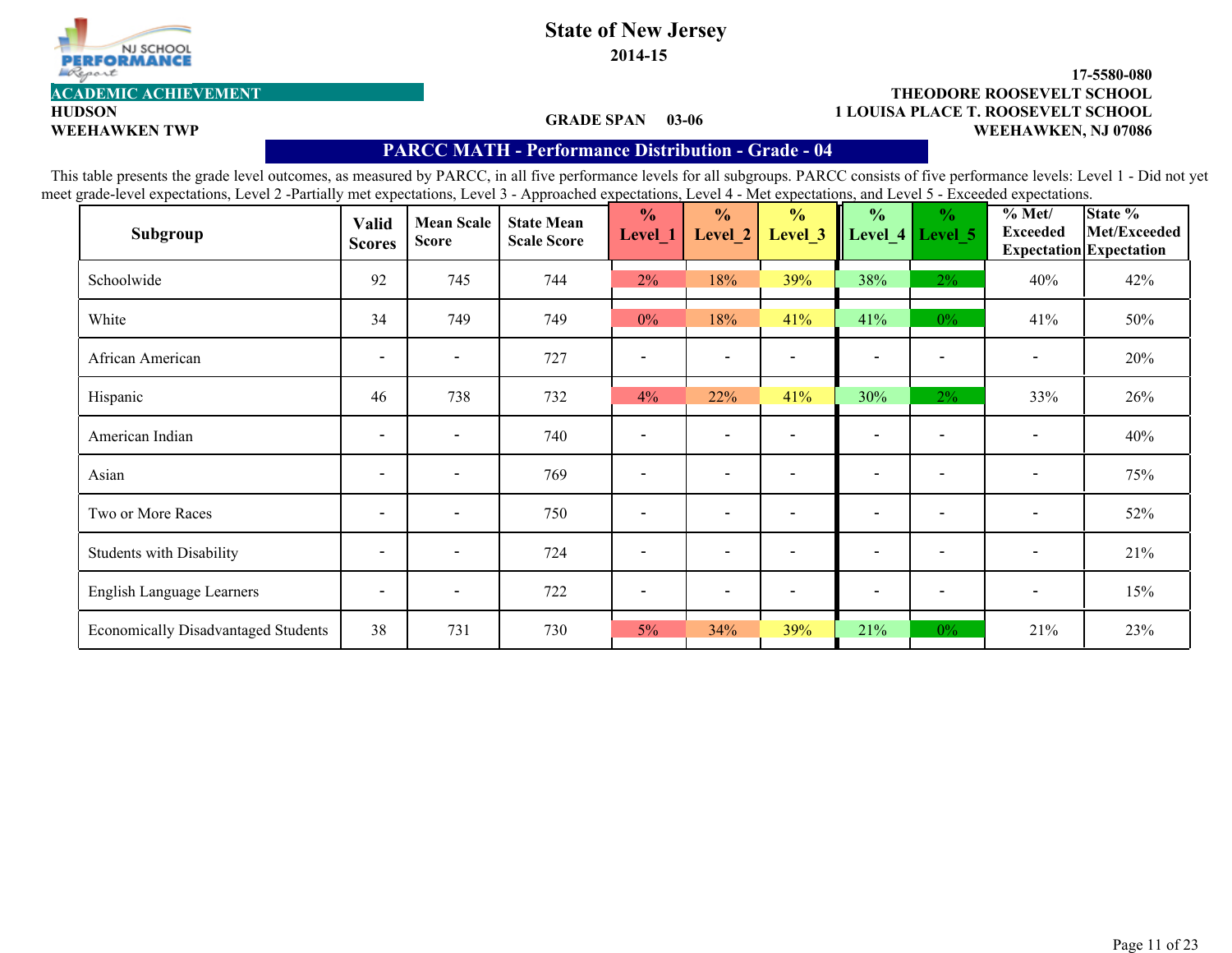# State of New Jersey

**2014-15**

**ACADEMIC ACHIEVEMENT**

**HUDSON**
**WEEHAWKEN TWP**

**GRADE SPAN 03-06**

**17-5580-080**
**THEODORE ROOSEVELT SCHOOL**
**1 LOUISA PLACE T. ROOSEVELT SCHOOL**
**WEEHAWKEN, NJ 07086**

## PARCC MATH - Performance Distribution - Grade - 04

This table presents the grade level outcomes, as measured by PARCC, in all five performance levels for all subgroups. PARCC consists of five performance levels: Level 1 - Did not yet meet grade-level expectations, Level 2 -Partially met expectations, Level 3 - Approached expectations, Level 4 - Met expectations, and Level 5 - Exceeded expectations.

| Subgroup | Valid Scores | Mean Scale Score | State Mean Scale Score | % Level_1 | % Level_2 | % Level_3 | % Level_4 | % Level_5 | % Met/ Exceeded Expectation | State % Met/Exceeded Expectation |
|---|---|---|---|---|---|---|---|---|---|---|
| Schoolwide | 92 | 745 | 744 | 2% | 18% | 39% | 38% | 2% | 40% | 42% |
| White | 34 | 749 | 749 | 0% | 18% | 41% | 41% | 0% | 41% | 50% |
| African American | - | - | 727 | - | - | - | - | - | - | 20% |
| Hispanic | 46 | 738 | 732 | 4% | 22% | 41% | 30% | 2% | 33% | 26% |
| American Indian | - | - | 740 | - | - | - | - | - | - | 40% |
| Asian | - | - | 769 | - | - | - | - | - | - | 75% |
| Two or More Races | - | - | 750 | - | - | - | - | - | - | 52% |
| Students with Disability | - | - | 724 | - | - | - | - | - | - | 21% |
| English Language Learners | - | - | 722 | - | - | - | - | - | - | 15% |
| Economically Disadvantaged Students | 38 | 731 | 730 | 5% | 34% | 39% | 21% | 0% | 21% | 23% |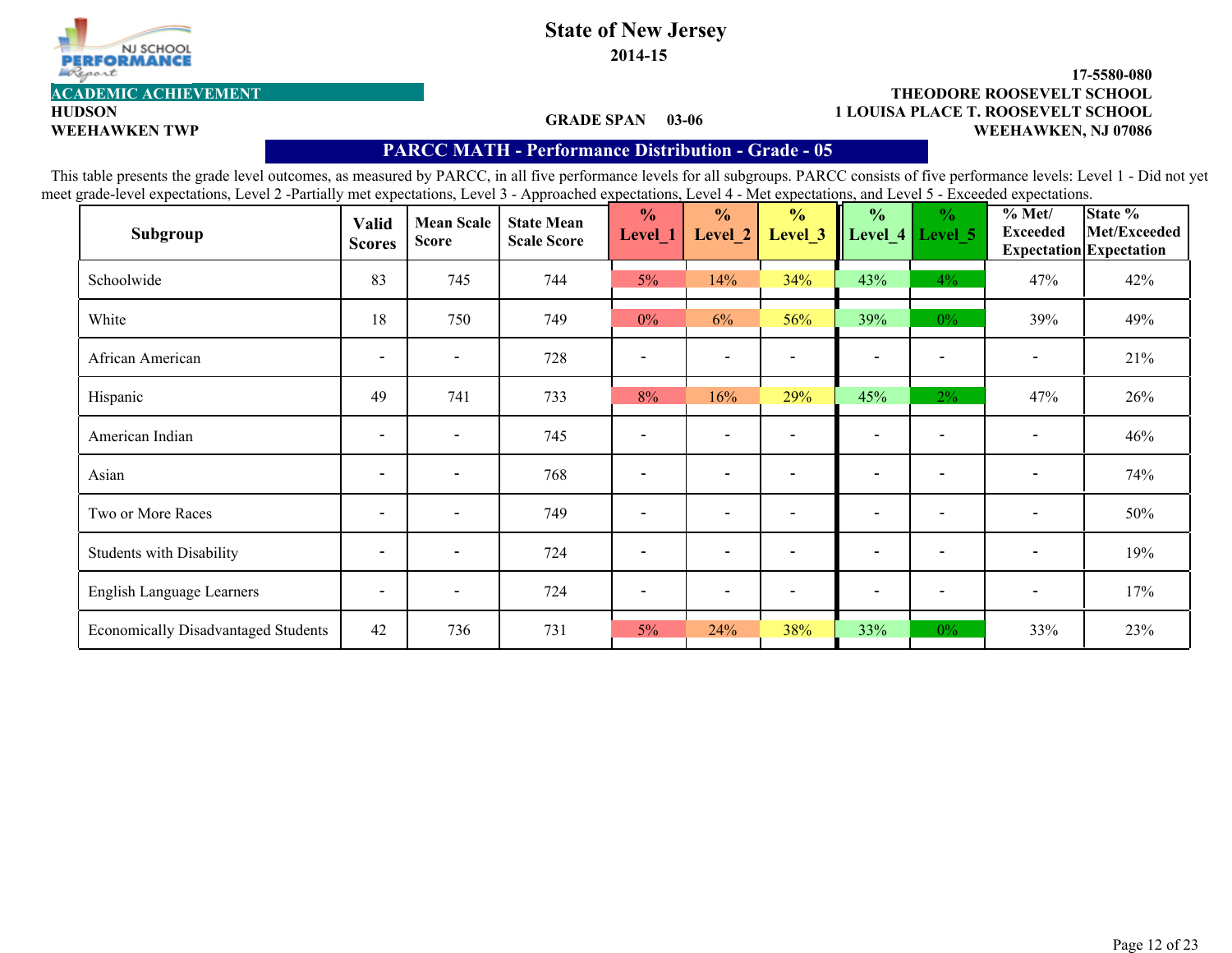# State of New Jersey

**2014-15**

**ACADEMIC ACHIEVEMENT**

**HUDSON**
**WEEHAWKEN TWP**

**GRADE SPAN 03-06**

**17-5580-080**
**THEODORE ROOSEVELT SCHOOL**
**1 LOUISA PLACE T. ROOSEVELT SCHOOL**
**WEEHAWKEN, NJ 07086**

## PARCC MATH - Performance Distribution - Grade - 05

This table presents the grade level outcomes, as measured by PARCC, in all five performance levels for all subgroups. PARCC consists of five performance levels: Level 1 - Did not yet meet grade-level expectations, Level 2 -Partially met expectations, Level 3 - Approached expectations, Level 4 - Met expectations, and Level 5 - Exceeded expectations.

| Subgroup | Valid Scores | Mean Scale Score | State Mean Scale Score | % Level_1 | % Level_2 | % Level_3 | % Level_4 | % Level_5 | % Met/ Exceeded Expectation | State % Met/Exceeded Expectation |
|---|---|---|---|---|---|---|---|---|---|---|
| Schoolwide | 83 | 745 | 744 | 5% | 14% | 34% | 43% | 4% | 47% | 42% |
| White | 18 | 750 | 749 | 0% | 6% | 56% | 39% | 0% | 39% | 49% |
| African American | - | - | 728 | - | - | - | - | - | - | 21% |
| Hispanic | 49 | 741 | 733 | 8% | 16% | 29% | 45% | 2% | 47% | 26% |
| American Indian | - | - | 745 | - | - | - | - | - | - | 46% |
| Asian | - | - | 768 | - | - | - | - | - | - | 74% |
| Two or More Races | - | - | 749 | - | - | - | - | - | - | 50% |
| Students with Disability | - | - | 724 | - | - | - | - | - | - | 19% |
| English Language Learners | - | - | 724 | - | - | - | - | - | - | 17% |
| Economically Disadvantaged Students | 42 | 736 | 731 | 5% | 24% | 38% | 33% | 0% | 33% | 23% |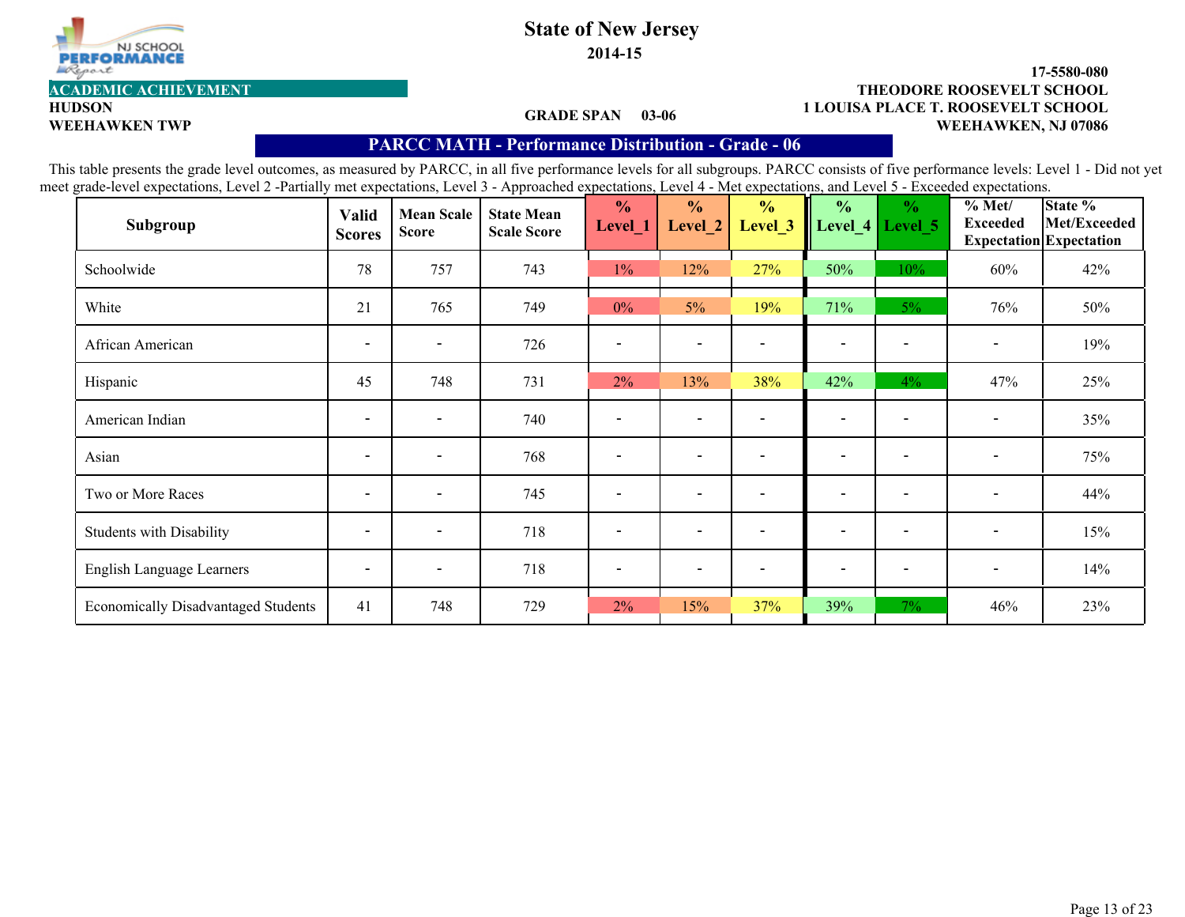# State of New Jersey

**2014-15**

**ACADEMIC ACHIEVEMENT**

**HUDSON**
**WEEHAWKEN TWP**

**GRADE SPAN 03-06**

**17-5580-080**
**THEODORE ROOSEVELT SCHOOL**
**1 LOUISA PLACE T. ROOSEVELT SCHOOL**
**WEEHAWKEN, NJ 07086**

## PARCC MATH - Performance Distribution - Grade - 06

This table presents the grade level outcomes, as measured by PARCC, in all five performance levels for all subgroups. PARCC consists of five performance levels: Level 1 - Did not yet meet grade-level expectations, Level 2 -Partially met expectations, Level 3 - Approached expectations, Level 4 - Met expectations, and Level 5 - Exceeded expectations.

| Subgroup | Valid Scores | Mean Scale Score | State Mean Scale Score | % Level_1 | % Level_2 | % Level_3 | % Level_4 | % Level_5 | % Met/ Exceeded Expectation | State % Met/Exceeded Expectation |
|---|---|---|---|---|---|---|---|---|---|---|
| Schoolwide | 78 | 757 | 743 | 1% | 12% | 27% | 50% | 10% | 60% | 42% |
| White | 21 | 765 | 749 | 0% | 5% | 19% | 71% | 5% | 76% | 50% |
| African American | - | - | 726 | - | - | - | - | - | - | 19% |
| Hispanic | 45 | 748 | 731 | 2% | 13% | 38% | 42% | 4% | 47% | 25% |
| American Indian | - | - | 740 | - | - | - | - | - | - | 35% |
| Asian | - | - | 768 | - | - | - | - | - | - | 75% |
| Two or More Races | - | - | 745 | - | - | - | - | - | - | 44% |
| Students with Disability | - | - | 718 | - | - | - | - | - | - | 15% |
| English Language Learners | - | - | 718 | - | - | - | - | - | - | 14% |
| Economically Disadvantaged Students | 41 | 748 | 729 | 2% | 15% | 37% | 39% | 7% | 46% | 23% |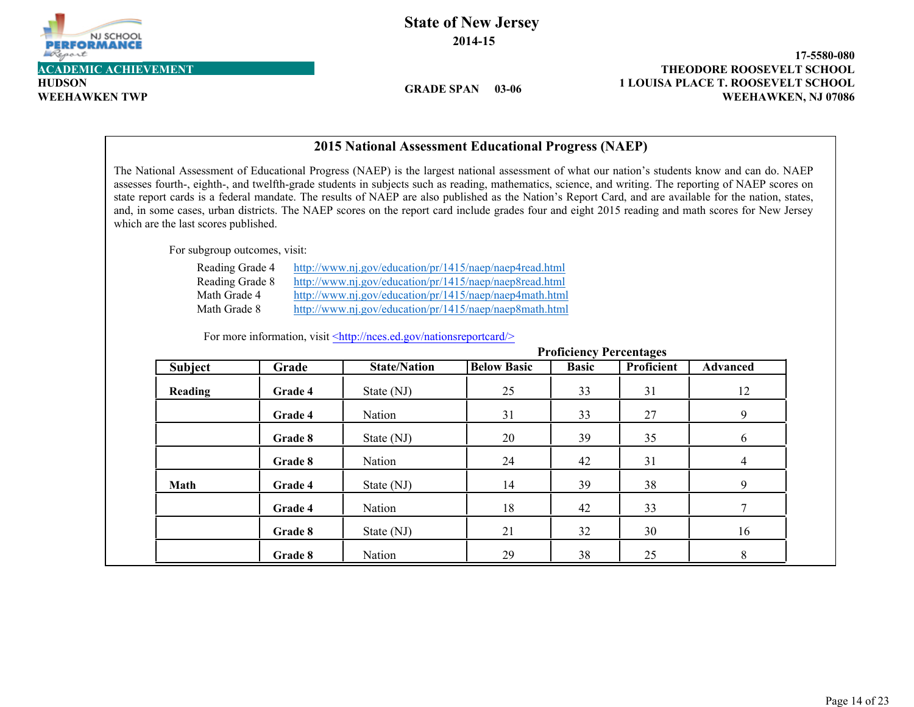**State of New Jersey**
**2014-15**

**ACADEMIC ACHIEVEMENT**

**HUDSON**
**WEEHAWKEN TWP**

**GRADE SPAN 03-06**

**17-5580-080**
**THEODORE ROOSEVELT SCHOOL**
**1 LOUISA PLACE T. ROOSEVELT SCHOOL**
**WEEHAWKEN, NJ 07086**

## 2015 National Assessment Educational Progress (NAEP)

The National Assessment of Educational Progress (NAEP) is the largest national assessment of what our nation's students know and can do. NAEP assesses fourth-, eighth-, and twelfth-grade students in subjects such as reading, mathematics, science, and writing. The reporting of NAEP scores on state report cards is a federal mandate. The results of NAEP are also published as the Nation's Report Card, and are available for the nation, states, and, in some cases, urban districts. The NAEP scores on the report card include grades four and eight 2015 reading and math scores for New Jersey which are the last scores published.

For subgroup outcomes, visit:

- Reading Grade 4 http://www.nj.gov/education/pr/1415/naep/naep4read.html
- Reading Grade 8 http://www.nj.gov/education/pr/1415/naep/naep8read.html
- Math Grade 4 http://www.nj.gov/education/pr/1415/naep/naep4math.html
- Math Grade 8 http://www.nj.gov/education/pr/1415/naep/naep8math.html

For more information, visit <http://nces.ed.gov/nationsreportcard/>

| Subject | Grade | State/Nation | Below Basic | Basic | Proficient | Advanced |
|---|---|---|---|---|---|---|
| | | | Proficiency Percentages | | | |
| **Reading** | **Grade 4** | State (NJ) | 25 | 33 | 31 | 12 |
| | **Grade 4** | Nation | 31 | 33 | 27 | 9 |
| | **Grade 8** | State (NJ) | 20 | 39 | 35 | 6 |
| | **Grade 8** | Nation | 24 | 42 | 31 | 4 |
| **Math** | **Grade 4** | State (NJ) | 14 | 39 | 38 | 9 |
| | **Grade 4** | Nation | 18 | 42 | 33 | 7 |
| | **Grade 8** | State (NJ) | 21 | 32 | 30 | 16 |
| | **Grade 8** | Nation | 29 | 38 | 25 | 8 |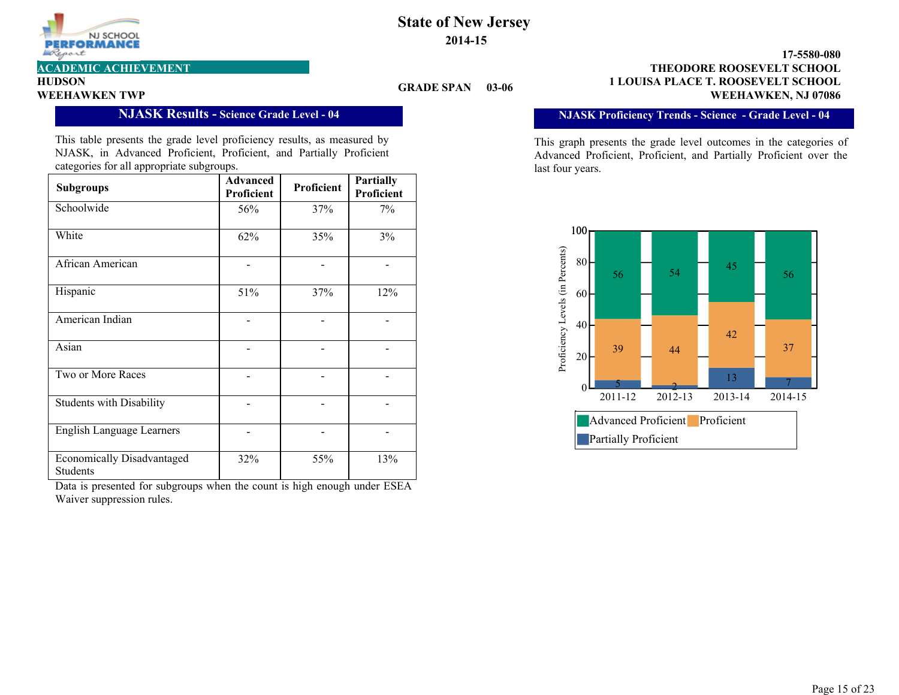**State of New Jersey**
**2014-15**

**ACADEMIC ACHIEVEMENT**
**HUDSON**
**WEEHAWKEN TWP**

**GRADE SPAN 03-06**

**17-5580-080**
**THEODORE ROOSEVELT SCHOOL**
**1 LOUISA PLACE T. ROOSEVELT SCHOOL**
**WEEHAWKEN, NJ 07086**

## NJASK Results - Science Grade Level - 04

This table presents the grade level proficiency results, as measured by NJASK, in Advanced Proficient, Proficient, and Partially Proficient categories for all appropriate subgroups.

| Subgroups | Advanced Proficient | Proficient | Partially Proficient |
|---|---|---|---|
| Schoolwide | 56% | 37% | 7% |
| White | 62% | 35% | 3% |
| African American | - | - | - |
| Hispanic | 51% | 37% | 12% |
| American Indian | - | - | - |
| Asian | - | - | - |
| Two or More Races | - | - | - |
| Students with Disability | - | - | - |
| English Language Learners | - | - | - |
| Economically Disadvantaged Students | 32% | 55% | 13% |

Data is presented for subgroups when the count is high enough under ESEA Waiver suppression rules.

## NJASK Proficiency Trends - Science - Grade Level - 04

This graph presents the grade level outcomes in the categories of Advanced Proficient, Proficient, and Partially Proficient over the last four years.

| Year | Advanced Proficient | Proficient | Partially Proficient |
|---|---|---|---|
| 2011-12 | 56 | 39 | 5 |
| 2012-13 | 54 | 44 | 2 |
| 2013-14 | 45 | 42 | 13 |
| 2014-15 | 56 | 37 | 7 |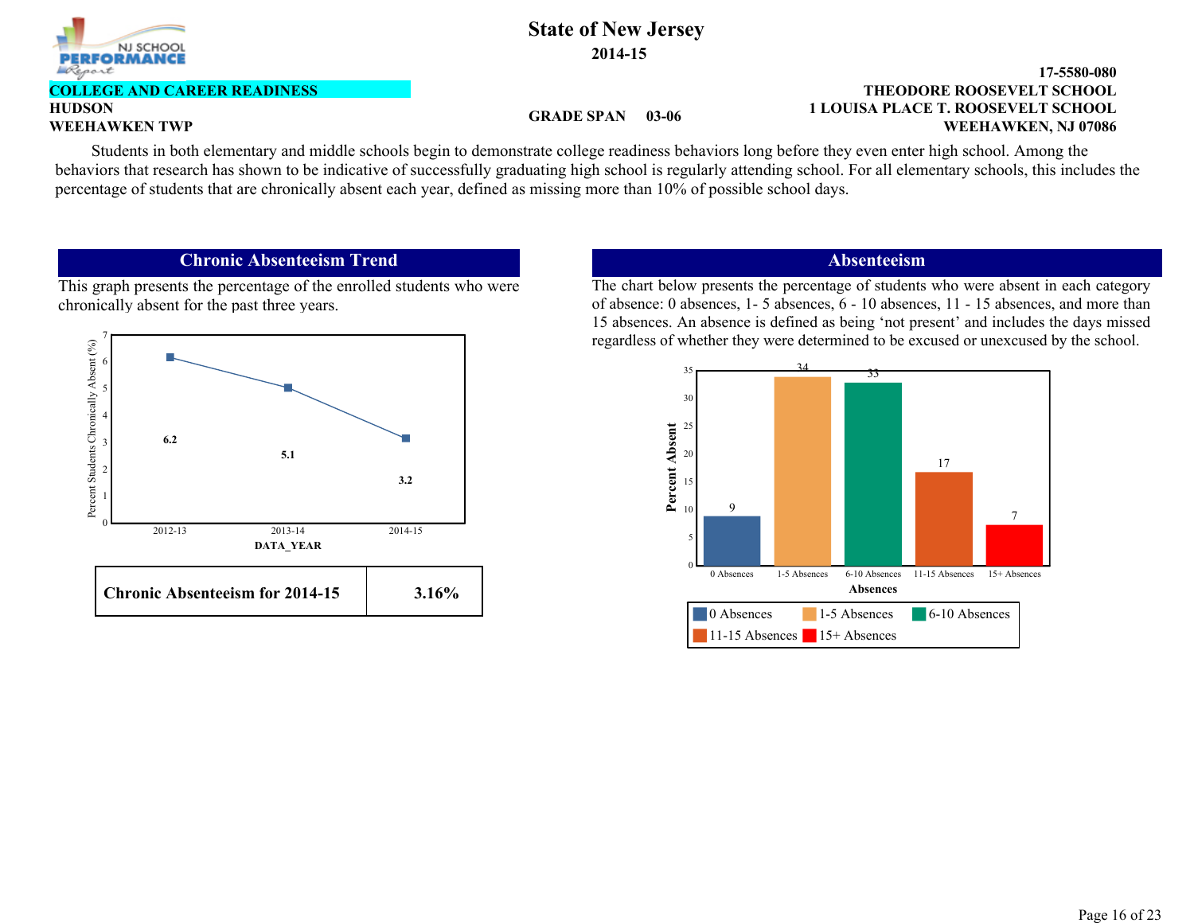# State of New Jersey

**2014-15**

**COLLEGE AND CAREER READINESS**

**HUDSON**
**WEEHAWKEN TWP**

**GRADE SPAN 03-06**

**17-5580-080**
**THEODORE ROOSEVELT SCHOOL**
**1 LOUISA PLACE T. ROOSEVELT SCHOOL**
**WEEHAWKEN, NJ 07086**

Students in both elementary and middle schools begin to demonstrate college readiness behaviors long before they even enter high school. Among the behaviors that research has shown to be indicative of successfully graduating high school is regularly attending school. For all elementary schools, this includes the percentage of students that are chronically absent each year, defined as missing more than 10% of possible school days.

## Chronic Absenteeism Trend

This graph presents the percentage of the enrolled students who were chronically absent for the past three years.

| DATA_YEAR | Percent Students Chronically Absent (%) |
|---|---|
| 2012-13 | 6.2 |
| 2013-14 | 5.1 |
| 2014-15 | 3.2 |

| **Chronic Absenteeism for 2014-15** | **3.16%** |
|---|---|

## Absenteeism

The chart below presents the percentage of students who were absent in each category of absence: 0 absences, 1- 5 absences, 6 - 10 absences, 11 - 15 absences, and more than 15 absences. An absence is defined as being 'not present' and includes the days missed regardless of whether they were determined to be excused or unexcused by the school.

| Absences | Percent Absent |
|---|---|
| 0 Absences | 9 |
| 1-5 Absences | 34 |
| 6-10 Absences | 33 |
| 11-15 Absences | 17 |
| 15+ Absences | 7 |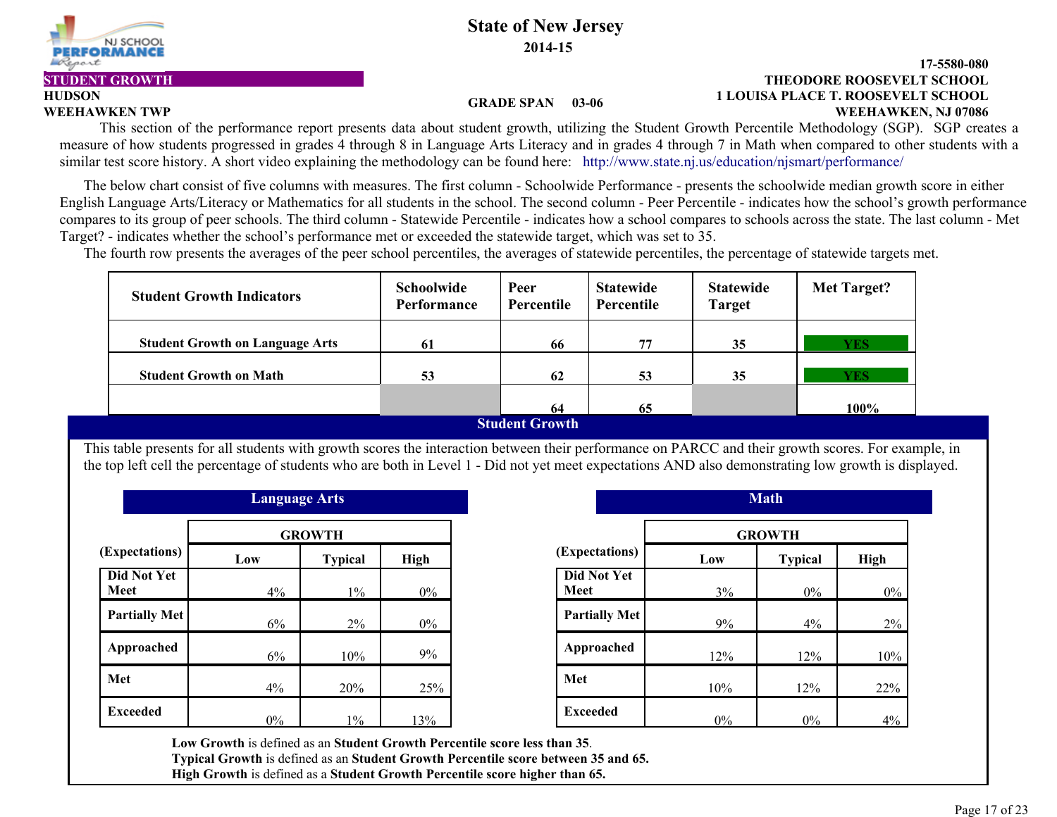# State of New Jersey

**2014-15**

**17-5580-080**
**THEODORE ROOSEVELT SCHOOL**
**1 LOUISA PLACE T. ROOSEVELT SCHOOL**
**WEEHAWKEN, NJ 07086**

**STUDENT GROWTH**

**HUDSON**
**WEEHAWKEN TWP**

**GRADE SPAN 03-06**

This section of the performance report presents data about student growth, utilizing the Student Growth Percentile Methodology (SGP). SGP creates a measure of how students progressed in grades 4 through 8 in Language Arts Literacy and in grades 4 through 7 in Math when compared to other students with a similar test score history. A short video explaining the methodology can be found here: http://www.state.nj.us/education/njsmart/performance/

The below chart consist of five columns with measures. The first column - Schoolwide Performance - presents the schoolwide median growth score in either English Language Arts/Literacy or Mathematics for all students in the school. The second column - Peer Percentile - indicates how the school's growth performance compares to its group of peer schools. The third column - Statewide Percentile - indicates how a school compares to schools across the state. The last column - Met Target? - indicates whether the school's performance met or exceeded the statewide target, which was set to 35.

The fourth row presents the averages of the peer school percentiles, the averages of statewide percentiles, the percentage of statewide targets met.

| Student Growth Indicators | Schoolwide Performance | Peer Percentile | Statewide Percentile | Statewide Target | Met Target? |
|---|---|---|---|---|---|
| Student Growth on Language Arts | 61 | 66 | 77 | 35 | YES |
| Student Growth on Math | 53 | 62 | 53 | 35 | YES |
| | | 64 | 65 | | 100% |

## Student Growth

This table presents for all students with growth scores the interaction between their performance on PARCC and their growth scores. For example, in the top left cell the percentage of students who are both in Level 1 - Did not yet meet expectations AND also demonstrating low growth is displayed.

### Language Arts

| (Expectations) | GROWTH | | |
|---|---|---|---|
| | Low | Typical | High |
| Did Not Yet Meet | 4% | 1% | 0% |
| Partially Met | 6% | 2% | 0% |
| Approached | 6% | 10% | 9% |
| Met | 4% | 20% | 25% |
| Exceeded | 0% | 1% | 13% |

### Math

| (Expectations) | GROWTH | | |
|---|---|---|---|
| | Low | Typical | High |
| Did Not Yet Meet | 3% | 0% | 0% |
| Partially Met | 9% | 4% | 2% |
| Approached | 12% | 12% | 10% |
| Met | 10% | 12% | 22% |
| Exceeded | 0% | 0% | 4% |

**Low Growth** is defined as an **Student Growth Percentile score less than 35**.
**Typical Growth** is defined as an **Student Growth Percentile score between 35 and 65.**
**High Growth** is defined as a **Student Growth Percentile score higher than 65.**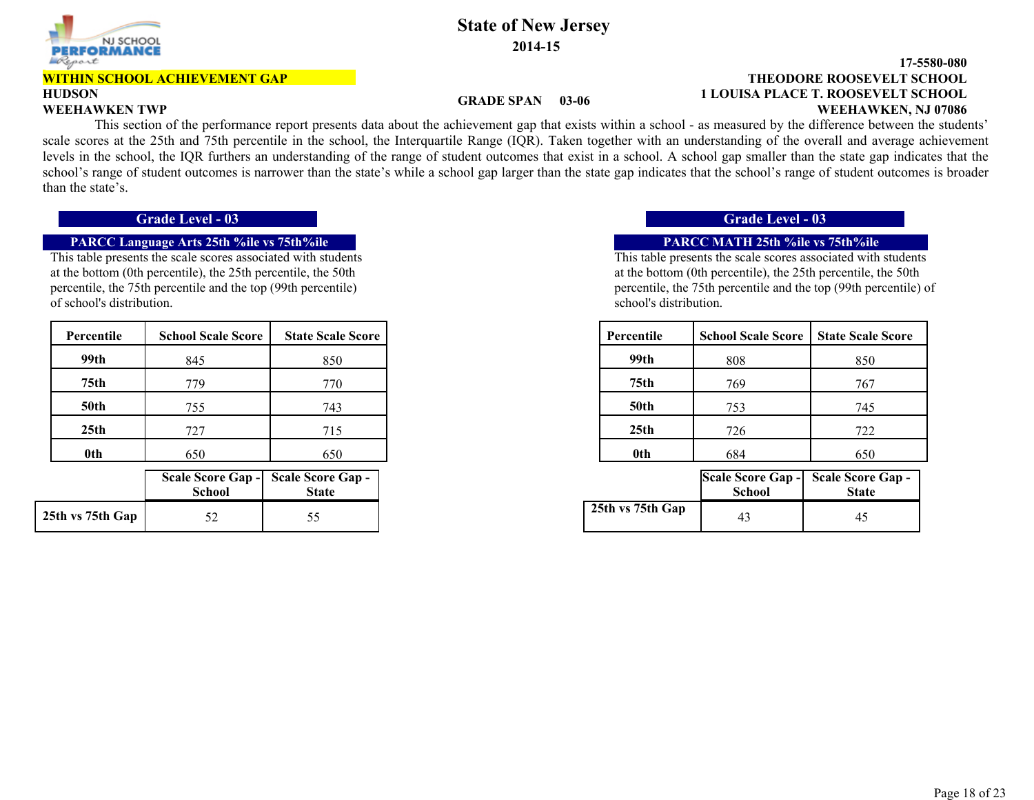# State of New Jersey

**2014-15**

**WITHIN SCHOOL ACHIEVEMENT GAP**

**HUDSON**

**WEEHAWKEN TWP**

**GRADE SPAN 03-06**

**17-5580-080**

**THEODORE ROOSEVELT SCHOOL**

**1 LOUISA PLACE T. ROOSEVELT SCHOOL**

**WEEHAWKEN, NJ 07086**

This section of the performance report presents data about the achievement gap that exists within a school - as measured by the difference between the students' scale scores at the 25th and 75th percentile in the school, the Interquartile Range (IQR). Taken together with an understanding of the overall and average achievement levels in the school, the IQR furthers an understanding of the range of student outcomes that exist in a school. A school gap smaller than the state gap indicates that the school's range of student outcomes is narrower than the state's while a school gap larger than the state gap indicates that the school's range of student outcomes is broader than the state's.

## Grade Level - 03

### PARCC Language Arts 25th %ile vs 75th%ile

This table presents the scale scores associated with students at the bottom (0th percentile), the 25th percentile, the 50th percentile, the 75th percentile and the top (99th percentile) of school's distribution.

| Percentile | School Scale Score | State Scale Score |
|---|---|---|
| 99th | 845 | 850 |
| 75th | 779 | 770 |
| 50th | 755 | 743 |
| 25th | 727 | 715 |
| 0th | 650 | 650 |

| | Scale Score Gap - School | Scale Score Gap - State |
|---|---|---|
| 25th vs 75th Gap | 52 | 55 |

## Grade Level - 03

### PARCC MATH 25th %ile vs 75th%ile

This table presents the scale scores associated with students at the bottom (0th percentile), the 25th percentile, the 50th percentile, the 75th percentile and the top (99th percentile) of school's distribution.

| Percentile | School Scale Score | State Scale Score |
|---|---|---|
| 99th | 808 | 850 |
| 75th | 769 | 767 |
| 50th | 753 | 745 |
| 25th | 726 | 722 |
| 0th | 684 | 650 |

| | Scale Score Gap - School | Scale Score Gap - State |
|---|---|---|
| 25th vs 75th Gap | 43 | 45 |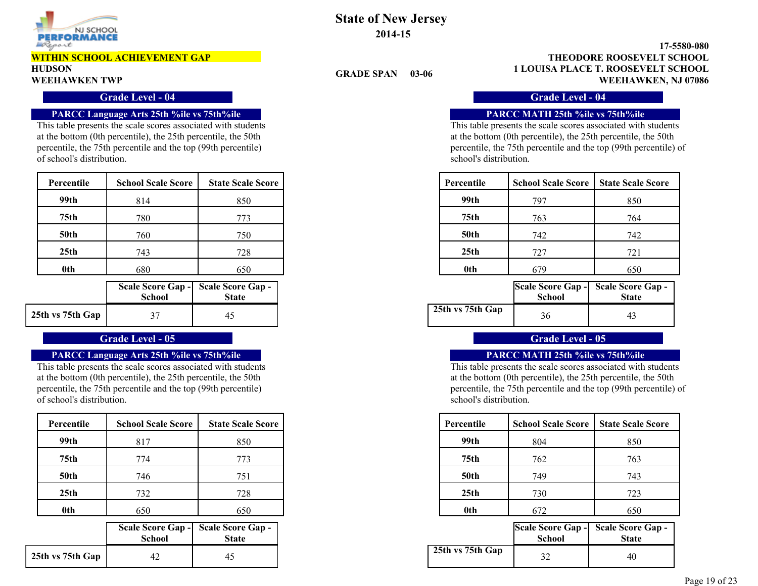# State of New Jersey

**2014-15**

**WITHIN SCHOOL ACHIEVEMENT GAP**

**HUDSON**
**WEEHAWKEN TWP**

**GRADE SPAN 03-06**

**17-5580-080**
**THEODORE ROOSEVELT SCHOOL**
**1 LOUISA PLACE T. ROOSEVELT SCHOOL**
**WEEHAWKEN, NJ 07086**

## Grade Level - 04

### PARCC Language Arts 25th %ile vs 75th%ile

This table presents the scale scores associated with students at the bottom (0th percentile), the 25th percentile, the 50th percentile, the 75th percentile and the top (99th percentile) of school's distribution.

| Percentile | School Scale Score | State Scale Score |
|---|---|---|
| 99th | 814 | 850 |
| 75th | 780 | 773 |
| 50th | 760 | 750 |
| 25th | 743 | 728 |
| 0th | 680 | 650 |

| | Scale Score Gap - School | Scale Score Gap - State |
|---|---|---|
| 25th vs 75th Gap | 37 | 45 |

### PARCC MATH 25th %ile vs 75th%ile

This table presents the scale scores associated with students at the bottom (0th percentile), the 25th percentile, the 50th percentile, the 75th percentile and the top (99th percentile) of school's distribution.

| Percentile | School Scale Score | State Scale Score |
|---|---|---|
| 99th | 797 | 850 |
| 75th | 763 | 764 |
| 50th | 742 | 742 |
| 25th | 727 | 721 |
| 0th | 679 | 650 |

| | Scale Score Gap - School | Scale Score Gap - State |
|---|---|---|
| 25th vs 75th Gap | 36 | 43 |

## Grade Level - 05

### PARCC Language Arts 25th %ile vs 75th%ile

This table presents the scale scores associated with students at the bottom (0th percentile), the 25th percentile, the 50th percentile, the 75th percentile and the top (99th percentile) of school's distribution.

| Percentile | School Scale Score | State Scale Score |
|---|---|---|
| 99th | 817 | 850 |
| 75th | 774 | 773 |
| 50th | 746 | 751 |
| 25th | 732 | 728 |
| 0th | 650 | 650 |

| | Scale Score Gap - School | Scale Score Gap - State |
|---|---|---|
| 25th vs 75th Gap | 42 | 45 |

### PARCC MATH 25th %ile vs 75th%ile

This table presents the scale scores associated with students at the bottom (0th percentile), the 25th percentile, the 50th percentile, the 75th percentile and the top (99th percentile) of school's distribution.

| Percentile | School Scale Score | State Scale Score |
|---|---|---|
| 99th | 804 | 850 |
| 75th | 762 | 763 |
| 50th | 749 | 743 |
| 25th | 730 | 723 |
| 0th | 672 | 650 |

| | Scale Score Gap - School | Scale Score Gap - State |
|---|---|---|
| 25th vs 75th Gap | 32 | 40 |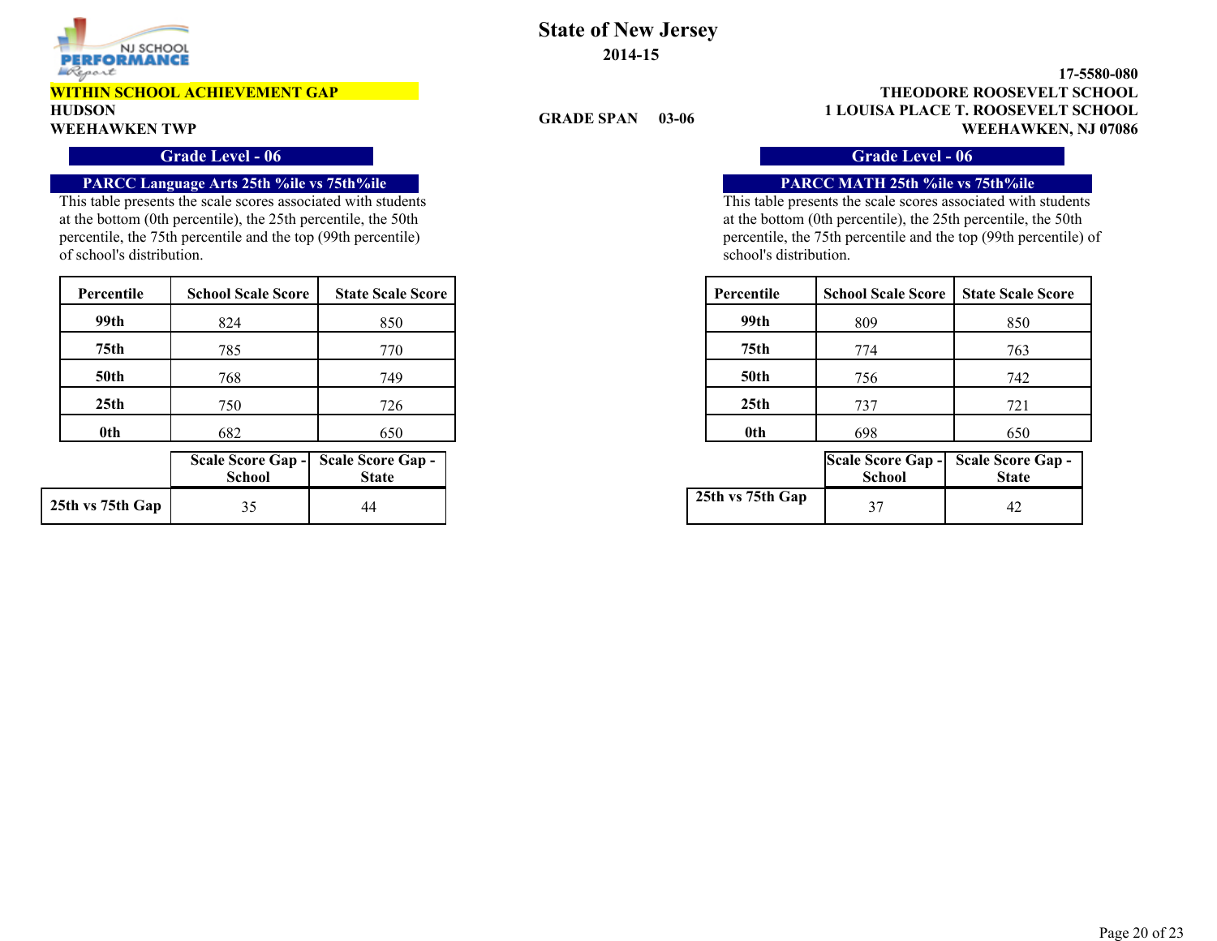# State of New Jersey

**2014-15**

**WITHIN SCHOOL ACHIEVEMENT GAP**

**HUDSON**
**WEEHAWKEN TWP**

**GRADE SPAN 03-06**

**17-5580-080**
**THEODORE ROOSEVELT SCHOOL**
**1 LOUISA PLACE T. ROOSEVELT SCHOOL**
**WEEHAWKEN, NJ 07086**

## Grade Level - 06

### PARCC Language Arts 25th %ile vs 75th%ile

This table presents the scale scores associated with students at the bottom (0th percentile), the 25th percentile, the 50th percentile, the 75th percentile and the top (99th percentile) of school's distribution.

| Percentile | School Scale Score | State Scale Score |
|---|---|---|
| 99th | 824 | 850 |
| 75th | 785 | 770 |
| 50th | 768 | 749 |
| 25th | 750 | 726 |
| 0th | 682 | 650 |

| | Scale Score Gap - School | Scale Score Gap - State |
|---|---|---|
| 25th vs 75th Gap | 35 | 44 |

## Grade Level - 06

### PARCC MATH 25th %ile vs 75th%ile

This table presents the scale scores associated with students at the bottom (0th percentile), the 25th percentile, the 50th percentile, the 75th percentile and the top (99th percentile) of school's distribution.

| Percentile | School Scale Score | State Scale Score |
|---|---|---|
| 99th | 809 | 850 |
| 75th | 774 | 763 |
| 50th | 756 | 742 |
| 25th | 737 | 721 |
| 0th | 698 | 650 |

| | Scale Score Gap - School | Scale Score Gap - State |
|---|---|---|
| 25th vs 75th Gap | 37 | 42 |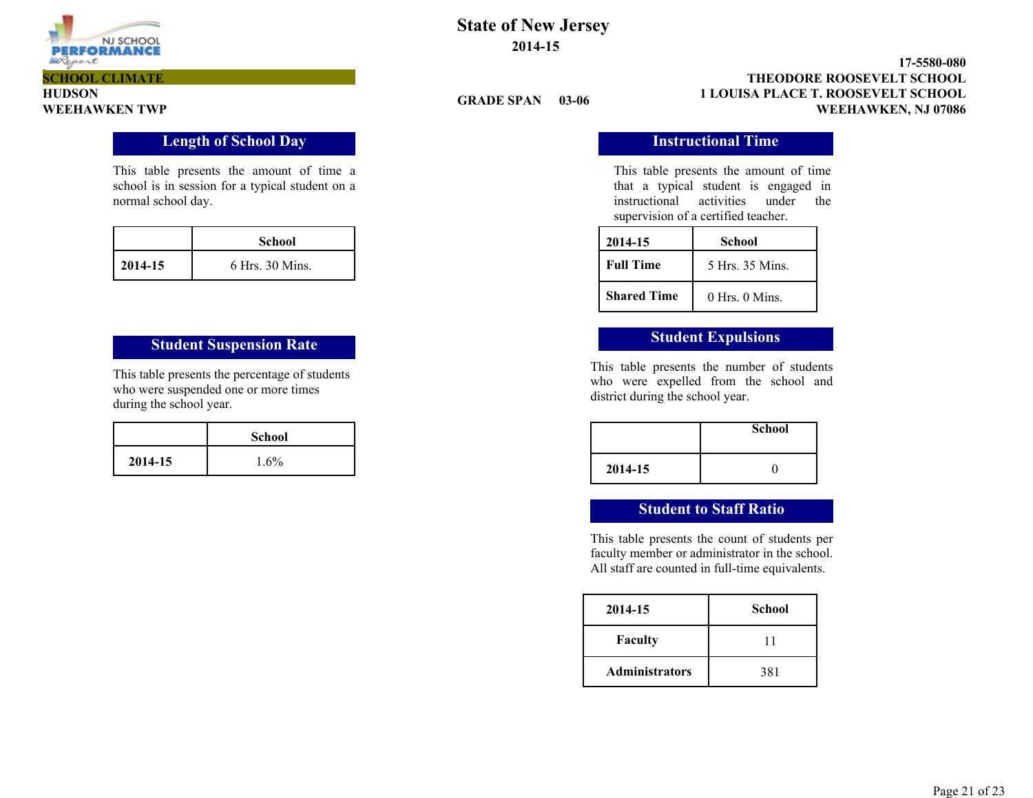SCHOOL CLIMATE
HUDSON
WEEHAWKEN TWP

# State of New Jersey

**2014-15**

**GRADE SPAN 03-06**

**17-5580-080**
**THEODORE ROOSEVELT SCHOOL**
**1 LOUISA PLACE T. ROOSEVELT SCHOOL**
**WEEHAWKEN, NJ 07086**

## Length of School Day

This table presents the amount of time a school is in session for a typical student on a normal school day.

| | School |
|---|---|
| **2014-15** | 6 Hrs. 30 Mins. |

## Student Suspension Rate

This table presents the percentage of students who were suspended one or more times during the school year.

| | School |
|---|---|
| **2014-15** | 1.6% |

## Instructional Time

This table presents the amount of time that a typical student is engaged in instructional activities under the supervision of a certified teacher.

| 2014-15 | School |
|---|---|
| **Full Time** | 5 Hrs. 35 Mins. |
| **Shared Time** | 0 Hrs. 0 Mins. |

## Student Expulsions

This table presents the number of students who were expelled from the school and district during the school year.

| | School |
|---|---|
| **2014-15** | 0 |

## Student to Staff Ratio

This table presents the count of students per faculty member or administrator in the school. All staff are counted in full-time equivalents.

| 2014-15 | School |
|---|---|
| **Faculty** | 11 |
| **Administrators** | 381 |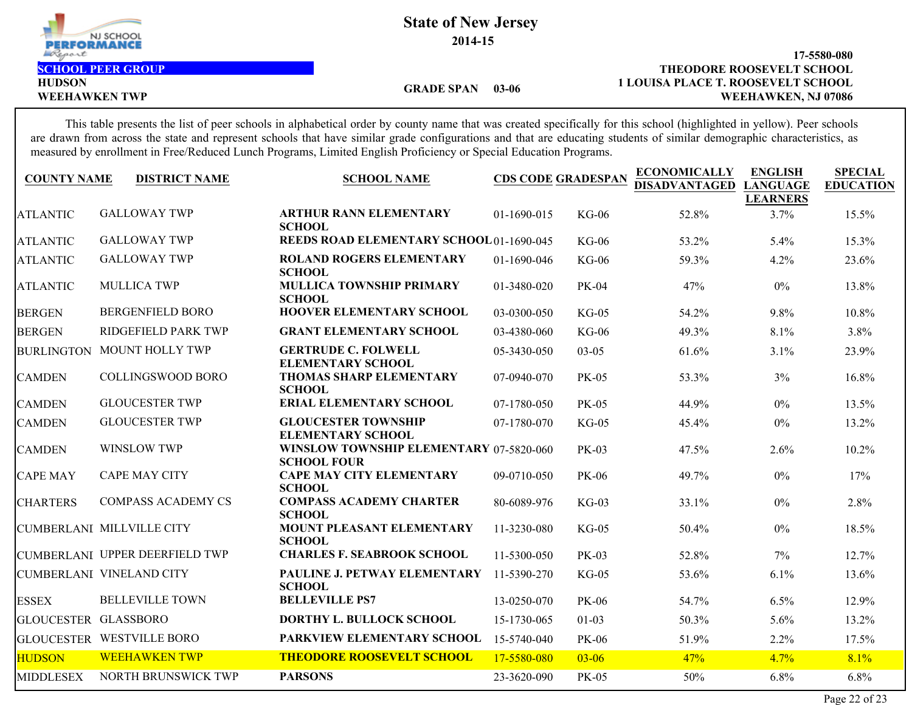# State of New Jersey

**2014-15**

**SCHOOL PEER GROUP**

**HUDSON**
**WEEHAWKEN TWP**

**GRADE SPAN 03-06**

**17-5580-080**
**THEODORE ROOSEVELT SCHOOL**
**1 LOUISA PLACE T. ROOSEVELT SCHOOL**
**WEEHAWKEN, NJ 07086**

This table presents the list of peer schools in alphabetical order by county name that was created specifically for this school (highlighted in yellow). Peer schools are drawn from across the state and represent schools that have similar grade configurations and that are educating students of similar demographic characteristics, as measured by enrollment in Free/Reduced Lunch Programs, Limited English Proficiency or Special Education Programs.

| COUNTY NAME | DISTRICT NAME | SCHOOL NAME | CDS CODE | GRADESPAN | ECONOMICALLY DISADVANTAGED | ENGLISH LANGUAGE LEARNERS | SPECIAL EDUCATION |
|---|---|---|---|---|---|---|---|
| ATLANTIC | GALLOWAY TWP | ARTHUR RANN ELEMENTARY SCHOOL | 01-1690-015 | KG-06 | 52.8% | 3.7% | 15.5% |
| ATLANTIC | GALLOWAY TWP | REEDS ROAD ELEMENTARY SCHOOL | 01-1690-045 | KG-06 | 53.2% | 5.4% | 15.3% |
| ATLANTIC | GALLOWAY TWP | ROLAND ROGERS ELEMENTARY SCHOOL | 01-1690-046 | KG-06 | 59.3% | 4.2% | 23.6% |
| ATLANTIC | MULLICA TWP | MULLICA TOWNSHIP PRIMARY SCHOOL | 01-3480-020 | PK-04 | 47% | 0% | 13.8% |
| BERGEN | BERGENFIELD BORO | HOOVER ELEMENTARY SCHOOL | 03-0300-050 | KG-05 | 54.2% | 9.8% | 10.8% |
| BERGEN | RIDGEFIELD PARK TWP | GRANT ELEMENTARY SCHOOL | 03-4380-060 | KG-06 | 49.3% | 8.1% | 3.8% |
| BURLINGTON | MOUNT HOLLY TWP | GERTRUDE C. FOLWELL ELEMENTARY SCHOOL | 05-3430-050 | 03-05 | 61.6% | 3.1% | 23.9% |
| CAMDEN | COLLINGSWOOD BORO | THOMAS SHARP ELEMENTARY SCHOOL | 07-0940-070 | PK-05 | 53.3% | 3% | 16.8% |
| CAMDEN | GLOUCESTER TWP | ERIAL ELEMENTARY SCHOOL | 07-1780-050 | PK-05 | 44.9% | 0% | 13.5% |
| CAMDEN | GLOUCESTER TWP | GLOUCESTER TOWNSHIP ELEMENTARY SCHOOL | 07-1780-070 | KG-05 | 45.4% | 0% | 13.2% |
| CAMDEN | WINSLOW TWP | WINSLOW TOWNSHIP ELEMENTARY SCHOOL FOUR | 07-5820-060 | PK-03 | 47.5% | 2.6% | 10.2% |
| CAPE MAY | CAPE MAY CITY | CAPE MAY CITY ELEMENTARY SCHOOL | 09-0710-050 | PK-06 | 49.7% | 0% | 17% |
| CHARTERS | COMPASS ACADEMY CS | COMPASS ACADEMY CHARTER SCHOOL | 80-6089-976 | KG-03 | 33.1% | 0% | 2.8% |
| CUMBERLANI | MILLVILLE CITY | MOUNT PLEASANT ELEMENTARY SCHOOL | 11-3230-080 | KG-05 | 50.4% | 0% | 18.5% |
| CUMBERLANI | UPPER DEERFIELD TWP | CHARLES F. SEABROOK SCHOOL | 11-5300-050 | PK-03 | 52.8% | 7% | 12.7% |
| CUMBERLANI | VINELAND CITY | PAULINE J. PETWAY ELEMENTARY SCHOOL | 11-5390-270 | KG-05 | 53.6% | 6.1% | 13.6% |
| ESSEX | BELLEVILLE TOWN | BELLEVILLE PS7 | 13-0250-070 | PK-06 | 54.7% | 6.5% | 12.9% |
| GLOUCESTER | GLASSBORO | DORTHY L. BULLOCK SCHOOL | 15-1730-065 | 01-03 | 50.3% | 5.6% | 13.2% |
| GLOUCESTER | WESTVILLE BORO | PARKVIEW ELEMENTARY SCHOOL | 15-5740-040 | PK-06 | 51.9% | 2.2% | 17.5% |
| HUDSON | WEEHAWKEN TWP | THEODORE ROOSEVELT SCHOOL | 17-5580-080 | 03-06 | 47% | 4.7% | 8.1% |
| MIDDLESEX | NORTH BRUNSWICK TWP | PARSONS | 23-3620-090 | PK-05 | 50% | 6.8% | 6.8% |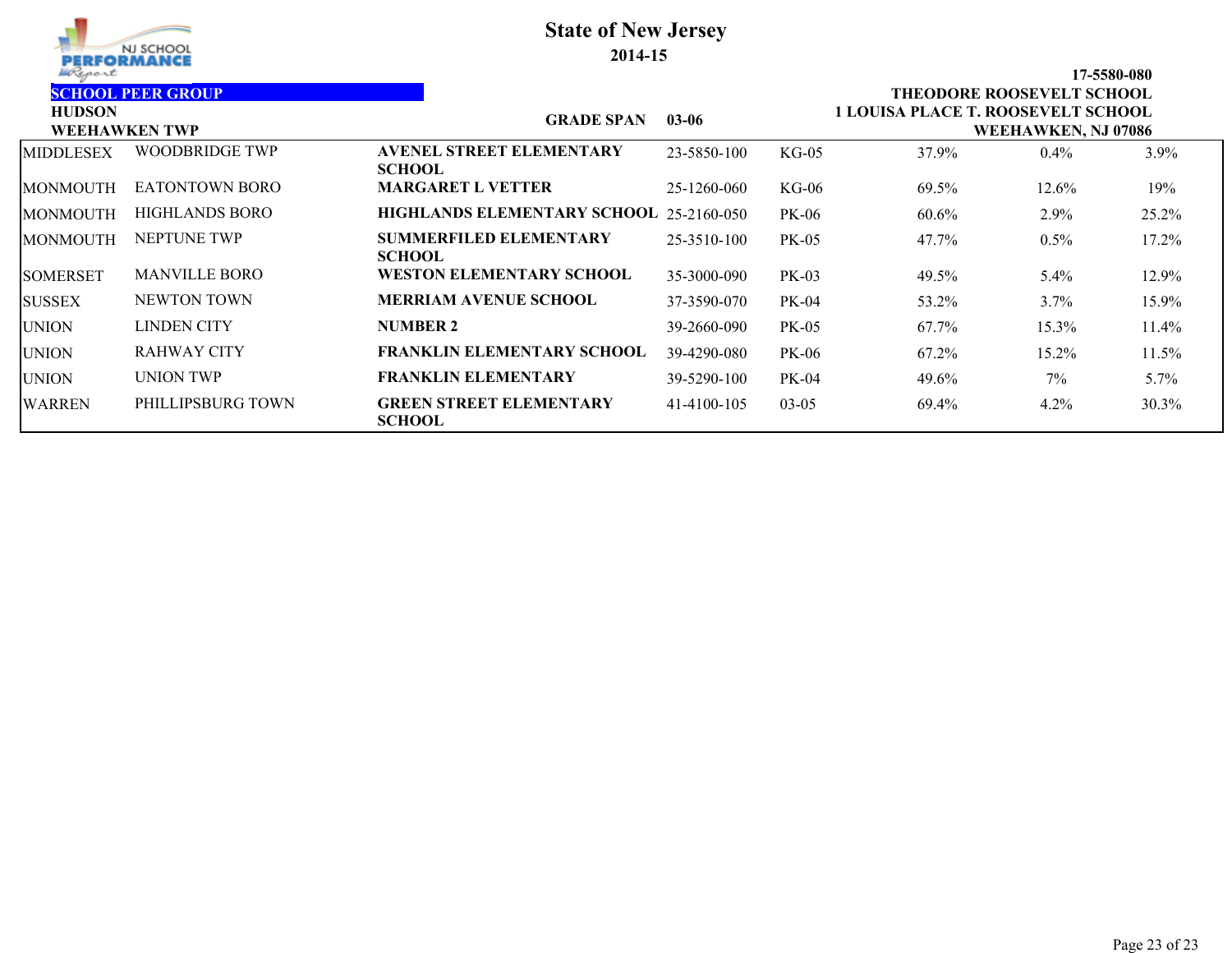# State of New Jersey

## 2014-15

**SCHOOL PEER GROUP**

**HUDSON**
**WEEHAWKEN TWP**

**GRADE SPAN** 03-06

**17-5580-080**
**THEODORE ROOSEVELT SCHOOL**
**1 LOUISA PLACE T. ROOSEVELT SCHOOL**
**WEEHAWKEN, NJ 07086**

| | | | | | | | |
|---|---|---|---|---|---|---|---|
| MIDDLESEX | WOODBRIDGE TWP | **AVENEL STREET ELEMENTARY SCHOOL** | 23-5850-100 | KG-05 | 37.9% | 0.4% | 3.9% |
| MONMOUTH | EATONTOWN BORO | **MARGARET L VETTER** | 25-1260-060 | KG-06 | 69.5% | 12.6% | 19% |
| MONMOUTH | HIGHLANDS BORO | **HIGHLANDS ELEMENTARY SCHOOL** | 25-2160-050 | PK-06 | 60.6% | 2.9% | 25.2% |
| MONMOUTH | NEPTUNE TWP | **SUMMERFILED ELEMENTARY SCHOOL** | 25-3510-100 | PK-05 | 47.7% | 0.5% | 17.2% |
| SOMERSET | MANVILLE BORO | **WESTON ELEMENTARY SCHOOL** | 35-3000-090 | PK-03 | 49.5% | 5.4% | 12.9% |
| SUSSEX | NEWTON TOWN | **MERRIAM AVENUE SCHOOL** | 37-3590-070 | PK-04 | 53.2% | 3.7% | 15.9% |
| UNION | LINDEN CITY | **NUMBER 2** | 39-2660-090 | PK-05 | 67.7% | 15.3% | 11.4% |
| UNION | RAHWAY CITY | **FRANKLIN ELEMENTARY SCHOOL** | 39-4290-080 | PK-06 | 67.2% | 15.2% | 11.5% |
| UNION | UNION TWP | **FRANKLIN ELEMENTARY** | 39-5290-100 | PK-04 | 49.6% | 7% | 5.7% |
| WARREN | PHILLIPSBURG TOWN | **GREEN STREET ELEMENTARY SCHOOL** | 41-4100-105 | 03-05 | 69.4% | 4.2% | 30.3% |